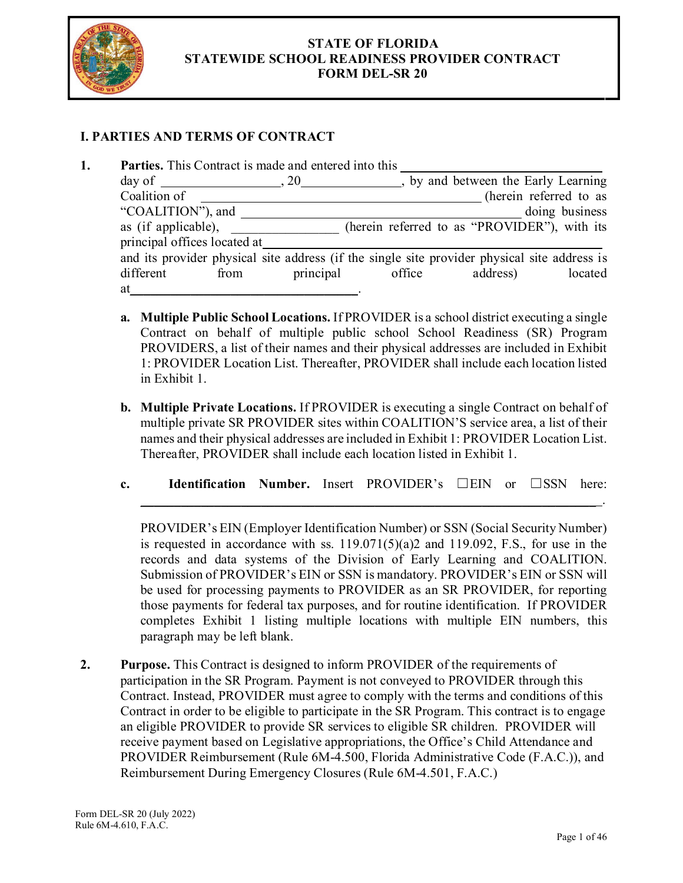# STATE OF FLORIDA
# STATEWIDE SCHOOL READINESS PROVIDER CONTRACT
# FORM DEL-SR 20

## I. PARTIES AND TERMS OF CONTRACT

1. **Parties.** This Contract is made and entered into this ______________________________ day of __________________, 20_______________, by and between the Early Learning Coalition of ____________________________________________ (herein referred to as "COALITION"), and ____________________________________________ doing business as (if applicable), ________________ (herein referred to as "PROVIDER"), with its principal offices located at______________________________________________________ and its provider physical site address (if the single site provider physical site address is different from principal office address) located at___________________________________.

   a. **Multiple Public School Locations.** If PROVIDER is a school district executing a single Contract on behalf of multiple public school School Readiness (SR) Program PROVIDERS, a list of their names and their physical addresses are included in Exhibit 1: PROVIDER Location List. Thereafter, PROVIDER shall include each location listed in Exhibit 1.

   b. **Multiple Private Locations.** If PROVIDER is executing a single Contract on behalf of multiple private SR PROVIDER sites within COALITION'S service area, a list of their names and their physical addresses are included in Exhibit 1: PROVIDER Location List. Thereafter, PROVIDER shall include each location listed in Exhibit 1.

   c. **Identification Number.** Insert PROVIDER's ☐EIN or ☐SSN here: ________________________________________________________________________.

   PROVIDER's EIN (Employer Identification Number) or SSN (Social Security Number) is requested in accordance with ss. 119.071(5)(a)2 and 119.092, F.S., for use in the records and data systems of the Division of Early Learning and COALITION. Submission of PROVIDER's EIN or SSN is mandatory. PROVIDER's EIN or SSN will be used for processing payments to PROVIDER as an SR PROVIDER, for reporting those payments for federal tax purposes, and for routine identification. If PROVIDER completes Exhibit 1 listing multiple locations with multiple EIN numbers, this paragraph may be left blank.

2. **Purpose.** This Contract is designed to inform PROVIDER of the requirements of participation in the SR Program. Payment is not conveyed to PROVIDER through this Contract. Instead, PROVIDER must agree to comply with the terms and conditions of this Contract in order to be eligible to participate in the SR Program. This contract is to engage an eligible PROVIDER to provide SR services to eligible SR children. PROVIDER will receive payment based on Legislative appropriations, the Office's Child Attendance and PROVIDER Reimbursement (Rule 6M-4.500, Florida Administrative Code (F.A.C.)), and Reimbursement During Emergency Closures (Rule 6M-4.501, F.A.C.)

Form DEL-SR 20 (July 2022)
Rule 6M-4.610, F.A.C.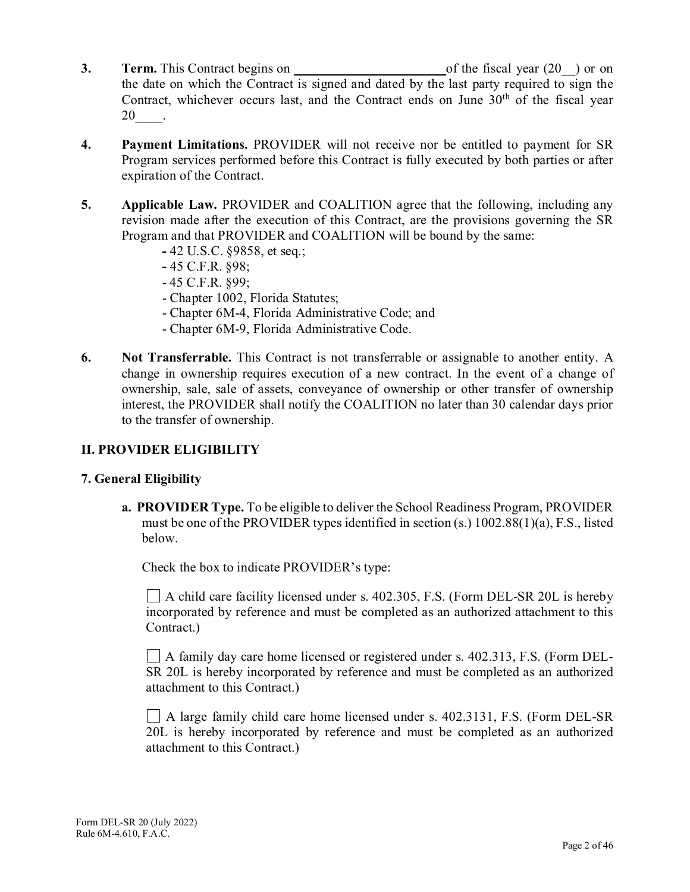**3.** **Term.** This Contract begins on \_\_\_\_\_\_\_\_\_\_\_\_\_\_\_\_\_\_\_\_\_\_\_ of the fiscal year (20\_\_) or on the date on which the Contract is signed and dated by the last party required to sign the Contract, whichever occurs last, and the Contract ends on June 30th of the fiscal year 20\_\_\_\_.

**4.** **Payment Limitations.** PROVIDER will not receive nor be entitled to payment for SR Program services performed before this Contract is fully executed by both parties or after expiration of the Contract.

**5.** **Applicable Law.** PROVIDER and COALITION agree that the following, including any revision made after the execution of this Contract, are the provisions governing the SR Program and that PROVIDER and COALITION will be bound by the same:

- 42 U.S.C. §9858, et seq.;
- 45 C.F.R. §98;
- 45 C.F.R. §99;
- Chapter 1002, Florida Statutes;
- Chapter 6M-4, Florida Administrative Code; and
- Chapter 6M-9, Florida Administrative Code.

**6.** **Not Transferrable.** This Contract is not transferrable or assignable to another entity. A change in ownership requires execution of a new contract. In the event of a change of ownership, sale, sale of assets, conveyance of ownership or other transfer of ownership interest, the PROVIDER shall notify the COALITION no later than 30 calendar days prior to the transfer of ownership.

## II. PROVIDER ELIGIBILITY

### 7. General Eligibility

**a.** **PROVIDER Type.** To be eligible to deliver the School Readiness Program, PROVIDER must be one of the PROVIDER types identified in section (s.) 1002.88(1)(a), F.S., listed below.

Check the box to indicate PROVIDER's type:

☐ A child care facility licensed under s. 402.305, F.S. (Form DEL-SR 20L is hereby incorporated by reference and must be completed as an authorized attachment to this Contract.)

☐ A family day care home licensed or registered under s. 402.313, F.S. (Form DEL-SR 20L is hereby incorporated by reference and must be completed as an authorized attachment to this Contract.)

☐ A large family child care home licensed under s. 402.3131, F.S. (Form DEL-SR 20L is hereby incorporated by reference and must be completed as an authorized attachment to this Contract.)

Form DEL-SR 20 (July 2022)
Rule 6M-4.610, F.A.C.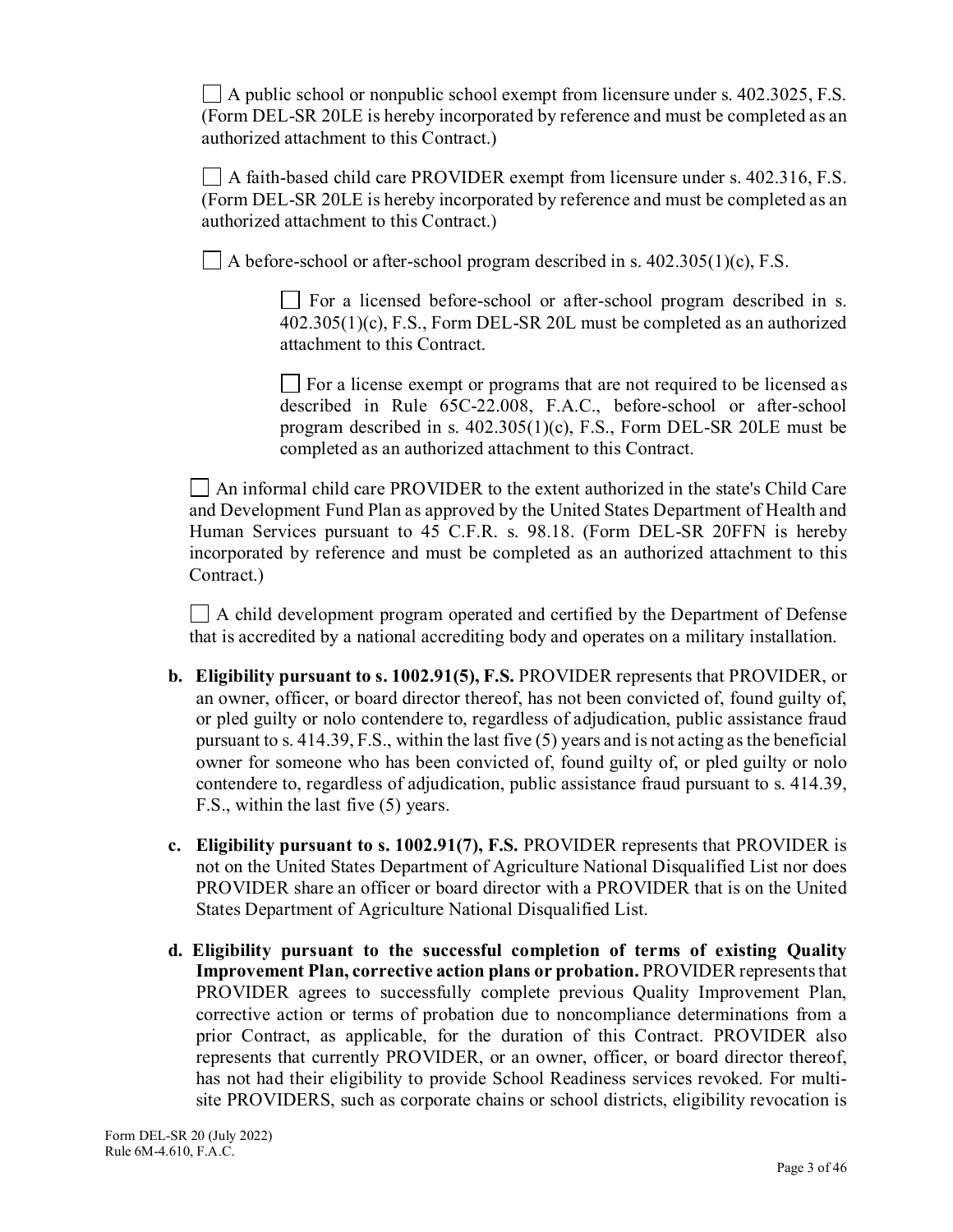☐ A public school or nonpublic school exempt from licensure under s. 402.3025, F.S. (Form DEL-SR 20LE is hereby incorporated by reference and must be completed as an authorized attachment to this Contract.)

☐ A faith-based child care PROVIDER exempt from licensure under s. 402.316, F.S. (Form DEL-SR 20LE is hereby incorporated by reference and must be completed as an authorized attachment to this Contract.)

☐ A before-school or after-school program described in s. 402.305(1)(c), F.S.

> ☐ For a licensed before-school or after-school program described in s. 402.305(1)(c), F.S., Form DEL-SR 20L must be completed as an authorized attachment to this Contract.
>
> ☐ For a license exempt or programs that are not required to be licensed as described in Rule 65C-22.008, F.A.C., before-school or after-school program described in s. 402.305(1)(c), F.S., Form DEL-SR 20LE must be completed as an authorized attachment to this Contract.

☐ An informal child care PROVIDER to the extent authorized in the state's Child Care and Development Fund Plan as approved by the United States Department of Health and Human Services pursuant to 45 C.F.R. s. 98.18. (Form DEL-SR 20FFN is hereby incorporated by reference and must be completed as an authorized attachment to this Contract.)

☐ A child development program operated and certified by the Department of Defense that is accredited by a national accrediting body and operates on a military installation.

**b. Eligibility pursuant to s. 1002.91(5), F.S.** PROVIDER represents that PROVIDER, or an owner, officer, or board director thereof, has not been convicted of, found guilty of, or pled guilty or nolo contendere to, regardless of adjudication, public assistance fraud pursuant to s. 414.39, F.S., within the last five (5) years and is not acting as the beneficial owner for someone who has been convicted of, found guilty of, or pled guilty or nolo contendere to, regardless of adjudication, public assistance fraud pursuant to s. 414.39, F.S., within the last five (5) years.

**c. Eligibility pursuant to s. 1002.91(7), F.S.** PROVIDER represents that PROVIDER is not on the United States Department of Agriculture National Disqualified List nor does PROVIDER share an officer or board director with a PROVIDER that is on the United States Department of Agriculture National Disqualified List.

**d. Eligibility pursuant to the successful completion of terms of existing Quality Improvement Plan, corrective action plans or probation.** PROVIDER represents that PROVIDER agrees to successfully complete previous Quality Improvement Plan, corrective action or terms of probation due to noncompliance determinations from a prior Contract, as applicable, for the duration of this Contract. PROVIDER also represents that currently PROVIDER, or an owner, officer, or board director thereof, has not had their eligibility to provide School Readiness services revoked. For multi-site PROVIDERS, such as corporate chains or school districts, eligibility revocation is

Form DEL-SR 20 (July 2022)
Rule 6M-4.610, F.A.C.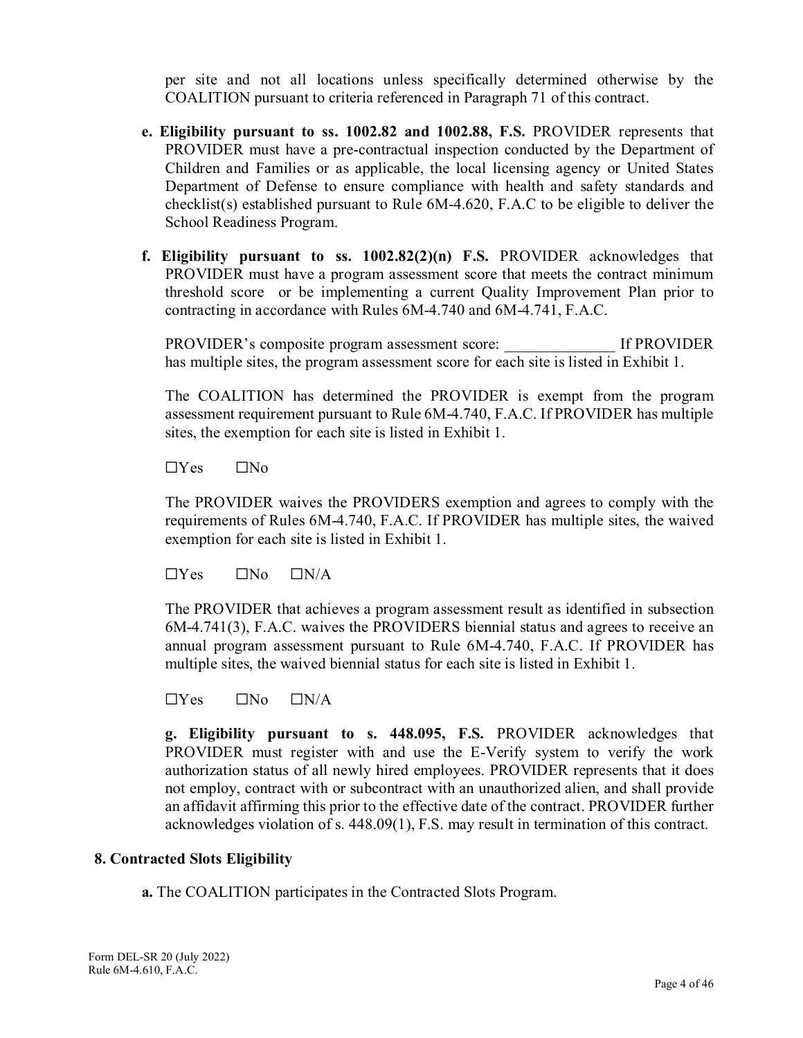per site and not all locations unless specifically determined otherwise by the COALITION pursuant to criteria referenced in Paragraph 71 of this contract.

**e. Eligibility pursuant to ss. 1002.82 and 1002.88, F.S.** PROVIDER represents that PROVIDER must have a pre-contractual inspection conducted by the Department of Children and Families or as applicable, the local licensing agency or United States Department of Defense to ensure compliance with health and safety standards and checklist(s) established pursuant to Rule 6M-4.620, F.A.C to be eligible to deliver the School Readiness Program.

**f. Eligibility pursuant to ss. 1002.82(2)(n) F.S.** PROVIDER acknowledges that PROVIDER must have a program assessment score that meets the contract minimum threshold score or be implementing a current Quality Improvement Plan prior to contracting in accordance with Rules 6M-4.740 and 6M-4.741, F.A.C.

PROVIDER's composite program assessment score: ______________ If PROVIDER has multiple sites, the program assessment score for each site is listed in Exhibit 1.

The COALITION has determined the PROVIDER is exempt from the program assessment requirement pursuant to Rule 6M-4.740, F.A.C. If PROVIDER has multiple sites, the exemption for each site is listed in Exhibit 1.

☐Yes ☐No

The PROVIDER waives the PROVIDERS exemption and agrees to comply with the requirements of Rules 6M-4.740, F.A.C. If PROVIDER has multiple sites, the waived exemption for each site is listed in Exhibit 1.

☐Yes ☐No ☐N/A

The PROVIDER that achieves a program assessment result as identified in subsection 6M-4.741(3), F.A.C. waives the PROVIDERS biennial status and agrees to receive an annual program assessment pursuant to Rule 6M-4.740, F.A.C. If PROVIDER has multiple sites, the waived biennial status for each site is listed in Exhibit 1.

☐Yes ☐No ☐N/A

**g. Eligibility pursuant to s. 448.095, F.S.** PROVIDER acknowledges that PROVIDER must register with and use the E-Verify system to verify the work authorization status of all newly hired employees. PROVIDER represents that it does not employ, contract with or subcontract with an unauthorized alien, and shall provide an affidavit affirming this prior to the effective date of the contract. PROVIDER further acknowledges violation of s. 448.09(1), F.S. may result in termination of this contract.

**8. Contracted Slots Eligibility**

**a.** The COALITION participates in the Contracted Slots Program.

Form DEL-SR 20 (July 2022)
Rule 6M-4.610, F.A.C.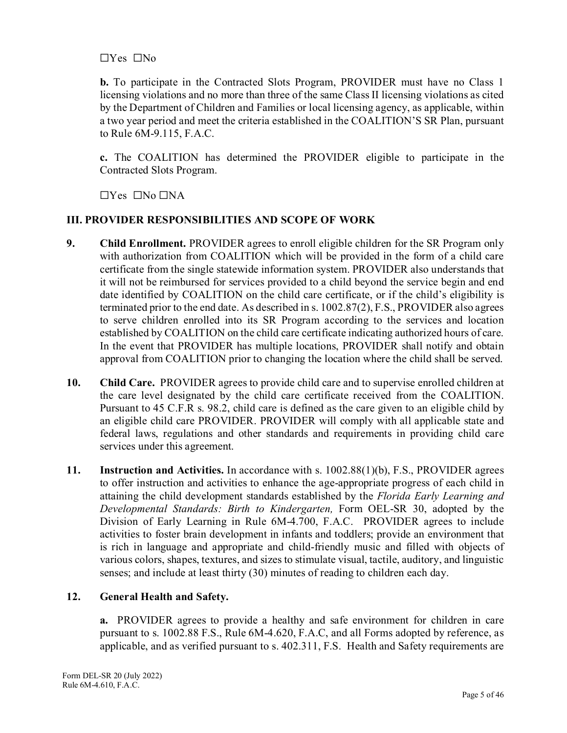☐Yes ☐No

**b.** To participate in the Contracted Slots Program, PROVIDER must have no Class 1 licensing violations and no more than three of the same Class II licensing violations as cited by the Department of Children and Families or local licensing agency, as applicable, within a two year period and meet the criteria established in the COALITION'S SR Plan, pursuant to Rule 6M-9.115, F.A.C.

**c.** The COALITION has determined the PROVIDER eligible to participate in the Contracted Slots Program.

☐Yes ☐No ☐NA

## III. PROVIDER RESPONSIBILITIES AND SCOPE OF WORK

**9. Child Enrollment.** PROVIDER agrees to enroll eligible children for the SR Program only with authorization from COALITION which will be provided in the form of a child care certificate from the single statewide information system. PROVIDER also understands that it will not be reimbursed for services provided to a child beyond the service begin and end date identified by COALITION on the child care certificate, or if the child's eligibility is terminated prior to the end date. As described in s. 1002.87(2), F.S., PROVIDER also agrees to serve children enrolled into its SR Program according to the services and location established by COALITION on the child care certificate indicating authorized hours of care. In the event that PROVIDER has multiple locations, PROVIDER shall notify and obtain approval from COALITION prior to changing the location where the child shall be served.

**10. Child Care.** PROVIDER agrees to provide child care and to supervise enrolled children at the care level designated by the child care certificate received from the COALITION. Pursuant to 45 C.F.R s. 98.2, child care is defined as the care given to an eligible child by an eligible child care PROVIDER. PROVIDER will comply with all applicable state and federal laws, regulations and other standards and requirements in providing child care services under this agreement.

**11. Instruction and Activities.** In accordance with s. 1002.88(1)(b), F.S., PROVIDER agrees to offer instruction and activities to enhance the age-appropriate progress of each child in attaining the child development standards established by the *Florida Early Learning and Developmental Standards: Birth to Kindergarten,* Form OEL-SR 30, adopted by the Division of Early Learning in Rule 6M-4.700, F.A.C. PROVIDER agrees to include activities to foster brain development in infants and toddlers; provide an environment that is rich in language and appropriate and child-friendly music and filled with objects of various colors, shapes, textures, and sizes to stimulate visual, tactile, auditory, and linguistic senses; and include at least thirty (30) minutes of reading to children each day.

**12. General Health and Safety.**

**a.** PROVIDER agrees to provide a healthy and safe environment for children in care pursuant to s. 1002.88 F.S., Rule 6M-4.620, F.A.C, and all Forms adopted by reference, as applicable, and as verified pursuant to s. 402.311, F.S. Health and Safety requirements are

Form DEL-SR 20 (July 2022)
Rule 6M-4.610, F.A.C.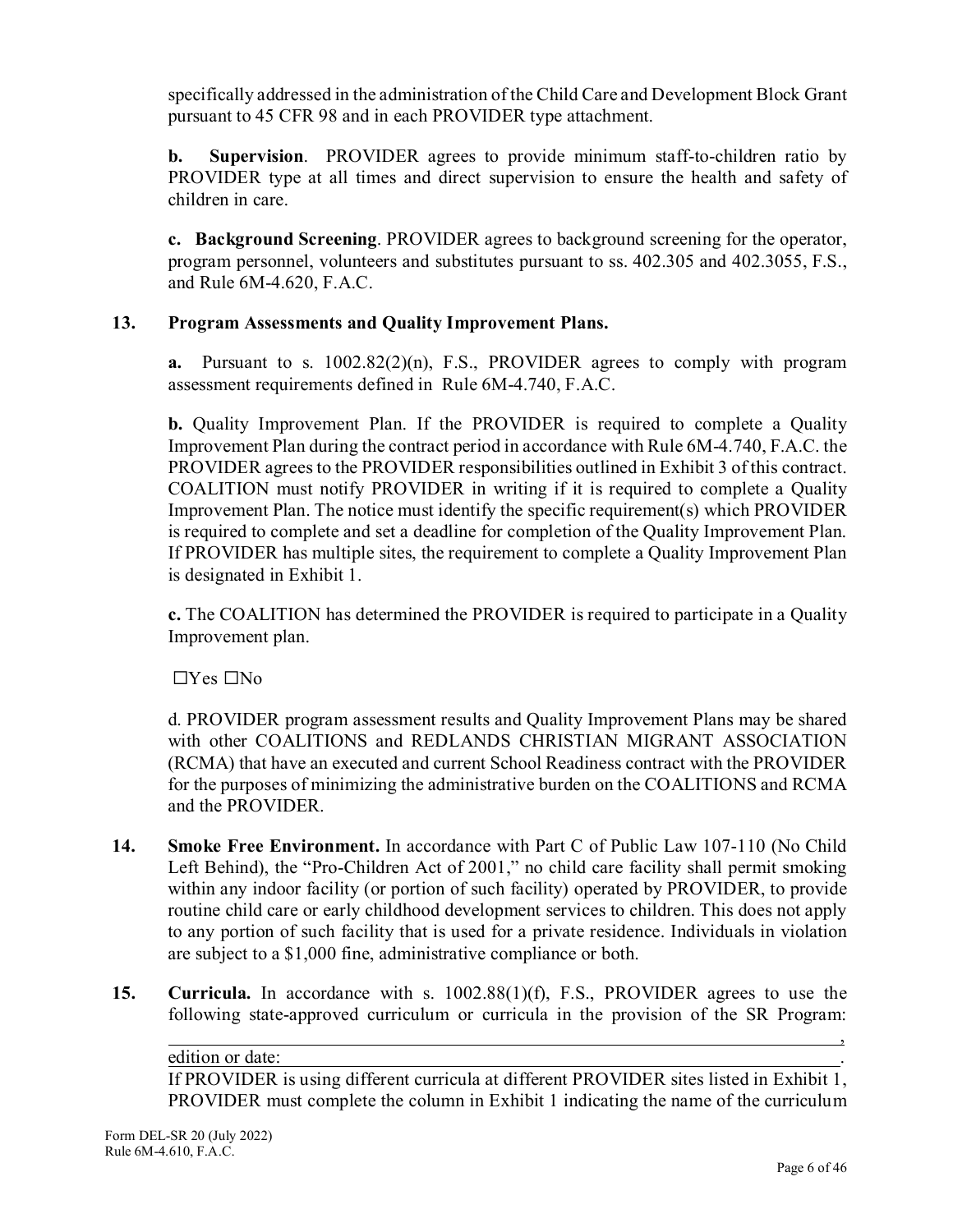specifically addressed in the administration of the Child Care and Development Block Grant pursuant to 45 CFR 98 and in each PROVIDER type attachment.

**b. Supervision**. PROVIDER agrees to provide minimum staff-to-children ratio by PROVIDER type at all times and direct supervision to ensure the health and safety of children in care.

**c. Background Screening**. PROVIDER agrees to background screening for the operator, program personnel, volunteers and substitutes pursuant to ss. 402.305 and 402.3055, F.S., and Rule 6M-4.620, F.A.C.

**13. Program Assessments and Quality Improvement Plans.**

**a.** Pursuant to s. 1002.82(2)(n), F.S., PROVIDER agrees to comply with program assessment requirements defined in Rule 6M-4.740, F.A.C.

**b.** Quality Improvement Plan. If the PROVIDER is required to complete a Quality Improvement Plan during the contract period in accordance with Rule 6M-4.740, F.A.C. the PROVIDER agrees to the PROVIDER responsibilities outlined in Exhibit 3 of this contract. COALITION must notify PROVIDER in writing if it is required to complete a Quality Improvement Plan. The notice must identify the specific requirement(s) which PROVIDER is required to complete and set a deadline for completion of the Quality Improvement Plan. If PROVIDER has multiple sites, the requirement to complete a Quality Improvement Plan is designated in Exhibit 1.

**c.** The COALITION has determined the PROVIDER is required to participate in a Quality Improvement plan.

☐Yes ☐No

d. PROVIDER program assessment results and Quality Improvement Plans may be shared with other COALITIONS and REDLANDS CHRISTIAN MIGRANT ASSOCIATION (RCMA) that have an executed and current School Readiness contract with the PROVIDER for the purposes of minimizing the administrative burden on the COALITIONS and RCMA and the PROVIDER.

**14. Smoke Free Environment.** In accordance with Part C of Public Law 107-110 (No Child Left Behind), the "Pro-Children Act of 2001," no child care facility shall permit smoking within any indoor facility (or portion of such facility) operated by PROVIDER, to provide routine child care or early childhood development services to children. This does not apply to any portion of such facility that is used for a private residence. Individuals in violation are subject to a $1,000 fine, administrative compliance or both.

**15. Curricula.** In accordance with s. 1002.88(1)(f), F.S., PROVIDER agrees to use the following state-approved curriculum or curricula in the provision of the SR Program: ____________________________________________________________,
edition or date: ____________________________________________________.
If PROVIDER is using different curricula at different PROVIDER sites listed in Exhibit 1, PROVIDER must complete the column in Exhibit 1 indicating the name of the curriculum

Form DEL-SR 20 (July 2022)
Rule 6M-4.610, F.A.C.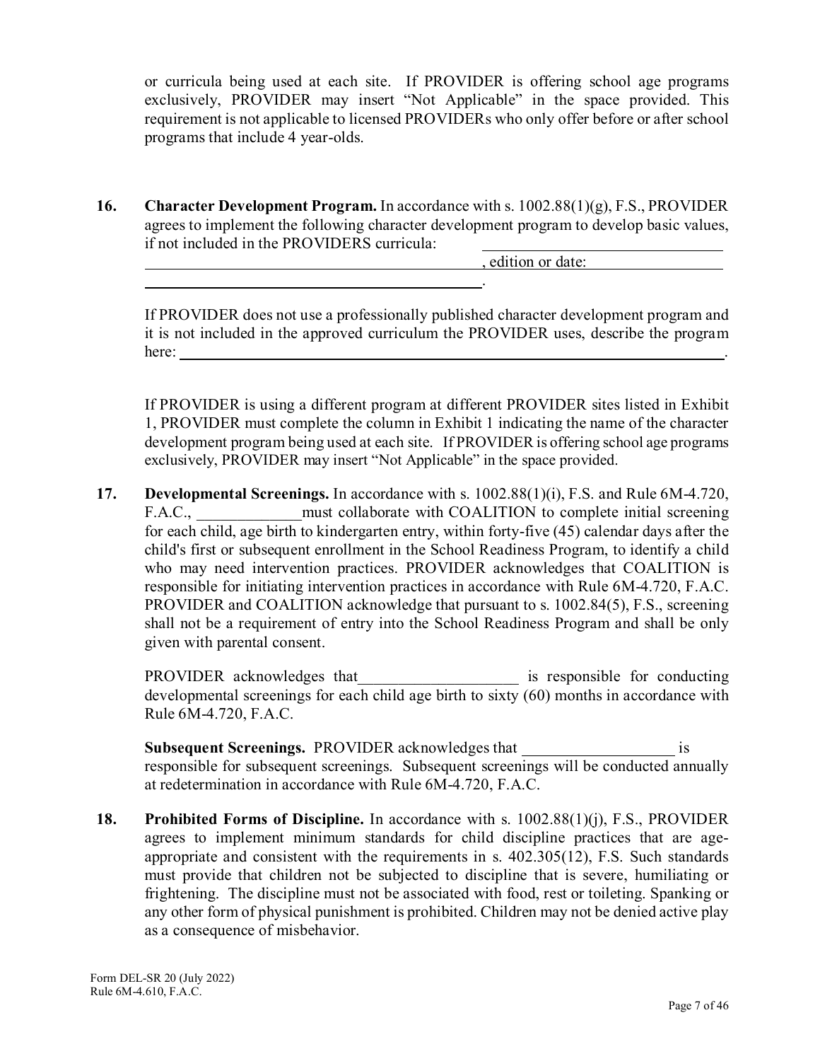or curricula being used at each site. If PROVIDER is offering school age programs exclusively, PROVIDER may insert "Not Applicable" in the space provided. This requirement is not applicable to licensed PROVIDERs who only offer before or after school programs that include 4 year-olds.

**16. Character Development Program.** In accordance with s. 1002.88(1)(g), F.S., PROVIDER agrees to implement the following character development program to develop basic values, if not included in the PROVIDERS curricula: ______________________________ ____________________________________________, edition or date: ________________ ____________________________________________.

If PROVIDER does not use a professionally published character development program and it is not included in the approved curriculum the PROVIDER uses, describe the program here: ______________________________________________________________________.

If PROVIDER is using a different program at different PROVIDER sites listed in Exhibit 1, PROVIDER must complete the column in Exhibit 1 indicating the name of the character development program being used at each site. If PROVIDER is offering school age programs exclusively, PROVIDER may insert "Not Applicable" in the space provided.

**17. Developmental Screenings.** In accordance with s. 1002.88(1)(i), F.S. and Rule 6M-4.720, F.A.C., _____________must collaborate with COALITION to complete initial screening for each child, age birth to kindergarten entry, within forty-five (45) calendar days after the child's first or subsequent enrollment in the School Readiness Program, to identify a child who may need intervention practices. PROVIDER acknowledges that COALITION is responsible for initiating intervention practices in accordance with Rule 6M-4.720, F.A.C. PROVIDER and COALITION acknowledge that pursuant to s. 1002.84(5), F.S., screening shall not be a requirement of entry into the School Readiness Program and shall be only given with parental consent.

PROVIDER acknowledges that___________________ is responsible for conducting developmental screenings for each child age birth to sixty (60) months in accordance with Rule 6M-4.720, F.A.C.

**Subsequent Screenings.** PROVIDER acknowledges that __________________ is responsible for subsequent screenings. Subsequent screenings will be conducted annually at redetermination in accordance with Rule 6M-4.720, F.A.C.

**18. Prohibited Forms of Discipline.** In accordance with s. 1002.88(1)(j), F.S., PROVIDER agrees to implement minimum standards for child discipline practices that are age-appropriate and consistent with the requirements in s. 402.305(12), F.S. Such standards must provide that children not be subjected to discipline that is severe, humiliating or frightening. The discipline must not be associated with food, rest or toileting. Spanking or any other form of physical punishment is prohibited. Children may not be denied active play as a consequence of misbehavior.

Form DEL-SR 20 (July 2022)
Rule 6M-4.610, F.A.C.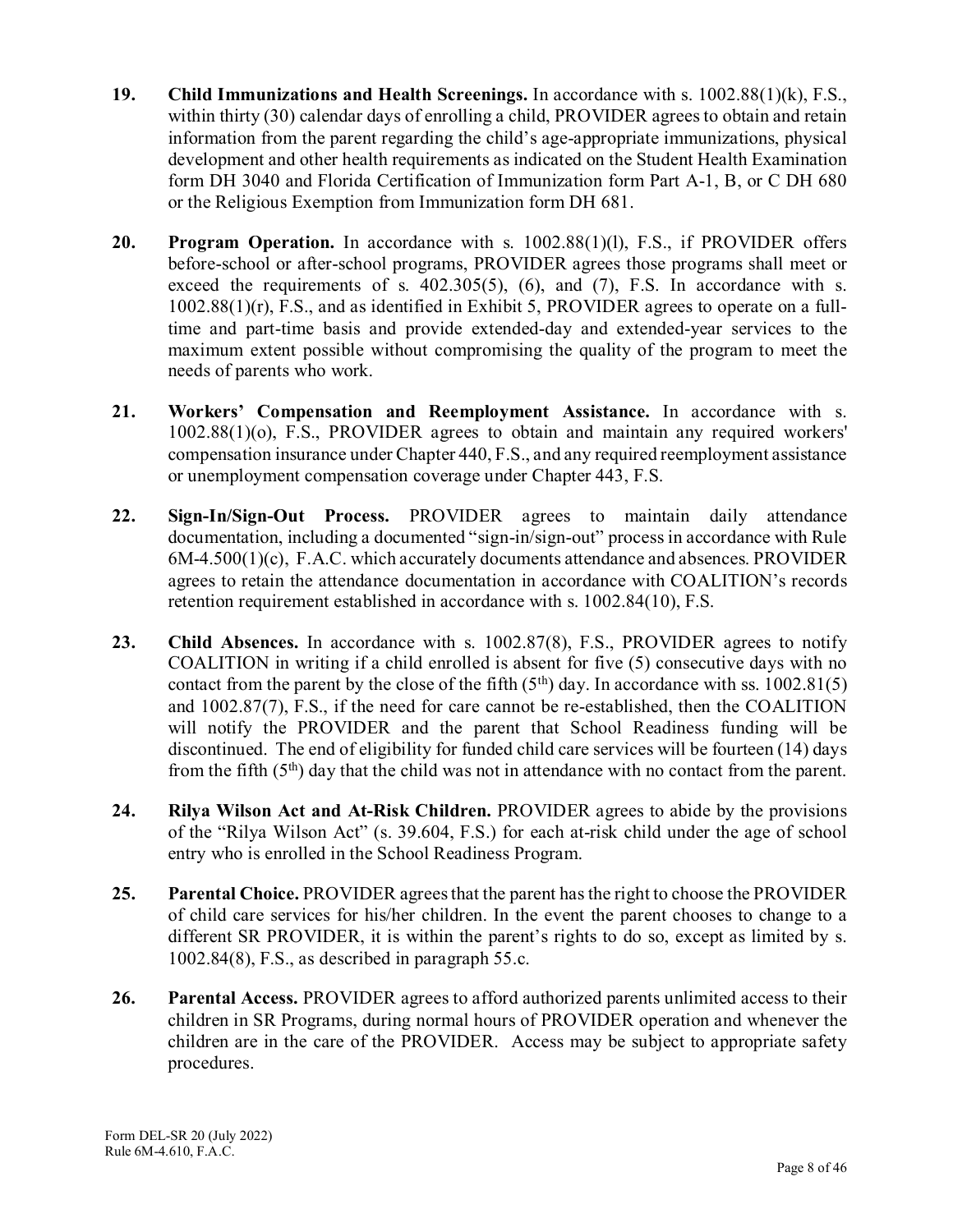**19. Child Immunizations and Health Screenings.** In accordance with s. 1002.88(1)(k), F.S., within thirty (30) calendar days of enrolling a child, PROVIDER agrees to obtain and retain information from the parent regarding the child's age-appropriate immunizations, physical development and other health requirements as indicated on the Student Health Examination form DH 3040 and Florida Certification of Immunization form Part A-1, B, or C DH 680 or the Religious Exemption from Immunization form DH 681.

**20. Program Operation.** In accordance with s. 1002.88(1)(l), F.S., if PROVIDER offers before-school or after-school programs, PROVIDER agrees those programs shall meet or exceed the requirements of s. 402.305(5), (6), and (7), F.S. In accordance with s. 1002.88(1)(r), F.S., and as identified in Exhibit 5, PROVIDER agrees to operate on a full-time and part-time basis and provide extended-day and extended-year services to the maximum extent possible without compromising the quality of the program to meet the needs of parents who work.

**21. Workers' Compensation and Reemployment Assistance.** In accordance with s. 1002.88(1)(o), F.S., PROVIDER agrees to obtain and maintain any required workers' compensation insurance under Chapter 440, F.S., and any required reemployment assistance or unemployment compensation coverage under Chapter 443, F.S.

**22. Sign-In/Sign-Out Process.** PROVIDER agrees to maintain daily attendance documentation, including a documented "sign-in/sign-out" process in accordance with Rule 6M-4.500(1)(c), F.A.C. which accurately documents attendance and absences. PROVIDER agrees to retain the attendance documentation in accordance with COALITION's records retention requirement established in accordance with s. 1002.84(10), F.S.

**23. Child Absences.** In accordance with s. 1002.87(8), F.S., PROVIDER agrees to notify COALITION in writing if a child enrolled is absent for five (5) consecutive days with no contact from the parent by the close of the fifth (5th) day. In accordance with ss. 1002.81(5) and 1002.87(7), F.S., if the need for care cannot be re-established, then the COALITION will notify the PROVIDER and the parent that School Readiness funding will be discontinued. The end of eligibility for funded child care services will be fourteen (14) days from the fifth (5th) day that the child was not in attendance with no contact from the parent.

**24. Rilya Wilson Act and At-Risk Children.** PROVIDER agrees to abide by the provisions of the "Rilya Wilson Act" (s. 39.604, F.S.) for each at-risk child under the age of school entry who is enrolled in the School Readiness Program.

**25. Parental Choice.** PROVIDER agrees that the parent has the right to choose the PROVIDER of child care services for his/her children. In the event the parent chooses to change to a different SR PROVIDER, it is within the parent's rights to do so, except as limited by s. 1002.84(8), F.S., as described in paragraph 55.c.

**26. Parental Access.** PROVIDER agrees to afford authorized parents unlimited access to their children in SR Programs, during normal hours of PROVIDER operation and whenever the children are in the care of the PROVIDER. Access may be subject to appropriate safety procedures.

Form DEL-SR 20 (July 2022)
Rule 6M-4.610, F.A.C.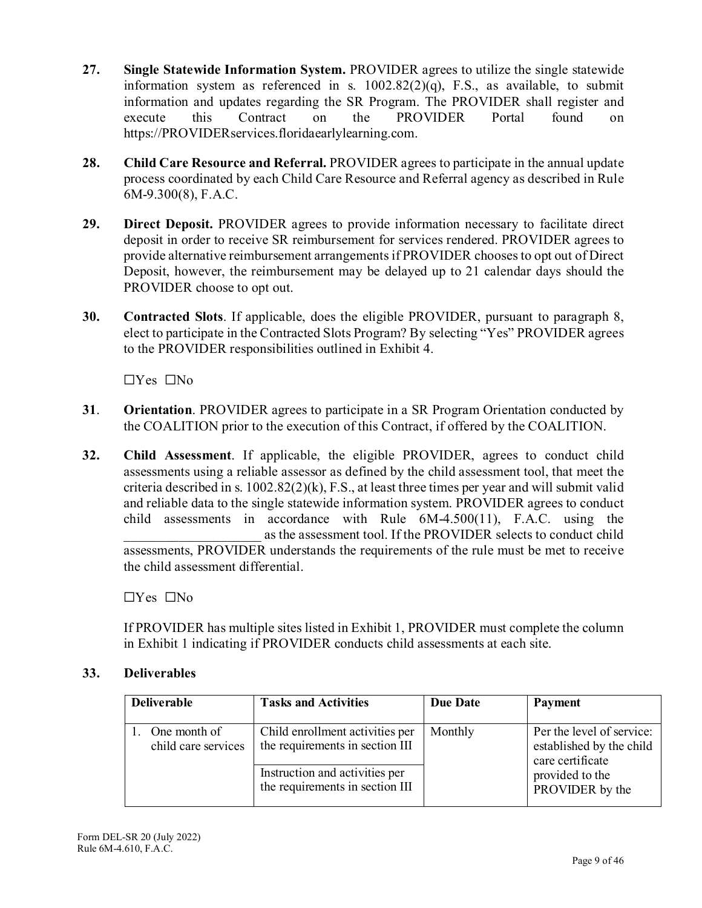**27. Single Statewide Information System.** PROVIDER agrees to utilize the single statewide information system as referenced in s. 1002.82(2)(q), F.S., as available, to submit information and updates regarding the SR Program. The PROVIDER shall register and execute this Contract on the PROVIDER Portal found on https://PROVIDERservices.floridaearlylearning.com.

**28. Child Care Resource and Referral.** PROVIDER agrees to participate in the annual update process coordinated by each Child Care Resource and Referral agency as described in Rule 6M-9.300(8), F.A.C.

**29. Direct Deposit.** PROVIDER agrees to provide information necessary to facilitate direct deposit in order to receive SR reimbursement for services rendered. PROVIDER agrees to provide alternative reimbursement arrangements if PROVIDER chooses to opt out of Direct Deposit, however, the reimbursement may be delayed up to 21 calendar days should the PROVIDER choose to opt out.

**30. Contracted Slots**. If applicable, does the eligible PROVIDER, pursuant to paragraph 8, elect to participate in the Contracted Slots Program? By selecting "Yes" PROVIDER agrees to the PROVIDER responsibilities outlined in Exhibit 4.

☐Yes ☐No

**31. Orientation**. PROVIDER agrees to participate in a SR Program Orientation conducted by the COALITION prior to the execution of this Contract, if offered by the COALITION.

**32. Child Assessment**. If applicable, the eligible PROVIDER, agrees to conduct child assessments using a reliable assessor as defined by the child assessment tool, that meet the criteria described in s. 1002.82(2)(k), F.S., at least three times per year and will submit valid and reliable data to the single statewide information system. PROVIDER agrees to conduct child assessments in accordance with Rule 6M-4.500(11), F.A.C. using the ____________________ as the assessment tool. If the PROVIDER selects to conduct child assessments, PROVIDER understands the requirements of the rule must be met to receive the child assessment differential.

☐Yes ☐No

If PROVIDER has multiple sites listed in Exhibit 1, PROVIDER must complete the column in Exhibit 1 indicating if PROVIDER conducts child assessments at each site.

**33. Deliverables**

| Deliverable | Tasks and Activities | Due Date | Payment |
|---|---|---|---|
| 1. One month of child care services | Child enrollment activities per the requirements in section III | Monthly | Per the level of service: established by the child care certificate provided to the PROVIDER by the |
| | Instruction and activities per the requirements in section III | | |

Form DEL-SR 20 (July 2022)
Rule 6M-4.610, F.A.C.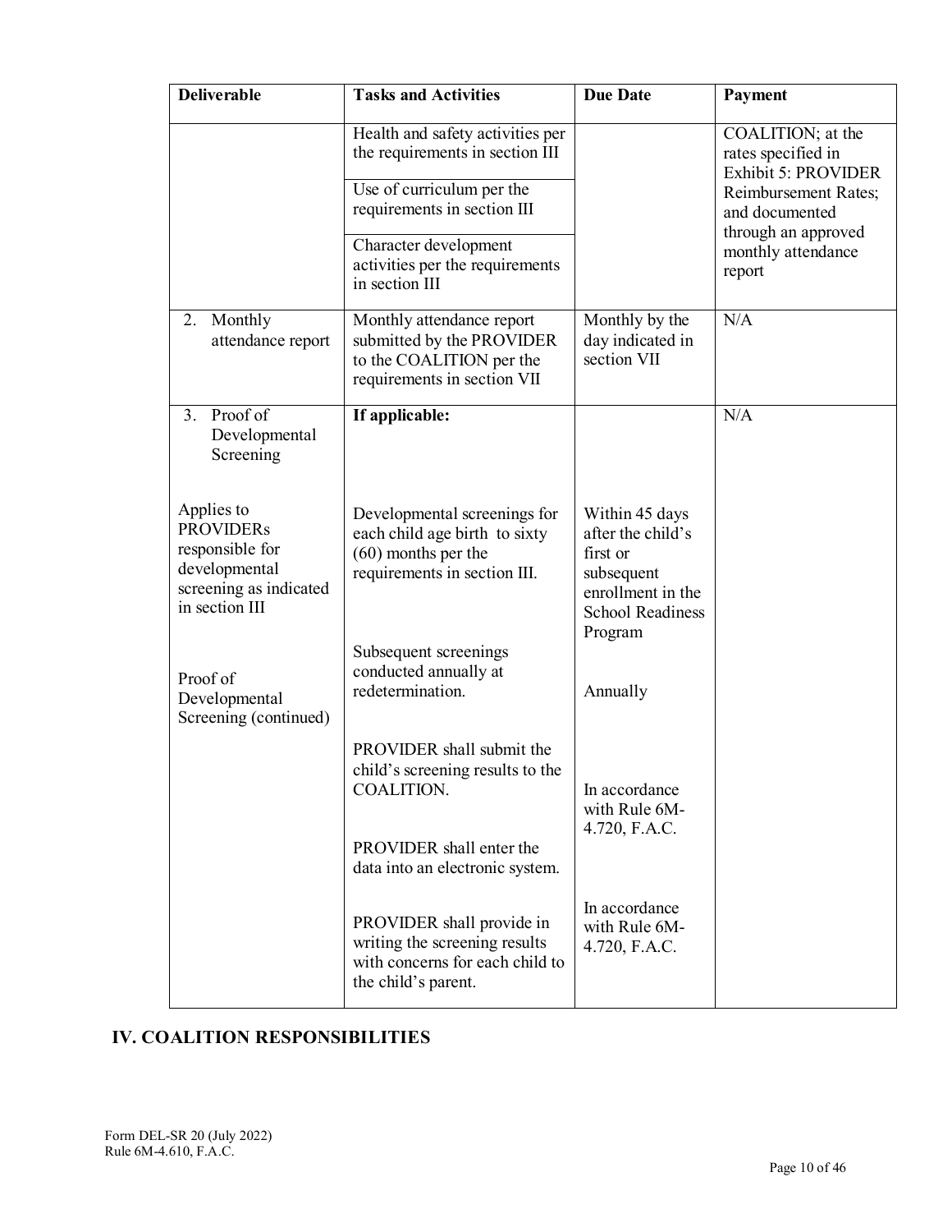| Deliverable | Tasks and Activities | Due Date | Payment |
|---|---|---|---|
| | Health and safety activities per the requirements in section III | | COALITION; at the rates specified in Exhibit 5: PROVIDER Reimbursement Rates; and documented through an approved monthly attendance report |
| | Use of curriculum per the requirements in section III | | |
| | Character development activities per the requirements in section III | | |
| 2. Monthly attendance report | Monthly attendance report submitted by the PROVIDER to the COALITION per the requirements in section VII | Monthly by the day indicated in section VII | N/A |
| 3. Proof of Developmental Screening | **If applicable:** | | N/A |
| Applies to PROVIDERs responsible for developmental screening as indicated in section III | Developmental screenings for each child age birth to sixty (60) months per the requirements in section III. | Within 45 days after the child's first or subsequent enrollment in the School Readiness Program | |
| Proof of Developmental Screening (continued) | Subsequent screenings conducted annually at redetermination. | Annually | |
| | PROVIDER shall submit the child's screening results to the COALITION. | In accordance with Rule 6M-4.720, F.A.C. | |
| | PROVIDER shall enter the data into an electronic system. | | |
| | PROVIDER shall provide in writing the screening results with concerns for each child to the child's parent. | In accordance with Rule 6M-4.720, F.A.C. | |

## IV. COALITION RESPONSIBILITIES

Form DEL-SR 20 (July 2022)
Rule 6M-4.610, F.A.C.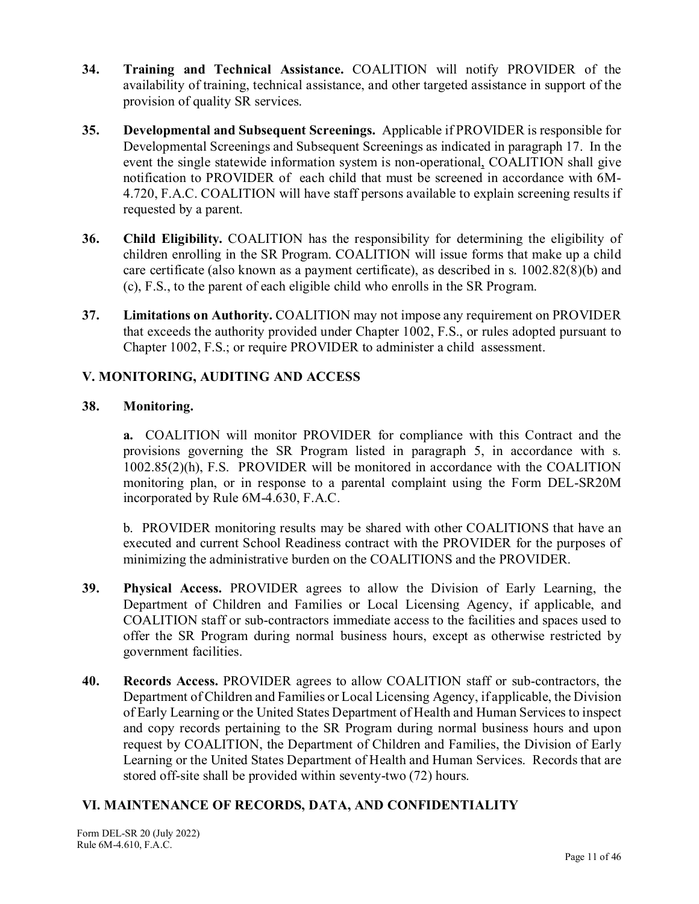**34. Training and Technical Assistance.** COALITION will notify PROVIDER of the availability of training, technical assistance, and other targeted assistance in support of the provision of quality SR services.

**35. Developmental and Subsequent Screenings.** Applicable if PROVIDER is responsible for Developmental Screenings and Subsequent Screenings as indicated in paragraph 17. In the event the single statewide information system is non-operational, COALITION shall give notification to PROVIDER of each child that must be screened in accordance with 6M-4.720, F.A.C. COALITION will have staff persons available to explain screening results if requested by a parent.

**36. Child Eligibility.** COALITION has the responsibility for determining the eligibility of children enrolling in the SR Program. COALITION will issue forms that make up a child care certificate (also known as a payment certificate), as described in s. 1002.82(8)(b) and (c), F.S., to the parent of each eligible child who enrolls in the SR Program.

**37. Limitations on Authority.** COALITION may not impose any requirement on PROVIDER that exceeds the authority provided under Chapter 1002, F.S., or rules adopted pursuant to Chapter 1002, F.S.; or require PROVIDER to administer a child assessment.

## V. MONITORING, AUDITING AND ACCESS

**38. Monitoring.**

**a.** COALITION will monitor PROVIDER for compliance with this Contract and the provisions governing the SR Program listed in paragraph 5, in accordance with s. 1002.85(2)(h), F.S. PROVIDER will be monitored in accordance with the COALITION monitoring plan, or in response to a parental complaint using the Form DEL-SR20M incorporated by Rule 6M-4.630, F.A.C.

b. PROVIDER monitoring results may be shared with other COALITIONS that have an executed and current School Readiness contract with the PROVIDER for the purposes of minimizing the administrative burden on the COALITIONS and the PROVIDER.

**39. Physical Access.** PROVIDER agrees to allow the Division of Early Learning, the Department of Children and Families or Local Licensing Agency, if applicable, and COALITION staff or sub-contractors immediate access to the facilities and spaces used to offer the SR Program during normal business hours, except as otherwise restricted by government facilities.

**40. Records Access.** PROVIDER agrees to allow COALITION staff or sub-contractors, the Department of Children and Families or Local Licensing Agency, if applicable, the Division of Early Learning or the United States Department of Health and Human Services to inspect and copy records pertaining to the SR Program during normal business hours and upon request by COALITION, the Department of Children and Families, the Division of Early Learning or the United States Department of Health and Human Services. Records that are stored off-site shall be provided within seventy-two (72) hours.

## VI. MAINTENANCE OF RECORDS, DATA, AND CONFIDENTIALITY

Form DEL-SR 20 (July 2022)
Rule 6M-4.610, F.A.C.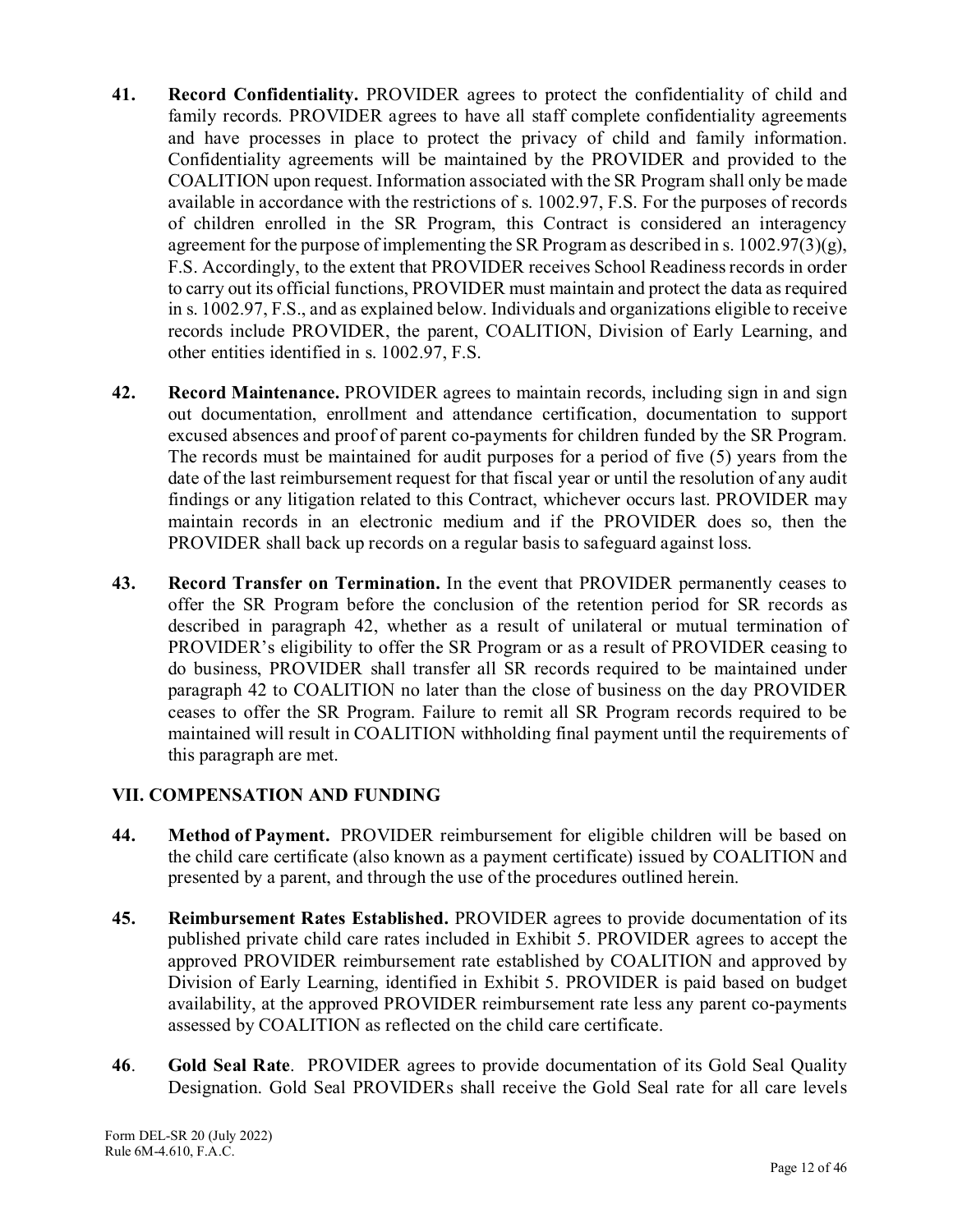**41. Record Confidentiality.** PROVIDER agrees to protect the confidentiality of child and family records. PROVIDER agrees to have all staff complete confidentiality agreements and have processes in place to protect the privacy of child and family information. Confidentiality agreements will be maintained by the PROVIDER and provided to the COALITION upon request. Information associated with the SR Program shall only be made available in accordance with the restrictions of s. 1002.97, F.S. For the purposes of records of children enrolled in the SR Program, this Contract is considered an interagency agreement for the purpose of implementing the SR Program as described in s. 1002.97(3)(g), F.S. Accordingly, to the extent that PROVIDER receives School Readiness records in order to carry out its official functions, PROVIDER must maintain and protect the data as required in s. 1002.97, F.S., and as explained below. Individuals and organizations eligible to receive records include PROVIDER, the parent, COALITION, Division of Early Learning, and other entities identified in s. 1002.97, F.S.

**42. Record Maintenance.** PROVIDER agrees to maintain records, including sign in and sign out documentation, enrollment and attendance certification, documentation to support excused absences and proof of parent co-payments for children funded by the SR Program. The records must be maintained for audit purposes for a period of five (5) years from the date of the last reimbursement request for that fiscal year or until the resolution of any audit findings or any litigation related to this Contract, whichever occurs last. PROVIDER may maintain records in an electronic medium and if the PROVIDER does so, then the PROVIDER shall back up records on a regular basis to safeguard against loss.

**43. Record Transfer on Termination.** In the event that PROVIDER permanently ceases to offer the SR Program before the conclusion of the retention period for SR records as described in paragraph 42, whether as a result of unilateral or mutual termination of PROVIDER's eligibility to offer the SR Program or as a result of PROVIDER ceasing to do business, PROVIDER shall transfer all SR records required to be maintained under paragraph 42 to COALITION no later than the close of business on the day PROVIDER ceases to offer the SR Program. Failure to remit all SR Program records required to be maintained will result in COALITION withholding final payment until the requirements of this paragraph are met.

## VII. COMPENSATION AND FUNDING

**44. Method of Payment.** PROVIDER reimbursement for eligible children will be based on the child care certificate (also known as a payment certificate) issued by COALITION and presented by a parent, and through the use of the procedures outlined herein.

**45. Reimbursement Rates Established.** PROVIDER agrees to provide documentation of its published private child care rates included in Exhibit 5. PROVIDER agrees to accept the approved PROVIDER reimbursement rate established by COALITION and approved by Division of Early Learning, identified in Exhibit 5. PROVIDER is paid based on budget availability, at the approved PROVIDER reimbursement rate less any parent co-payments assessed by COALITION as reflected on the child care certificate.

**46. Gold Seal Rate.** PROVIDER agrees to provide documentation of its Gold Seal Quality Designation. Gold Seal PROVIDERs shall receive the Gold Seal rate for all care levels

Form DEL-SR 20 (July 2022)
Rule 6M-4.610, F.A.C.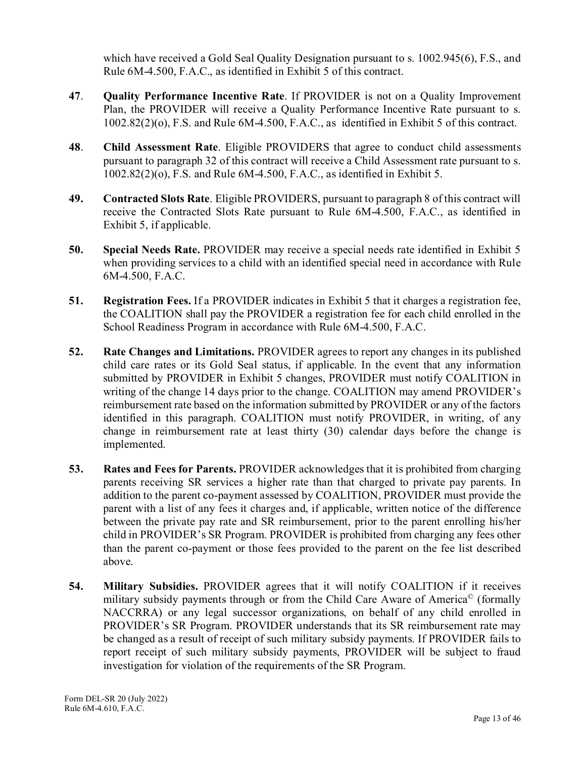which have received a Gold Seal Quality Designation pursuant to s. 1002.945(6), F.S., and Rule 6M-4.500, F.A.C., as identified in Exhibit 5 of this contract.

**47**. **Quality Performance Incentive Rate**. If PROVIDER is not on a Quality Improvement Plan, the PROVIDER will receive a Quality Performance Incentive Rate pursuant to s. 1002.82(2)(o), F.S. and Rule 6M-4.500, F.A.C., as identified in Exhibit 5 of this contract.

**48**. **Child Assessment Rate**. Eligible PROVIDERS that agree to conduct child assessments pursuant to paragraph 32 of this contract will receive a Child Assessment rate pursuant to s. 1002.82(2)(o), F.S. and Rule 6M-4.500, F.A.C., as identified in Exhibit 5.

**49. Contracted Slots Rate**. Eligible PROVIDERS, pursuant to paragraph 8 of this contract will receive the Contracted Slots Rate pursuant to Rule 6M-4.500, F.A.C., as identified in Exhibit 5, if applicable.

**50. Special Needs Rate.** PROVIDER may receive a special needs rate identified in Exhibit 5 when providing services to a child with an identified special need in accordance with Rule 6M-4.500, F.A.C.

**51. Registration Fees.** If a PROVIDER indicates in Exhibit 5 that it charges a registration fee, the COALITION shall pay the PROVIDER a registration fee for each child enrolled in the School Readiness Program in accordance with Rule 6M-4.500, F.A.C.

**52. Rate Changes and Limitations.** PROVIDER agrees to report any changes in its published child care rates or its Gold Seal status, if applicable. In the event that any information submitted by PROVIDER in Exhibit 5 changes, PROVIDER must notify COALITION in writing of the change 14 days prior to the change. COALITION may amend PROVIDER's reimbursement rate based on the information submitted by PROVIDER or any of the factors identified in this paragraph. COALITION must notify PROVIDER, in writing, of any change in reimbursement rate at least thirty (30) calendar days before the change is implemented.

**53. Rates and Fees for Parents.** PROVIDER acknowledges that it is prohibited from charging parents receiving SR services a higher rate than that charged to private pay parents. In addition to the parent co-payment assessed by COALITION, PROVIDER must provide the parent with a list of any fees it charges and, if applicable, written notice of the difference between the private pay rate and SR reimbursement, prior to the parent enrolling his/her child in PROVIDER's SR Program. PROVIDER is prohibited from charging any fees other than the parent co-payment or those fees provided to the parent on the fee list described above.

**54. Military Subsidies.** PROVIDER agrees that it will notify COALITION if it receives military subsidy payments through or from the Child Care Aware of America© (formally NACCRRA) or any legal successor organizations, on behalf of any child enrolled in PROVIDER's SR Program. PROVIDER understands that its SR reimbursement rate may be changed as a result of receipt of such military subsidy payments. If PROVIDER fails to report receipt of such military subsidy payments, PROVIDER will be subject to fraud investigation for violation of the requirements of the SR Program.

Form DEL-SR 20 (July 2022)
Rule 6M-4.610, F.A.C.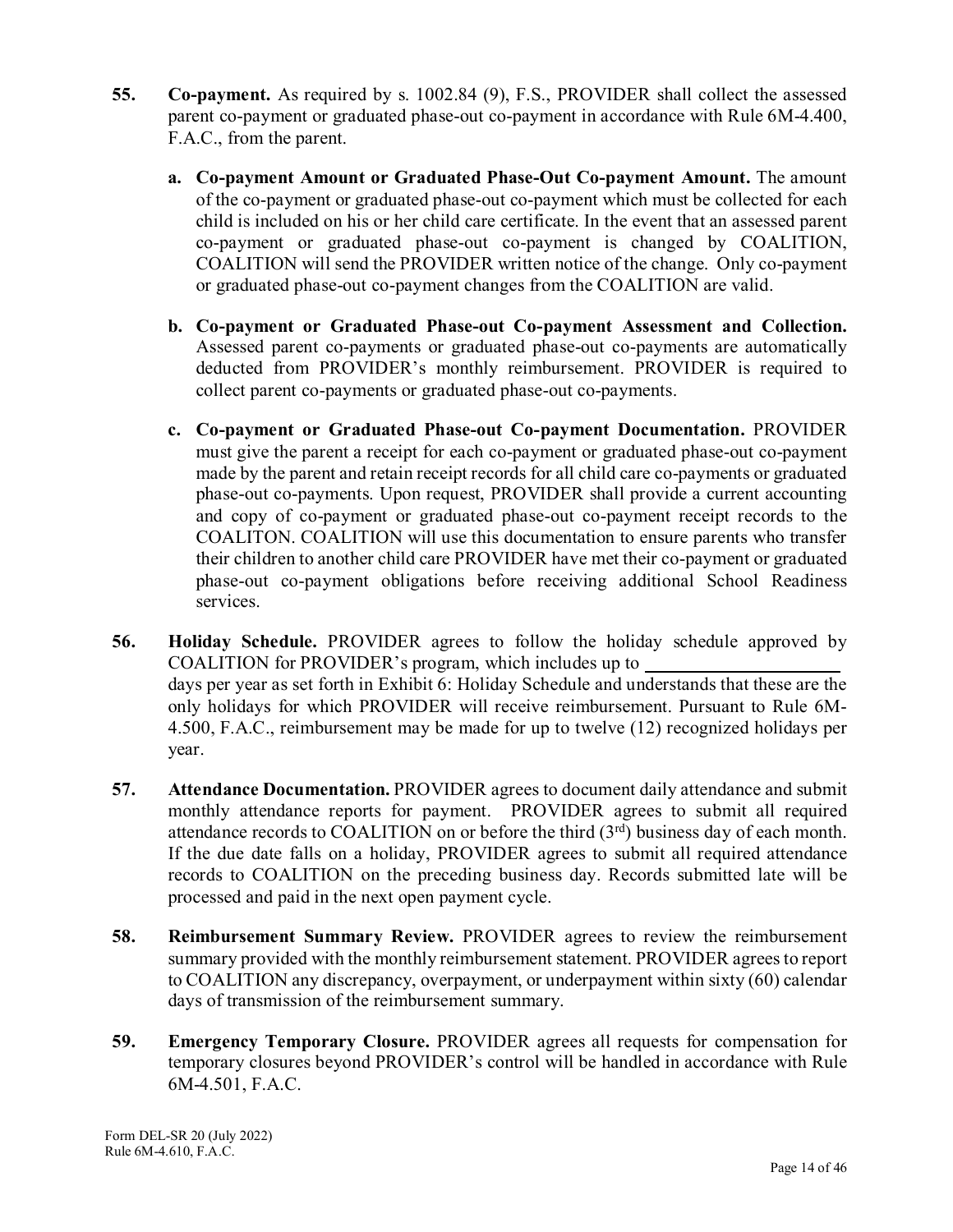55. **Co-payment.** As required by s. 1002.84 (9), F.S., PROVIDER shall collect the assessed parent co-payment or graduated phase-out co-payment in accordance with Rule 6M-4.400, F.A.C., from the parent.

    a. **Co-payment Amount or Graduated Phase-Out Co-payment Amount.** The amount of the co-payment or graduated phase-out co-payment which must be collected for each child is included on his or her child care certificate. In the event that an assessed parent co-payment or graduated phase-out co-payment is changed by COALITION, COALITION will send the PROVIDER written notice of the change. Only co-payment or graduated phase-out co-payment changes from the COALITION are valid.

    b. **Co-payment or Graduated Phase-out Co-payment Assessment and Collection.** Assessed parent co-payments or graduated phase-out co-payments are automatically deducted from PROVIDER's monthly reimbursement. PROVIDER is required to collect parent co-payments or graduated phase-out co-payments.

    c. **Co-payment or Graduated Phase-out Co-payment Documentation.** PROVIDER must give the parent a receipt for each co-payment or graduated phase-out co-payment made by the parent and retain receipt records for all child care co-payments or graduated phase-out co-payments. Upon request, PROVIDER shall provide a current accounting and copy of co-payment or graduated phase-out co-payment receipt records to the COALITON. COALITION will use this documentation to ensure parents who transfer their children to another child care PROVIDER have met their co-payment or graduated phase-out co-payment obligations before receiving additional School Readiness services.

56. **Holiday Schedule.** PROVIDER agrees to follow the holiday schedule approved by COALITION for PROVIDER's program, which includes up to ______________________ days per year as set forth in Exhibit 6: Holiday Schedule and understands that these are the only holidays for which PROVIDER will receive reimbursement. Pursuant to Rule 6M-4.500, F.A.C., reimbursement may be made for up to twelve (12) recognized holidays per year.

57. **Attendance Documentation.** PROVIDER agrees to document daily attendance and submit monthly attendance reports for payment. PROVIDER agrees to submit all required attendance records to COALITION on or before the third (3rd) business day of each month. If the due date falls on a holiday, PROVIDER agrees to submit all required attendance records to COALITION on the preceding business day. Records submitted late will be processed and paid in the next open payment cycle.

58. **Reimbursement Summary Review.** PROVIDER agrees to review the reimbursement summary provided with the monthly reimbursement statement. PROVIDER agrees to report to COALITION any discrepancy, overpayment, or underpayment within sixty (60) calendar days of transmission of the reimbursement summary.

59. **Emergency Temporary Closure.** PROVIDER agrees all requests for compensation for temporary closures beyond PROVIDER's control will be handled in accordance with Rule 6M-4.501, F.A.C.

Form DEL-SR 20 (July 2022)
Rule 6M-4.610, F.A.C.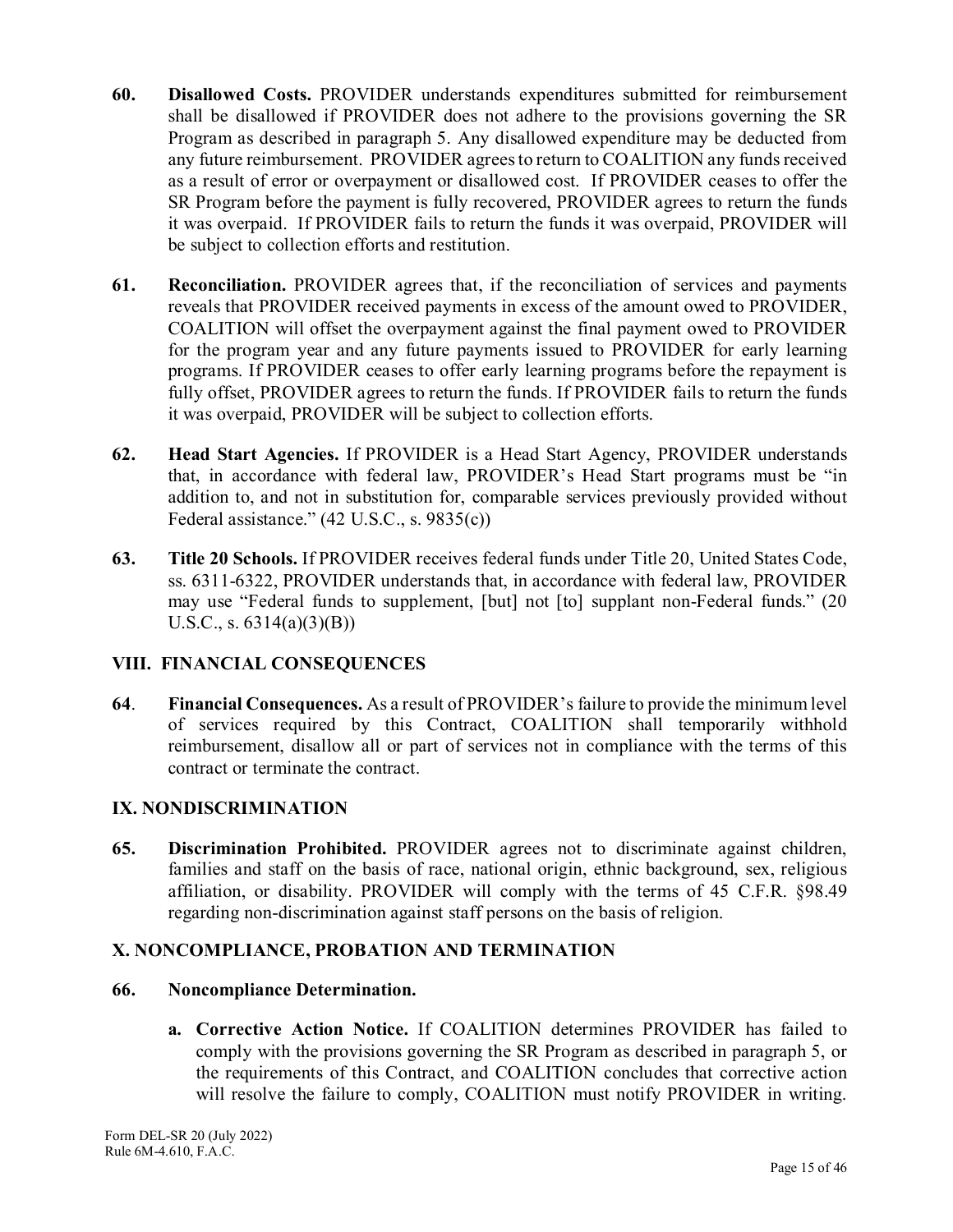**60.** **Disallowed Costs.** PROVIDER understands expenditures submitted for reimbursement shall be disallowed if PROVIDER does not adhere to the provisions governing the SR Program as described in paragraph 5. Any disallowed expenditure may be deducted from any future reimbursement. PROVIDER agrees to return to COALITION any funds received as a result of error or overpayment or disallowed cost. If PROVIDER ceases to offer the SR Program before the payment is fully recovered, PROVIDER agrees to return the funds it was overpaid. If PROVIDER fails to return the funds it was overpaid, PROVIDER will be subject to collection efforts and restitution.

**61.** **Reconciliation.** PROVIDER agrees that, if the reconciliation of services and payments reveals that PROVIDER received payments in excess of the amount owed to PROVIDER, COALITION will offset the overpayment against the final payment owed to PROVIDER for the program year and any future payments issued to PROVIDER for early learning programs. If PROVIDER ceases to offer early learning programs before the repayment is fully offset, PROVIDER agrees to return the funds. If PROVIDER fails to return the funds it was overpaid, PROVIDER will be subject to collection efforts.

**62.** **Head Start Agencies.** If PROVIDER is a Head Start Agency, PROVIDER understands that, in accordance with federal law, PROVIDER's Head Start programs must be "in addition to, and not in substitution for, comparable services previously provided without Federal assistance." (42 U.S.C., s. 9835(c))

**63.** **Title 20 Schools.** If PROVIDER receives federal funds under Title 20, United States Code, ss. 6311-6322, PROVIDER understands that, in accordance with federal law, PROVIDER may use "Federal funds to supplement, [but] not [to] supplant non-Federal funds." (20 U.S.C., s. 6314(a)(3)(B))

## VIII. FINANCIAL CONSEQUENCES

**64**. **Financial Consequences.** As a result of PROVIDER's failure to provide the minimum level of services required by this Contract, COALITION shall temporarily withhold reimbursement, disallow all or part of services not in compliance with the terms of this contract or terminate the contract.

## IX. NONDISCRIMINATION

**65.** **Discrimination Prohibited.** PROVIDER agrees not to discriminate against children, families and staff on the basis of race, national origin, ethnic background, sex, religious affiliation, or disability. PROVIDER will comply with the terms of 45 C.F.R. §98.49 regarding non-discrimination against staff persons on the basis of religion.

## X. NONCOMPLIANCE, PROBATION AND TERMINATION

**66.** **Noncompliance Determination.**

**a.** **Corrective Action Notice.** If COALITION determines PROVIDER has failed to comply with the provisions governing the SR Program as described in paragraph 5, or the requirements of this Contract, and COALITION concludes that corrective action will resolve the failure to comply, COALITION must notify PROVIDER in writing.

Form DEL-SR 20 (July 2022)
Rule 6M-4.610, F.A.C.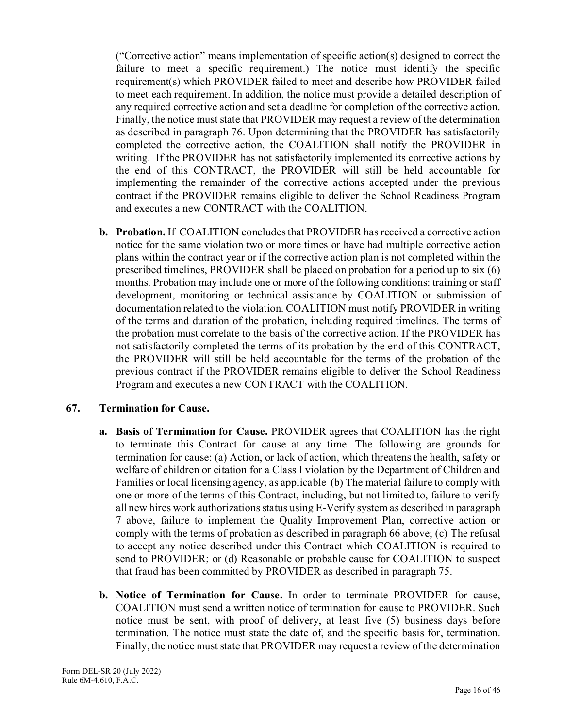("Corrective action" means implementation of specific action(s) designed to correct the failure to meet a specific requirement.) The notice must identify the specific requirement(s) which PROVIDER failed to meet and describe how PROVIDER failed to meet each requirement. In addition, the notice must provide a detailed description of any required corrective action and set a deadline for completion of the corrective action. Finally, the notice must state that PROVIDER may request a review of the determination as described in paragraph 76. Upon determining that the PROVIDER has satisfactorily completed the corrective action, the COALITION shall notify the PROVIDER in writing. If the PROVIDER has not satisfactorily implemented its corrective actions by the end of this CONTRACT, the PROVIDER will still be held accountable for implementing the remainder of the corrective actions accepted under the previous contract if the PROVIDER remains eligible to deliver the School Readiness Program and executes a new CONTRACT with the COALITION.

**b. Probation.** If COALITION concludes that PROVIDER has received a corrective action notice for the same violation two or more times or have had multiple corrective action plans within the contract year or if the corrective action plan is not completed within the prescribed timelines, PROVIDER shall be placed on probation for a period up to six (6) months. Probation may include one or more of the following conditions: training or staff development, monitoring or technical assistance by COALITION or submission of documentation related to the violation. COALITION must notify PROVIDER in writing of the terms and duration of the probation, including required timelines. The terms of the probation must correlate to the basis of the corrective action. If the PROVIDER has not satisfactorily completed the terms of its probation by the end of this CONTRACT, the PROVIDER will still be held accountable for the terms of the probation of the previous contract if the PROVIDER remains eligible to deliver the School Readiness Program and executes a new CONTRACT with the COALITION.

**67. Termination for Cause.**

**a. Basis of Termination for Cause.** PROVIDER agrees that COALITION has the right to terminate this Contract for cause at any time. The following are grounds for termination for cause: (a) Action, or lack of action, which threatens the health, safety or welfare of children or citation for a Class I violation by the Department of Children and Families or local licensing agency, as applicable (b) The material failure to comply with one or more of the terms of this Contract, including, but not limited to, failure to verify all new hires work authorizations status using E-Verify system as described in paragraph 7 above, failure to implement the Quality Improvement Plan, corrective action or comply with the terms of probation as described in paragraph 66 above; (c) The refusal to accept any notice described under this Contract which COALITION is required to send to PROVIDER; or (d) Reasonable or probable cause for COALITION to suspect that fraud has been committed by PROVIDER as described in paragraph 75.

**b. Notice of Termination for Cause.** In order to terminate PROVIDER for cause, COALITION must send a written notice of termination for cause to PROVIDER. Such notice must be sent, with proof of delivery, at least five (5) business days before termination. The notice must state the date of, and the specific basis for, termination. Finally, the notice must state that PROVIDER may request a review of the determination

Form DEL-SR 20 (July 2022)
Rule 6M-4.610, F.A.C.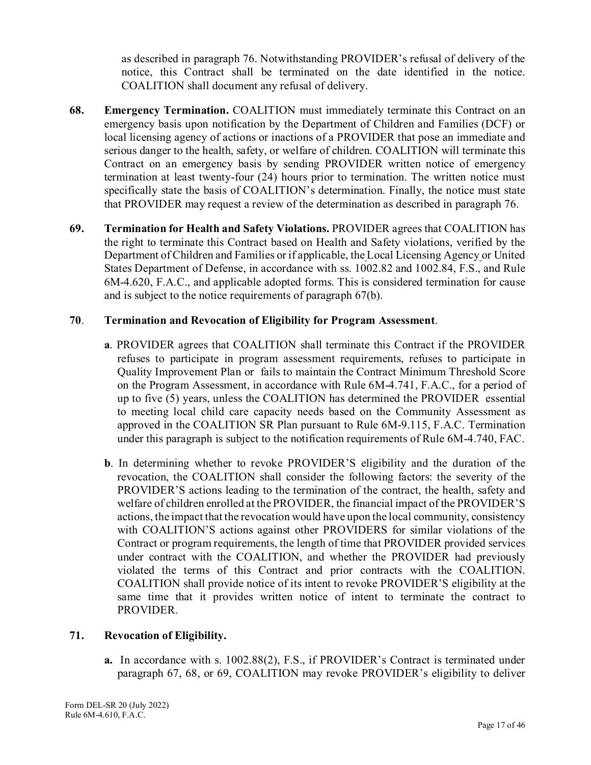as described in paragraph 76. Notwithstanding PROVIDER's refusal of delivery of the notice, this Contract shall be terminated on the date identified in the notice. COALITION shall document any refusal of delivery.

**68. Emergency Termination.** COALITION must immediately terminate this Contract on an emergency basis upon notification by the Department of Children and Families (DCF) or local licensing agency of actions or inactions of a PROVIDER that pose an immediate and serious danger to the health, safety, or welfare of children. COALITION will terminate this Contract on an emergency basis by sending PROVIDER written notice of emergency termination at least twenty-four (24) hours prior to termination. The written notice must specifically state the basis of COALITION's determination. Finally, the notice must state that PROVIDER may request a review of the determination as described in paragraph 76.

**69. Termination for Health and Safety Violations.** PROVIDER agrees that COALITION has the right to terminate this Contract based on Health and Safety violations, verified by the Department of Children and Families or if applicable, the Local Licensing Agency or United States Department of Defense, in accordance with ss. 1002.82 and 1002.84, F.S., and Rule 6M-4.620, F.A.C., and applicable adopted forms. This is considered termination for cause and is subject to the notice requirements of paragraph 67(b).

**70. Termination and Revocation of Eligibility for Program Assessment.**

**a**. PROVIDER agrees that COALITION shall terminate this Contract if the PROVIDER refuses to participate in program assessment requirements, refuses to participate in Quality Improvement Plan or fails to maintain the Contract Minimum Threshold Score on the Program Assessment, in accordance with Rule 6M-4.741, F.A.C., for a period of up to five (5) years, unless the COALITION has determined the PROVIDER essential to meeting local child care capacity needs based on the Community Assessment as approved in the COALITION SR Plan pursuant to Rule 6M-9.115, F.A.C. Termination under this paragraph is subject to the notification requirements of Rule 6M-4.740, FAC.

**b**. In determining whether to revoke PROVIDER'S eligibility and the duration of the revocation, the COALITION shall consider the following factors: the severity of the PROVIDER'S actions leading to the termination of the contract, the health, safety and welfare of children enrolled at the PROVIDER, the financial impact of the PROVIDER'S actions, the impact that the revocation would have upon the local community, consistency with COALITION'S actions against other PROVIDERS for similar violations of the Contract or program requirements, the length of time that PROVIDER provided services under contract with the COALITION, and whether the PROVIDER had previously violated the terms of this Contract and prior contracts with the COALITION. COALITION shall provide notice of its intent to revoke PROVIDER'S eligibility at the same time that it provides written notice of intent to terminate the contract to PROVIDER.

**71. Revocation of Eligibility.**

**a.** In accordance with s. 1002.88(2), F.S., if PROVIDER's Contract is terminated under paragraph 67, 68, or 69, COALITION may revoke PROVIDER's eligibility to deliver

Form DEL-SR 20 (July 2022)
Rule 6M-4.610, F.A.C.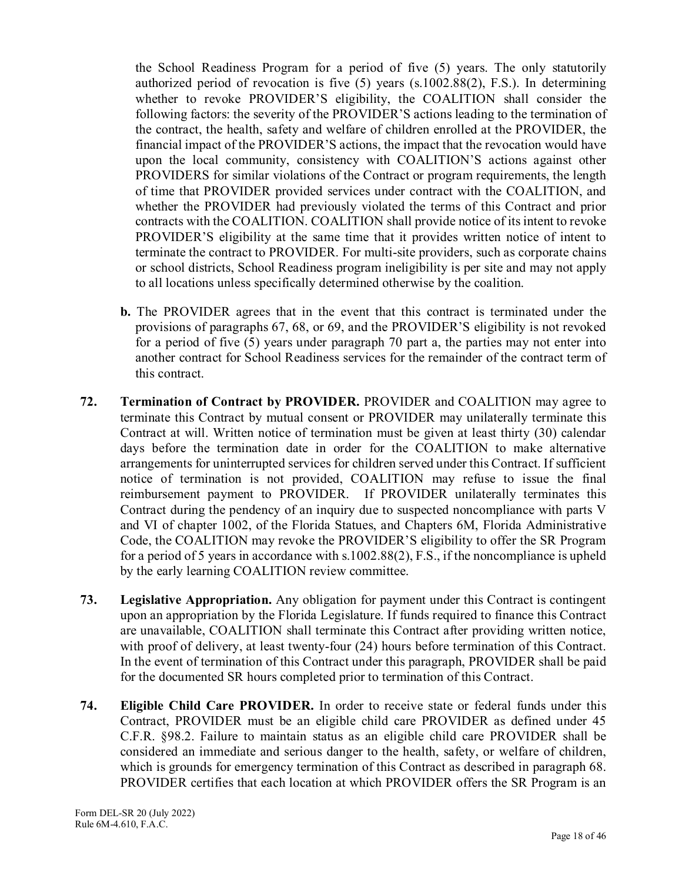the School Readiness Program for a period of five (5) years. The only statutorily authorized period of revocation is five (5) years (s.1002.88(2), F.S.). In determining whether to revoke PROVIDER'S eligibility, the COALITION shall consider the following factors: the severity of the PROVIDER'S actions leading to the termination of the contract, the health, safety and welfare of children enrolled at the PROVIDER, the financial impact of the PROVIDER'S actions, the impact that the revocation would have upon the local community, consistency with COALITION'S actions against other PROVIDERS for similar violations of the Contract or program requirements, the length of time that PROVIDER provided services under contract with the COALITION, and whether the PROVIDER had previously violated the terms of this Contract and prior contracts with the COALITION. COALITION shall provide notice of its intent to revoke PROVIDER'S eligibility at the same time that it provides written notice of intent to terminate the contract to PROVIDER. For multi-site providers, such as corporate chains or school districts, School Readiness program ineligibility is per site and may not apply to all locations unless specifically determined otherwise by the coalition.

**b.** The PROVIDER agrees that in the event that this contract is terminated under the provisions of paragraphs 67, 68, or 69, and the PROVIDER'S eligibility is not revoked for a period of five (5) years under paragraph 70 part a, the parties may not enter into another contract for School Readiness services for the remainder of the contract term of this contract.

**72. Termination of Contract by PROVIDER.** PROVIDER and COALITION may agree to terminate this Contract by mutual consent or PROVIDER may unilaterally terminate this Contract at will. Written notice of termination must be given at least thirty (30) calendar days before the termination date in order for the COALITION to make alternative arrangements for uninterrupted services for children served under this Contract. If sufficient notice of termination is not provided, COALITION may refuse to issue the final reimbursement payment to PROVIDER. If PROVIDER unilaterally terminates this Contract during the pendency of an inquiry due to suspected noncompliance with parts V and VI of chapter 1002, of the Florida Statues, and Chapters 6M, Florida Administrative Code, the COALITION may revoke the PROVIDER'S eligibility to offer the SR Program for a period of 5 years in accordance with s.1002.88(2), F.S., if the noncompliance is upheld by the early learning COALITION review committee.

**73. Legislative Appropriation.** Any obligation for payment under this Contract is contingent upon an appropriation by the Florida Legislature. If funds required to finance this Contract are unavailable, COALITION shall terminate this Contract after providing written notice, with proof of delivery, at least twenty-four (24) hours before termination of this Contract. In the event of termination of this Contract under this paragraph, PROVIDER shall be paid for the documented SR hours completed prior to termination of this Contract.

**74. Eligible Child Care PROVIDER.** In order to receive state or federal funds under this Contract, PROVIDER must be an eligible child care PROVIDER as defined under 45 C.F.R. §98.2. Failure to maintain status as an eligible child care PROVIDER shall be considered an immediate and serious danger to the health, safety, or welfare of children, which is grounds for emergency termination of this Contract as described in paragraph 68. PROVIDER certifies that each location at which PROVIDER offers the SR Program is an

Form DEL-SR 20 (July 2022)
Rule 6M-4.610, F.A.C.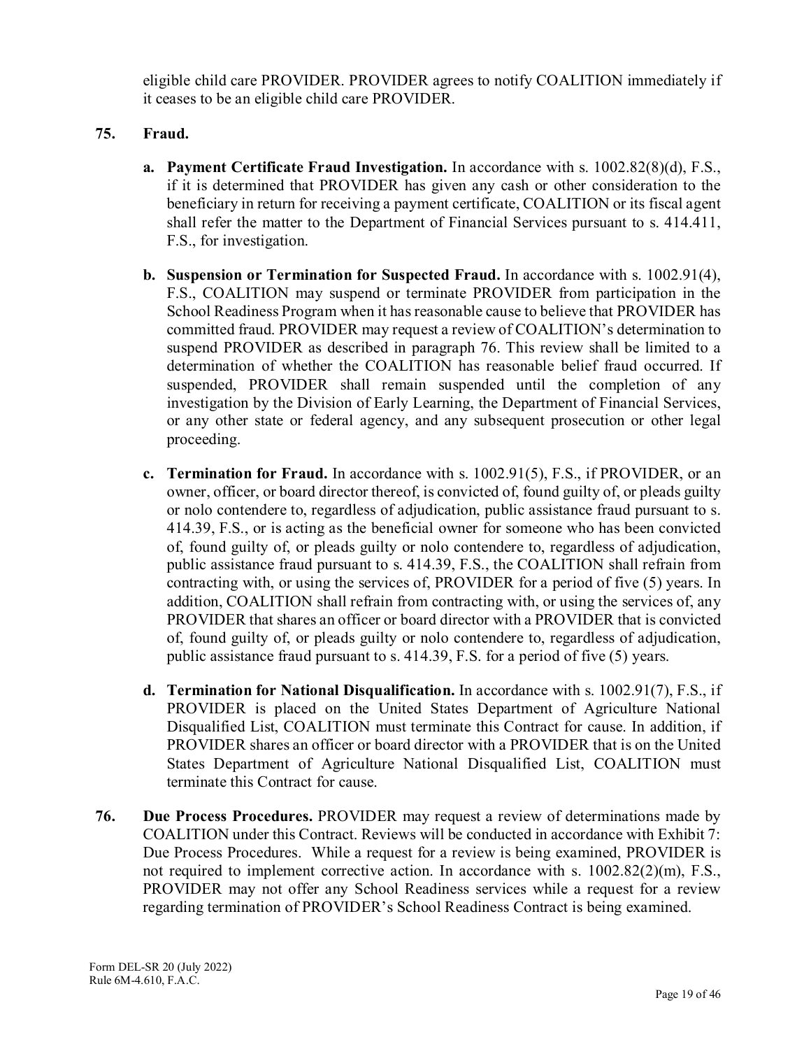eligible child care PROVIDER. PROVIDER agrees to notify COALITION immediately if it ceases to be an eligible child care PROVIDER.

**75. Fraud.**

**a. Payment Certificate Fraud Investigation.** In accordance with s. 1002.82(8)(d), F.S., if it is determined that PROVIDER has given any cash or other consideration to the beneficiary in return for receiving a payment certificate, COALITION or its fiscal agent shall refer the matter to the Department of Financial Services pursuant to s. 414.411, F.S., for investigation.

**b. Suspension or Termination for Suspected Fraud.** In accordance with s. 1002.91(4), F.S., COALITION may suspend or terminate PROVIDER from participation in the School Readiness Program when it has reasonable cause to believe that PROVIDER has committed fraud. PROVIDER may request a review of COALITION's determination to suspend PROVIDER as described in paragraph 76. This review shall be limited to a determination of whether the COALITION has reasonable belief fraud occurred. If suspended, PROVIDER shall remain suspended until the completion of any investigation by the Division of Early Learning, the Department of Financial Services, or any other state or federal agency, and any subsequent prosecution or other legal proceeding.

**c. Termination for Fraud.** In accordance with s. 1002.91(5), F.S., if PROVIDER, or an owner, officer, or board director thereof, is convicted of, found guilty of, or pleads guilty or nolo contendere to, regardless of adjudication, public assistance fraud pursuant to s. 414.39, F.S., or is acting as the beneficial owner for someone who has been convicted of, found guilty of, or pleads guilty or nolo contendere to, regardless of adjudication, public assistance fraud pursuant to s. 414.39, F.S., the COALITION shall refrain from contracting with, or using the services of, PROVIDER for a period of five (5) years. In addition, COALITION shall refrain from contracting with, or using the services of, any PROVIDER that shares an officer or board director with a PROVIDER that is convicted of, found guilty of, or pleads guilty or nolo contendere to, regardless of adjudication, public assistance fraud pursuant to s. 414.39, F.S. for a period of five (5) years.

**d. Termination for National Disqualification.** In accordance with s. 1002.91(7), F.S., if PROVIDER is placed on the United States Department of Agriculture National Disqualified List, COALITION must terminate this Contract for cause. In addition, if PROVIDER shares an officer or board director with a PROVIDER that is on the United States Department of Agriculture National Disqualified List, COALITION must terminate this Contract for cause.

**76. Due Process Procedures.** PROVIDER may request a review of determinations made by COALITION under this Contract. Reviews will be conducted in accordance with Exhibit 7: Due Process Procedures. While a request for a review is being examined, PROVIDER is not required to implement corrective action. In accordance with s. 1002.82(2)(m), F.S., PROVIDER may not offer any School Readiness services while a request for a review regarding termination of PROVIDER's School Readiness Contract is being examined.

Form DEL-SR 20 (July 2022)
Rule 6M-4.610, F.A.C.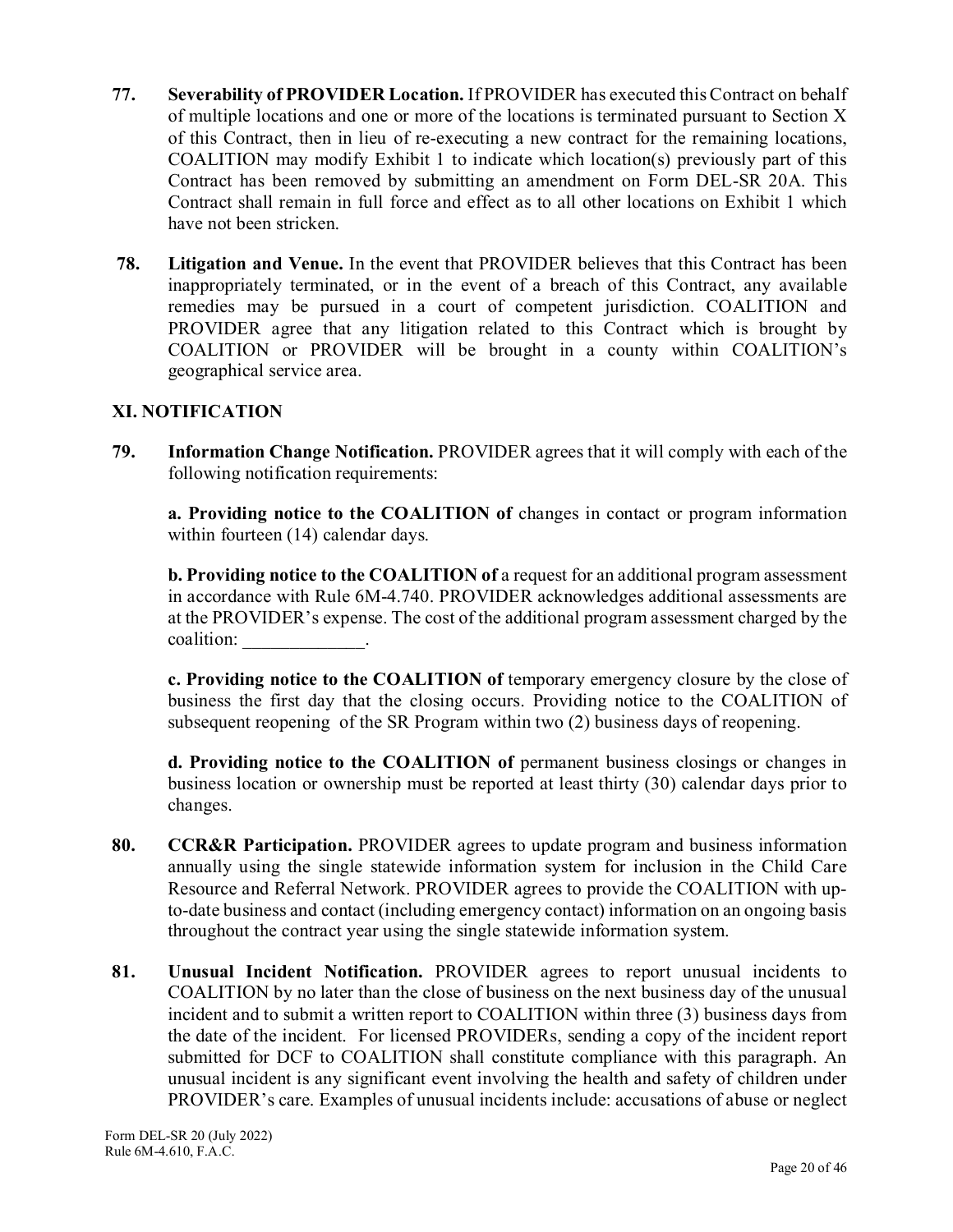**77. Severability of PROVIDER Location.** If PROVIDER has executed this Contract on behalf of multiple locations and one or more of the locations is terminated pursuant to Section X of this Contract, then in lieu of re-executing a new contract for the remaining locations, COALITION may modify Exhibit 1 to indicate which location(s) previously part of this Contract has been removed by submitting an amendment on Form DEL-SR 20A. This Contract shall remain in full force and effect as to all other locations on Exhibit 1 which have not been stricken.

**78. Litigation and Venue.** In the event that PROVIDER believes that this Contract has been inappropriately terminated, or in the event of a breach of this Contract, any available remedies may be pursued in a court of competent jurisdiction. COALITION and PROVIDER agree that any litigation related to this Contract which is brought by COALITION or PROVIDER will be brought in a county within COALITION's geographical service area.

## XI. NOTIFICATION

**79. Information Change Notification.** PROVIDER agrees that it will comply with each of the following notification requirements:

**a. Providing notice to the COALITION of** changes in contact or program information within fourteen (14) calendar days.

**b. Providing notice to the COALITION of** a request for an additional program assessment in accordance with Rule 6M-4.740. PROVIDER acknowledges additional assessments are at the PROVIDER's expense. The cost of the additional program assessment charged by the coalition: _____________.

**c. Providing notice to the COALITION of** temporary emergency closure by the close of business the first day that the closing occurs. Providing notice to the COALITION of subsequent reopening of the SR Program within two (2) business days of reopening.

**d. Providing notice to the COALITION of** permanent business closings or changes in business location or ownership must be reported at least thirty (30) calendar days prior to changes.

**80. CCR&R Participation.** PROVIDER agrees to update program and business information annually using the single statewide information system for inclusion in the Child Care Resource and Referral Network. PROVIDER agrees to provide the COALITION with up-to-date business and contact (including emergency contact) information on an ongoing basis throughout the contract year using the single statewide information system.

**81. Unusual Incident Notification.** PROVIDER agrees to report unusual incidents to COALITION by no later than the close of business on the next business day of the unusual incident and to submit a written report to COALITION within three (3) business days from the date of the incident. For licensed PROVIDERs, sending a copy of the incident report submitted for DCF to COALITION shall constitute compliance with this paragraph. An unusual incident is any significant event involving the health and safety of children under PROVIDER's care. Examples of unusual incidents include: accusations of abuse or neglect

Form DEL-SR 20 (July 2022)
Rule 6M-4.610, F.A.C.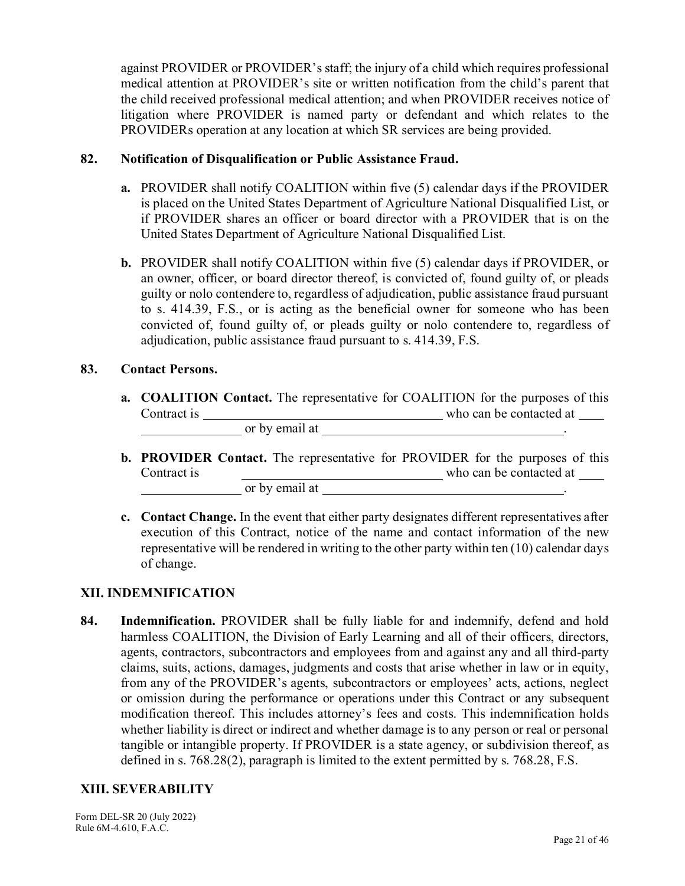against PROVIDER or PROVIDER's staff; the injury of a child which requires professional medical attention at PROVIDER's site or written notification from the child's parent that the child received professional medical attention; and when PROVIDER receives notice of litigation where PROVIDER is named party or defendant and which relates to the PROVIDERs operation at any location at which SR services are being provided.

**82. Notification of Disqualification or Public Assistance Fraud.**

**a.** PROVIDER shall notify COALITION within five (5) calendar days if the PROVIDER is placed on the United States Department of Agriculture National Disqualified List, or if PROVIDER shares an officer or board director with a PROVIDER that is on the United States Department of Agriculture National Disqualified List.

**b.** PROVIDER shall notify COALITION within five (5) calendar days if PROVIDER, or an owner, officer, or board director thereof, is convicted of, found guilty of, or pleads guilty or nolo contendere to, regardless of adjudication, public assistance fraud pursuant to s. 414.39, F.S., or is acting as the beneficial owner for someone who has been convicted of, found guilty of, or pleads guilty or nolo contendere to, regardless of adjudication, public assistance fraud pursuant to s. 414.39, F.S.

**83. Contact Persons.**

**a. COALITION Contact.** The representative for COALITION for the purposes of this Contract is ____________________________________ who can be contacted at ___________________ or by email at ____________________________________.

**b. PROVIDER Contact.** The representative for PROVIDER for the purposes of this Contract is ______________________________ who can be contacted at ___________________ or by email at ____________________________________.

**c. Contact Change.** In the event that either party designates different representatives after execution of this Contract, notice of the name and contact information of the new representative will be rendered in writing to the other party within ten (10) calendar days of change.

## XII. INDEMNIFICATION

**84. Indemnification.** PROVIDER shall be fully liable for and indemnify, defend and hold harmless COALITION, the Division of Early Learning and all of their officers, directors, agents, contractors, subcontractors and employees from and against any and all third-party claims, suits, actions, damages, judgments and costs that arise whether in law or in equity, from any of the PROVIDER's agents, subcontractors or employees' acts, actions, neglect or omission during the performance or operations under this Contract or any subsequent modification thereof. This includes attorney's fees and costs. This indemnification holds whether liability is direct or indirect and whether damage is to any person or real or personal tangible or intangible property. If PROVIDER is a state agency, or subdivision thereof, as defined in s. 768.28(2), paragraph is limited to the extent permitted by s. 768.28, F.S.

## XIII. SEVERABILITY

Form DEL-SR 20 (July 2022)
Rule 6M-4.610, F.A.C.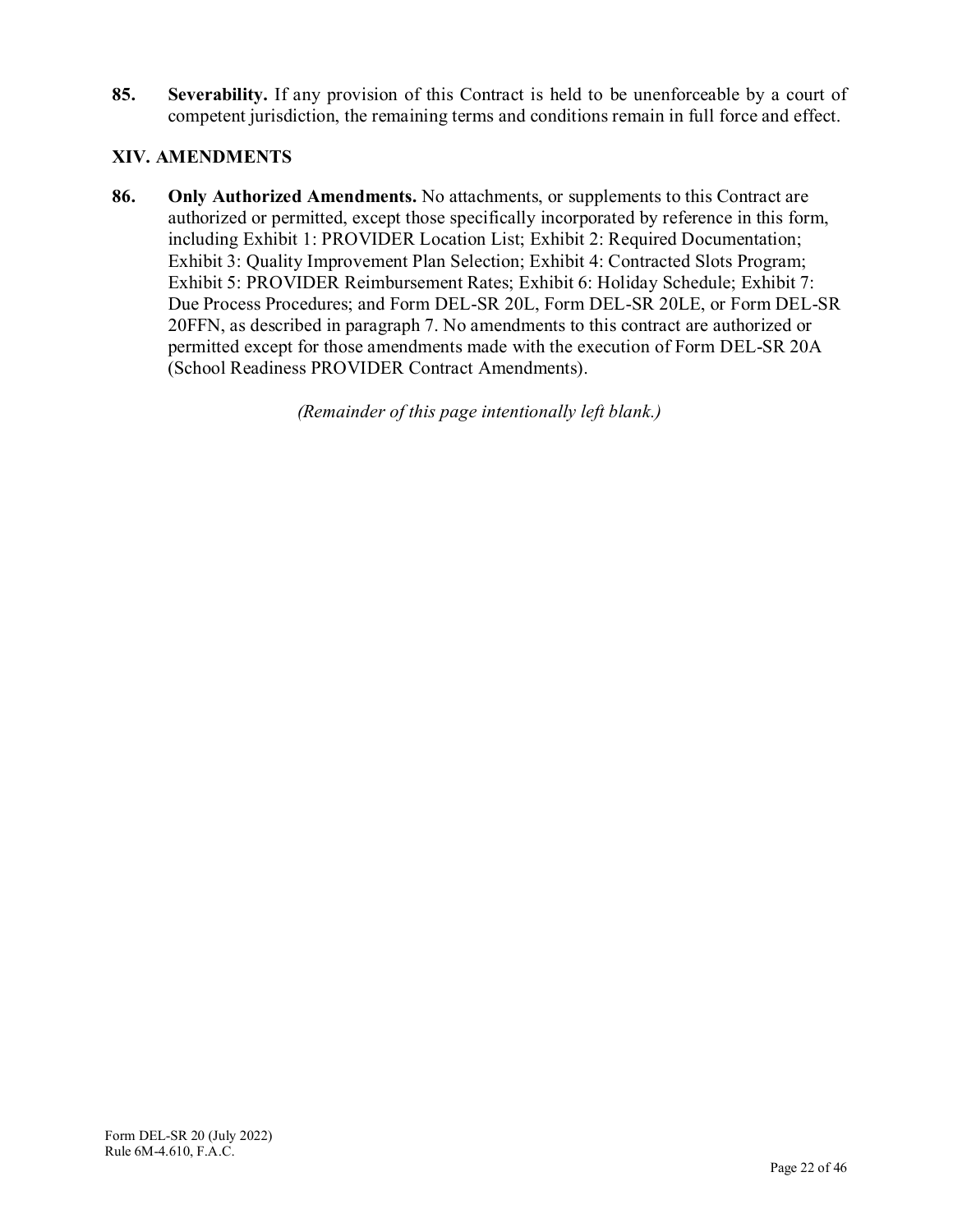**85. Severability.** If any provision of this Contract is held to be unenforceable by a court of competent jurisdiction, the remaining terms and conditions remain in full force and effect.

## XIV. AMENDMENTS

**86. Only Authorized Amendments.** No attachments, or supplements to this Contract are authorized or permitted, except those specifically incorporated by reference in this form, including Exhibit 1: PROVIDER Location List; Exhibit 2: Required Documentation; Exhibit 3: Quality Improvement Plan Selection; Exhibit 4: Contracted Slots Program; Exhibit 5: PROVIDER Reimbursement Rates; Exhibit 6: Holiday Schedule; Exhibit 7: Due Process Procedures; and Form DEL-SR 20L, Form DEL-SR 20LE, or Form DEL-SR 20FFN, as described in paragraph 7. No amendments to this contract are authorized or permitted except for those amendments made with the execution of Form DEL-SR 20A (School Readiness PROVIDER Contract Amendments).

*(Remainder of this page intentionally left blank.)*

Form DEL-SR 20 (July 2022)
Rule 6M-4.610, F.A.C.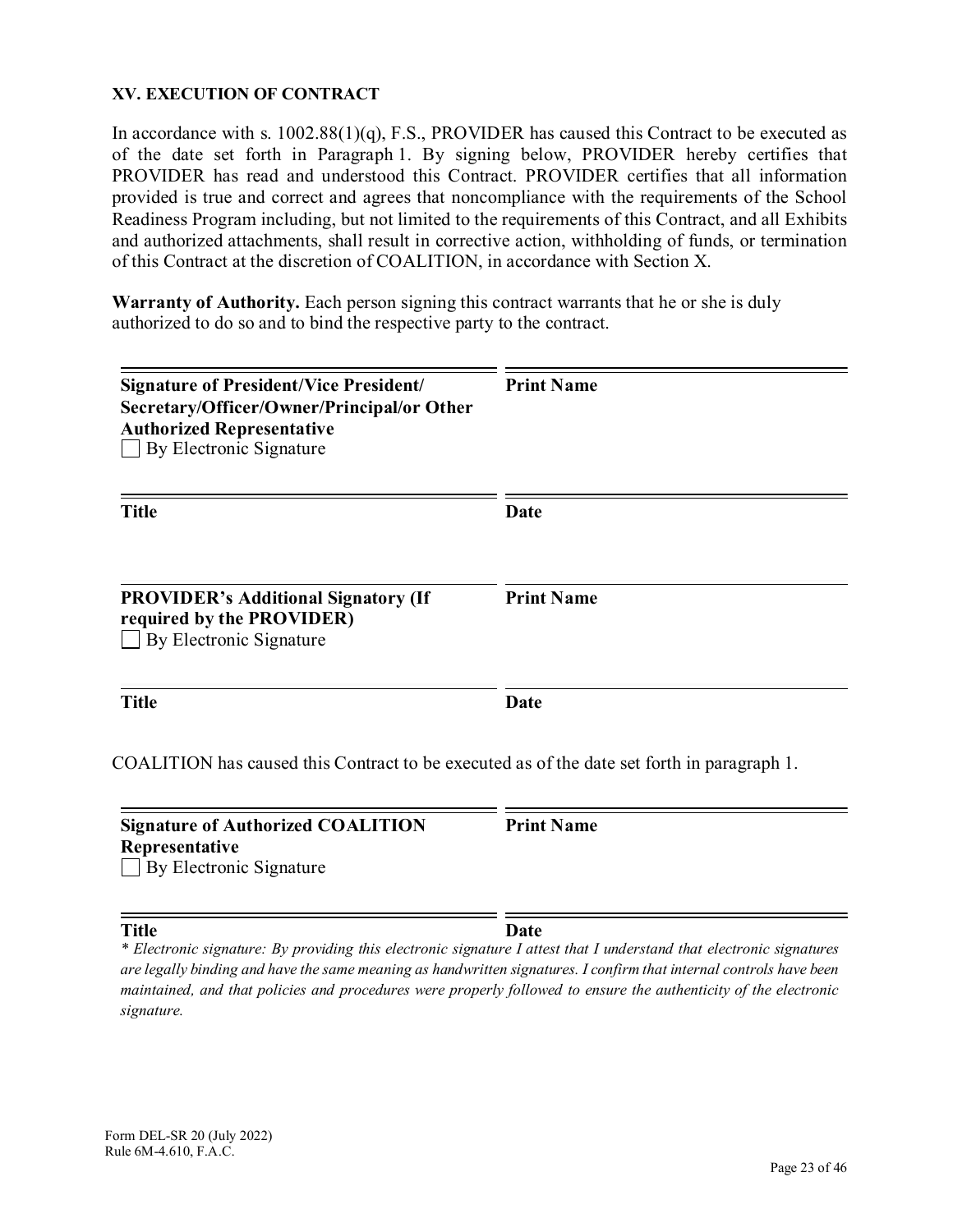**XV. EXECUTION OF CONTRACT**

In accordance with s. 1002.88(1)(q), F.S., PROVIDER has caused this Contract to be executed as of the date set forth in Paragraph 1. By signing below, PROVIDER hereby certifies that PROVIDER has read and understood this Contract. PROVIDER certifies that all information provided is true and correct and agrees that noncompliance with the requirements of the School Readiness Program including, but not limited to the requirements of this Contract, and all Exhibits and authorized attachments, shall result in corrective action, withholding of funds, or termination of this Contract at the discretion of COALITION, in accordance with Section X.

**Warranty of Authority.** Each person signing this contract warrants that he or she is duly authorized to do so and to bind the respective party to the contract.

| | |
|---|---|
| **Signature of President/Vice President/ Secretary/Officer/Owner/Principal/or Other Authorized Representative**<br>☐ By Electronic Signature | **Print Name** |
| **Title** | **Date** |
| **PROVIDER's Additional Signatory (If required by the PROVIDER)**<br>☐ By Electronic Signature | **Print Name** |
| **Title** | **Date** |

COALITION has caused this Contract to be executed as of the date set forth in paragraph 1.

| | |
|---|---|
| **Signature of Authorized COALITION Representative**<br>☐ By Electronic Signature | **Print Name** |
| **Title** | **Date** |

*\* Electronic signature: By providing this electronic signature I attest that I understand that electronic signatures are legally binding and have the same meaning as handwritten signatures. I confirm that internal controls have been maintained, and that policies and procedures were properly followed to ensure the authenticity of the electronic signature.*

Form DEL-SR 20 (July 2022)
Rule 6M-4.610, F.A.C.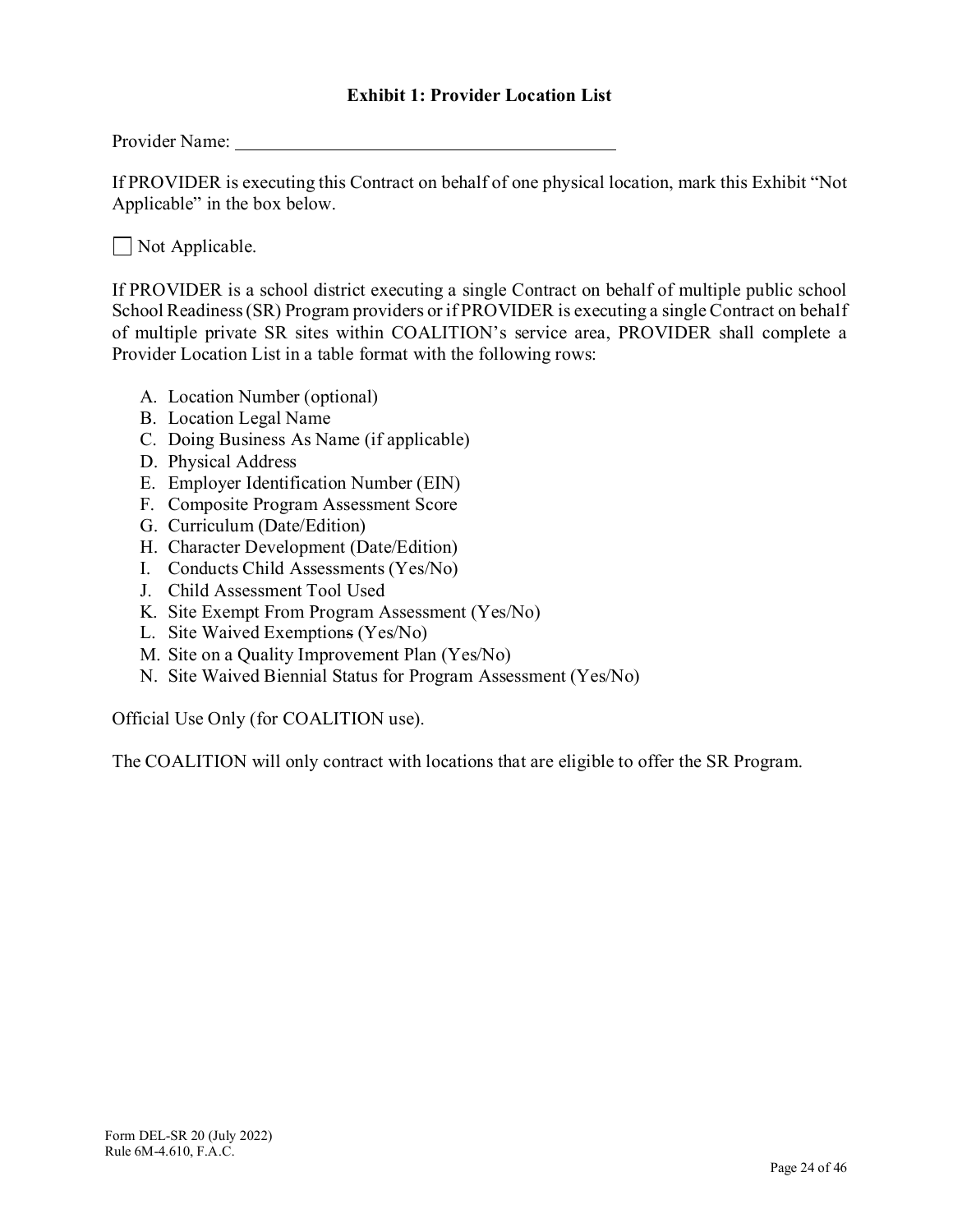# Exhibit 1: Provider Location List

Provider Name: ____________________________________________

If PROVIDER is executing this Contract on behalf of one physical location, mark this Exhibit "Not Applicable" in the box below.

☐ Not Applicable.

If PROVIDER is a school district executing a single Contract on behalf of multiple public school School Readiness (SR) Program providers or if PROVIDER is executing a single Contract on behalf of multiple private SR sites within COALITION's service area, PROVIDER shall complete a Provider Location List in a table format with the following rows:

A. Location Number (optional)
B. Location Legal Name
C. Doing Business As Name (if applicable)
D. Physical Address
E. Employer Identification Number (EIN)
F. Composite Program Assessment Score
G. Curriculum (Date/Edition)
H. Character Development (Date/Edition)
I. Conducts Child Assessments (Yes/No)
J. Child Assessment Tool Used
K. Site Exempt From Program Assessment (Yes/No)
L. Site Waived Exemptions (Yes/No)
M. Site on a Quality Improvement Plan (Yes/No)
N. Site Waived Biennial Status for Program Assessment (Yes/No)

Official Use Only (for COALITION use).

The COALITION will only contract with locations that are eligible to offer the SR Program.

Form DEL-SR 20 (July 2022)
Rule 6M-4.610, F.A.C.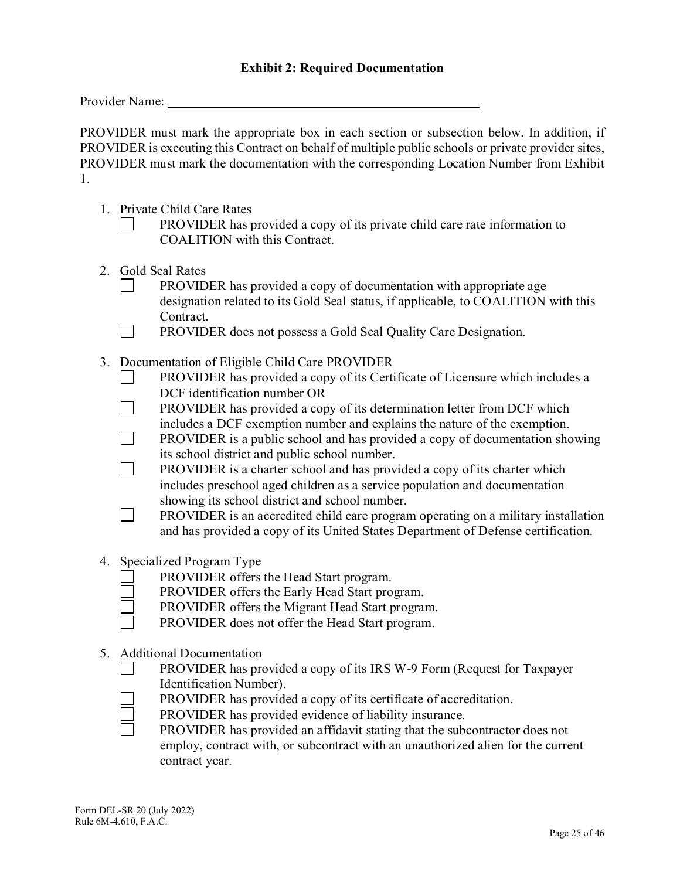### Exhibit 2: Required Documentation

Provider Name: ______________________________________________

PROVIDER must mark the appropriate box in each section or subsection below. In addition, if PROVIDER is executing this Contract on behalf of multiple public schools or private provider sites, PROVIDER must mark the documentation with the corresponding Location Number from Exhibit 1.

1. Private Child Care Rates
   - ☐ PROVIDER has provided a copy of its private child care rate information to COALITION with this Contract.

2. Gold Seal Rates
   - ☐ PROVIDER has provided a copy of documentation with appropriate age designation related to its Gold Seal status, if applicable, to COALITION with this Contract.
   - ☐ PROVIDER does not possess a Gold Seal Quality Care Designation.

3. Documentation of Eligible Child Care PROVIDER
   - ☐ PROVIDER has provided a copy of its Certificate of Licensure which includes a DCF identification number OR
   - ☐ PROVIDER has provided a copy of its determination letter from DCF which includes a DCF exemption number and explains the nature of the exemption.
   - ☐ PROVIDER is a public school and has provided a copy of documentation showing its school district and public school number.
   - ☐ PROVIDER is a charter school and has provided a copy of its charter which includes preschool aged children as a service population and documentation showing its school district and school number.
   - ☐ PROVIDER is an accredited child care program operating on a military installation and has provided a copy of its United States Department of Defense certification.

4. Specialized Program Type
   - ☐ PROVIDER offers the Head Start program.
   - ☐ PROVIDER offers the Early Head Start program.
   - ☐ PROVIDER offers the Migrant Head Start program.
   - ☐ PROVIDER does not offer the Head Start program.

5. Additional Documentation
   - ☐ PROVIDER has provided a copy of its IRS W-9 Form (Request for Taxpayer Identification Number).
   - ☐ PROVIDER has provided a copy of its certificate of accreditation.
   - ☐ PROVIDER has provided evidence of liability insurance.
   - ☐ PROVIDER has provided an affidavit stating that the subcontractor does not employ, contract with, or subcontract with an unauthorized alien for the current contract year.

Form DEL-SR 20 (July 2022)
Rule 6M-4.610, F.A.C.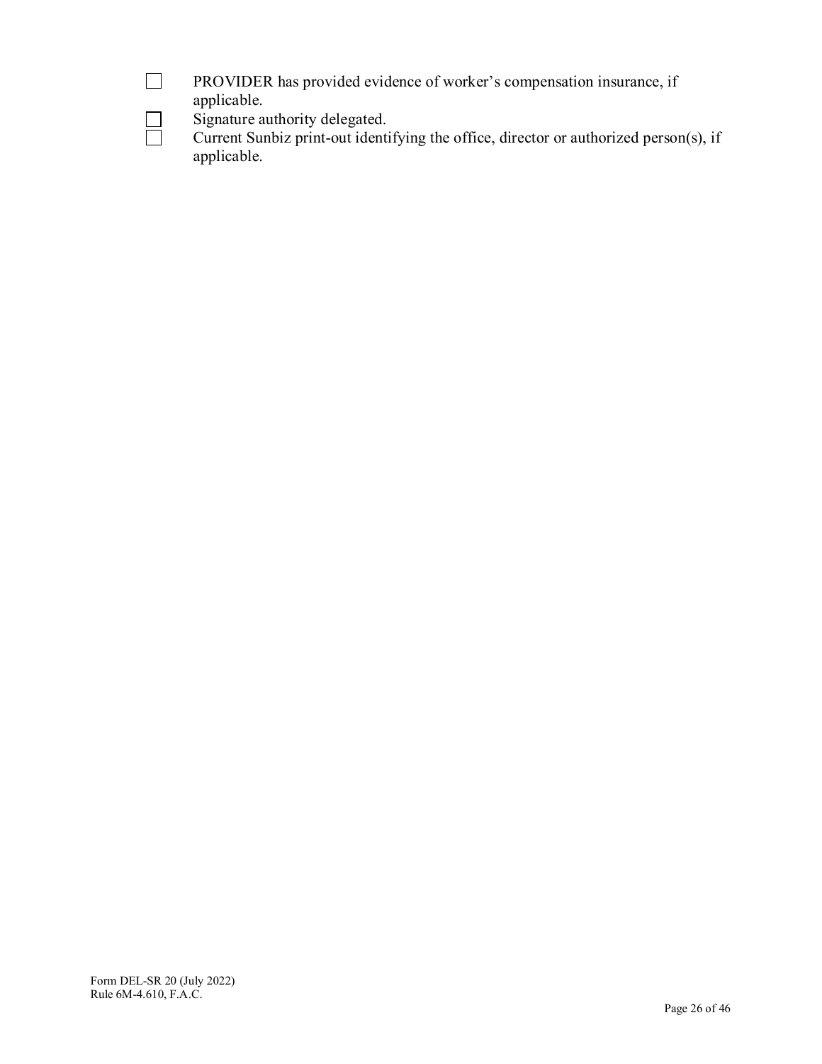- ☐ PROVIDER has provided evidence of worker's compensation insurance, if applicable.
- ☐ Signature authority delegated.
- ☐ Current Sunbiz print-out identifying the office, director or authorized person(s), if applicable.

Form DEL-SR 20 (July 2022)
Rule 6M-4.610, F.A.C.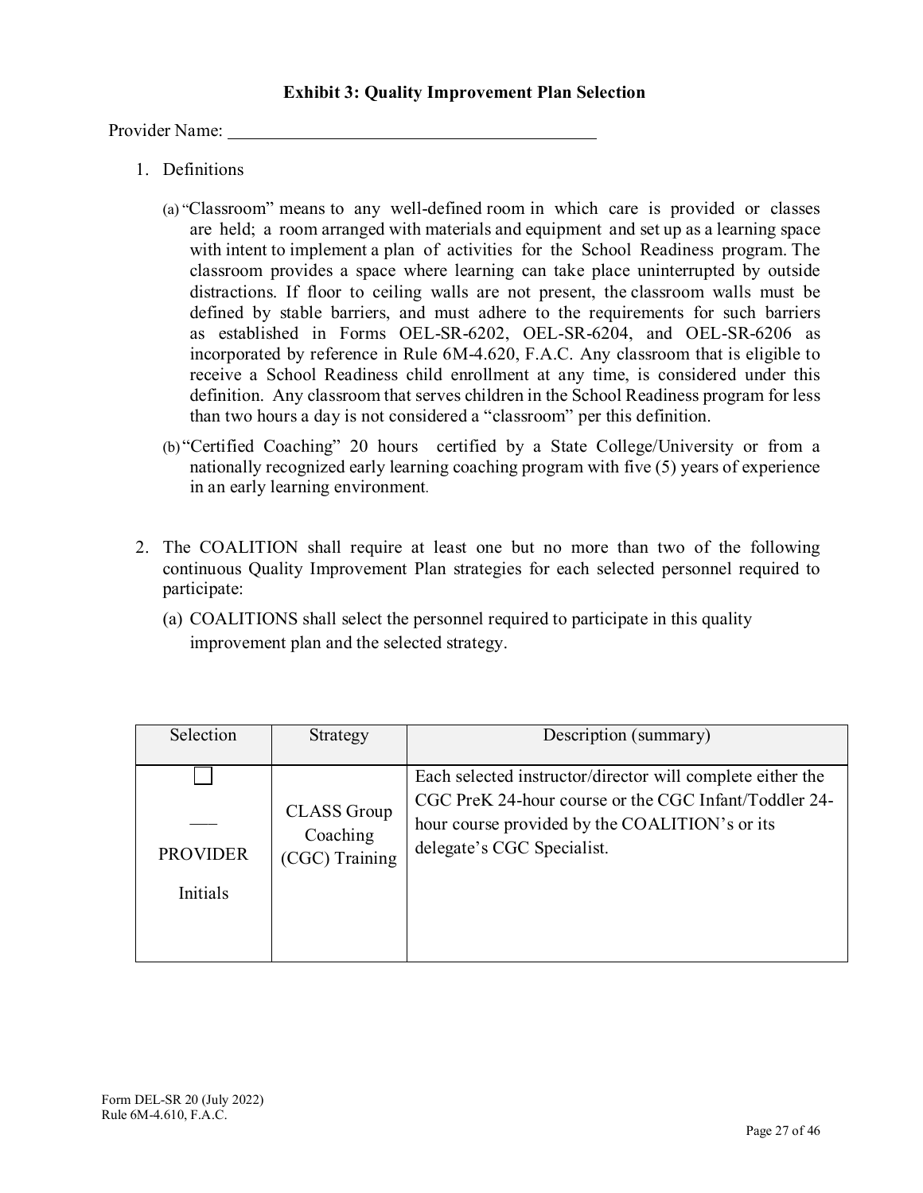**Exhibit 3: Quality Improvement Plan Selection**

Provider Name: ___________________________________________

1. Definitions

   (a) "Classroom" means to any well-defined room in which care is provided or classes are held; a room arranged with materials and equipment and set up as a learning space with intent to implement a plan of activities for the School Readiness program. The classroom provides a space where learning can take place uninterrupted by outside distractions. If floor to ceiling walls are not present, the classroom walls must be defined by stable barriers, and must adhere to the requirements for such barriers as established in Forms OEL-SR-6202, OEL-SR-6204, and OEL-SR-6206 as incorporated by reference in Rule 6M-4.620, F.A.C. Any classroom that is eligible to receive a School Readiness child enrollment at any time, is considered under this definition. Any classroom that serves children in the School Readiness program for less than two hours a day is not considered a "classroom" per this definition.

   (b) "Certified Coaching" 20 hours certified by a State College/University or from a nationally recognized early learning coaching program with five (5) years of experience in an early learning environment.

2. The COALITION shall require at least one but no more than two of the following continuous Quality Improvement Plan strategies for each selected personnel required to participate:

   (a) COALITIONS shall select the personnel required to participate in this quality improvement plan and the selected strategy.

| Selection | Strategy | Description (summary) |
|---|---|---|
| ☐ ___ PROVIDER Initials | CLASS Group Coaching (CGC) Training | Each selected instructor/director will complete either the CGC PreK 24-hour course or the CGC Infant/Toddler 24-hour course provided by the COALITION's or its delegate's CGC Specialist. |

Form DEL-SR 20 (July 2022)
Rule 6M-4.610, F.A.C.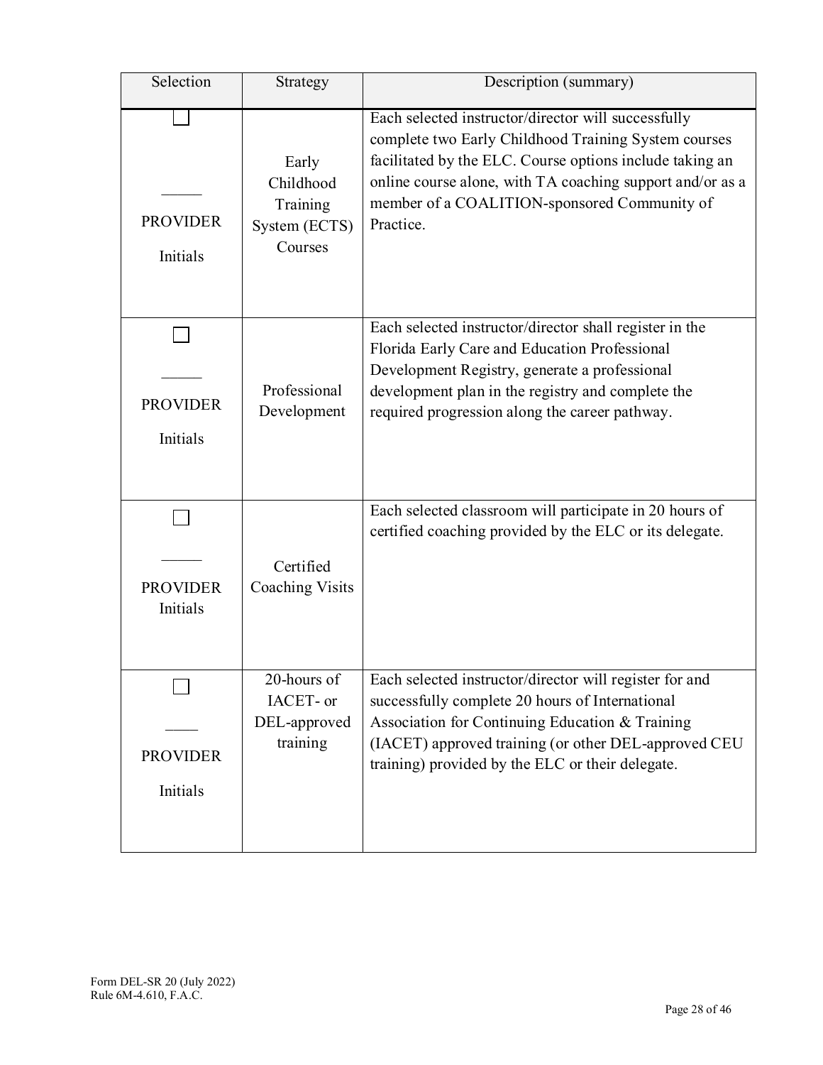| Selection | Strategy | Description (summary) |
|---|---|---|
| ☐ _____ PROVIDER Initials | Early Childhood Training System (ECTS) Courses | Each selected instructor/director will successfully complete two Early Childhood Training System courses facilitated by the ELC. Course options include taking an online course alone, with TA coaching support and/or as a member of a COALITION-sponsored Community of Practice. |
| ☐ _____ PROVIDER Initials | Professional Development | Each selected instructor/director shall register in the Florida Early Care and Education Professional Development Registry, generate a professional development plan in the registry and complete the required progression along the career pathway. |
| ☐ _____ PROVIDER Initials | Certified Coaching Visits | Each selected classroom will participate in 20 hours of certified coaching provided by the ELC or its delegate. |
| ☐ ____ PROVIDER Initials | 20-hours of IACET- or DEL-approved training | Each selected instructor/director will register for and successfully complete 20 hours of International Association for Continuing Education & Training (IACET) approved training (or other DEL-approved CEU training) provided by the ELC or their delegate. |

Form DEL-SR 20 (July 2022)
Rule 6M-4.610, F.A.C.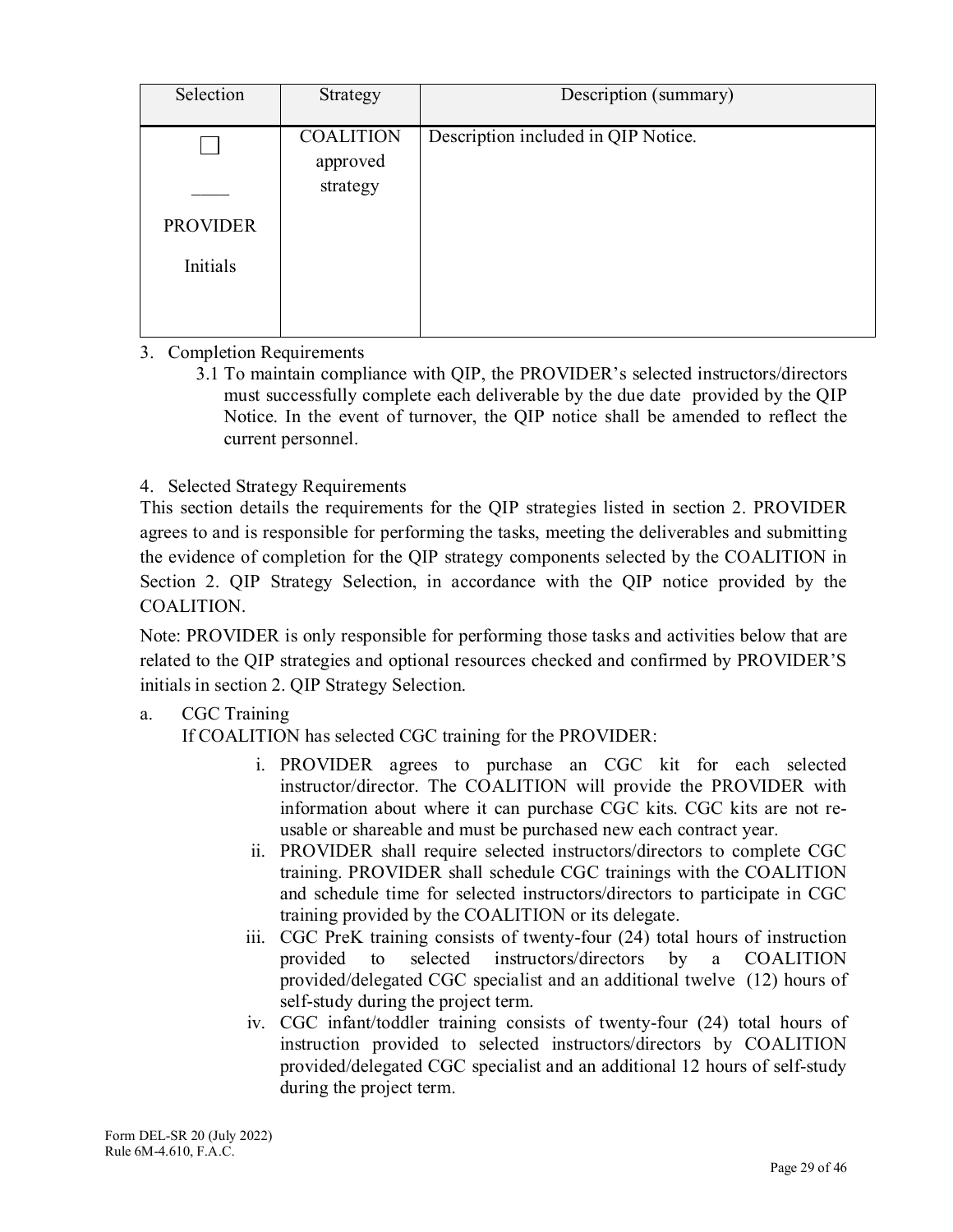| Selection | Strategy | Description (summary) |
| --- | --- | --- |
| ☐<br>____<br>PROVIDER<br>Initials | COALITION approved strategy | Description included in QIP Notice. |

3. Completion Requirements
   3.1 To maintain compliance with QIP, the PROVIDER's selected instructors/directors must successfully complete each deliverable by the due date provided by the QIP Notice. In the event of turnover, the QIP notice shall be amended to reflect the current personnel.

4. Selected Strategy Requirements

This section details the requirements for the QIP strategies listed in section 2. PROVIDER agrees to and is responsible for performing the tasks, meeting the deliverables and submitting the evidence of completion for the QIP strategy components selected by the COALITION in Section 2. QIP Strategy Selection, in accordance with the QIP notice provided by the COALITION.

Note: PROVIDER is only responsible for performing those tasks and activities below that are related to the QIP strategies and optional resources checked and confirmed by PROVIDER'S initials in section 2. QIP Strategy Selection.

a. CGC Training

If COALITION has selected CGC training for the PROVIDER:

i. PROVIDER agrees to purchase an CGC kit for each selected instructor/director. The COALITION will provide the PROVIDER with information about where it can purchase CGC kits. CGC kits are not re-usable or shareable and must be purchased new each contract year.

ii. PROVIDER shall require selected instructors/directors to complete CGC training. PROVIDER shall schedule CGC trainings with the COALITION and schedule time for selected instructors/directors to participate in CGC training provided by the COALITION or its delegate.

iii. CGC PreK training consists of twenty-four (24) total hours of instruction provided to selected instructors/directors by a COALITION provided/delegated CGC specialist and an additional twelve (12) hours of self-study during the project term.

iv. CGC infant/toddler training consists of twenty-four (24) total hours of instruction provided to selected instructors/directors by COALITION provided/delegated CGC specialist and an additional 12 hours of self-study during the project term.

Form DEL-SR 20 (July 2022)
Rule 6M-4.610, F.A.C.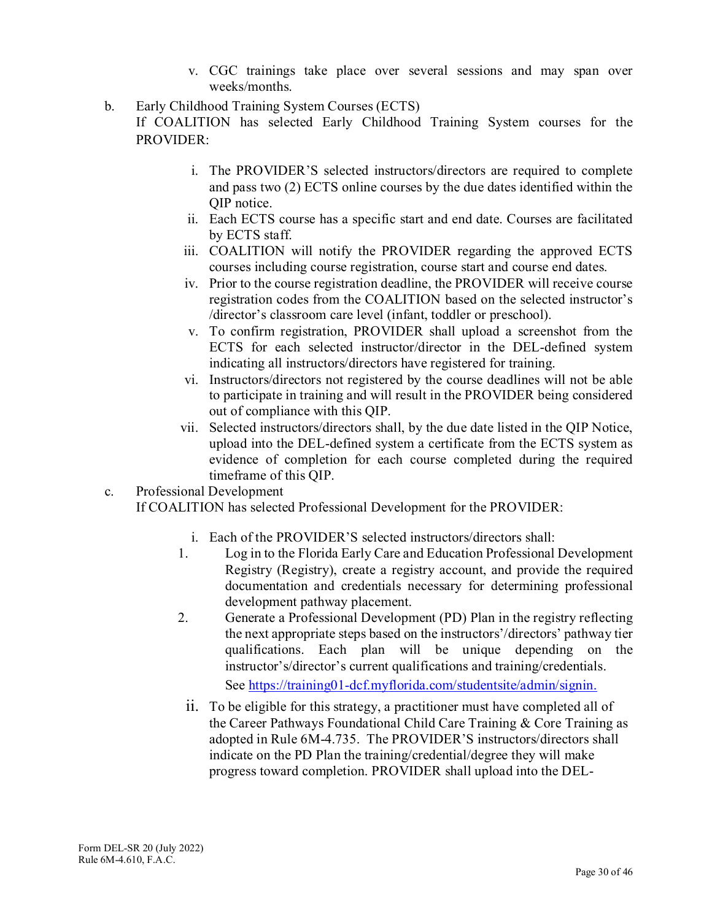v. CGC trainings take place over several sessions and may span over weeks/months.

b. Early Childhood Training System Courses (ECTS)
If COALITION has selected Early Childhood Training System courses for the PROVIDER:

i. The PROVIDER'S selected instructors/directors are required to complete and pass two (2) ECTS online courses by the due dates identified within the QIP notice.

ii. Each ECTS course has a specific start and end date. Courses are facilitated by ECTS staff.

iii. COALITION will notify the PROVIDER regarding the approved ECTS courses including course registration, course start and course end dates.

iv. Prior to the course registration deadline, the PROVIDER will receive course registration codes from the COALITION based on the selected instructor's /director's classroom care level (infant, toddler or preschool).

v. To confirm registration, PROVIDER shall upload a screenshot from the ECTS for each selected instructor/director in the DEL-defined system indicating all instructors/directors have registered for training.

vi. Instructors/directors not registered by the course deadlines will not be able to participate in training and will result in the PROVIDER being considered out of compliance with this QIP.

vii. Selected instructors/directors shall, by the due date listed in the QIP Notice, upload into the DEL-defined system a certificate from the ECTS system as evidence of completion for each course completed during the required timeframe of this QIP.

c. Professional Development
If COALITION has selected Professional Development for the PROVIDER:

i. Each of the PROVIDER'S selected instructors/directors shall:

1. Log in to the Florida Early Care and Education Professional Development Registry (Registry), create a registry account, and provide the required documentation and credentials necessary for determining professional development pathway placement.

2. Generate a Professional Development (PD) Plan in the registry reflecting the next appropriate steps based on the instructors'/directors' pathway tier qualifications. Each plan will be unique depending on the instructor's/director's current qualifications and training/credentials.
See [https://training01-dcf.myflorida.com/studentsite/admin/signin.](https://training01-dcf.myflorida.com/studentsite/admin/signin)

ii. To be eligible for this strategy, a practitioner must have completed all of the Career Pathways Foundational Child Care Training & Core Training as adopted in Rule 6M-4.735. The PROVIDER'S instructors/directors shall indicate on the PD Plan the training/credential/degree they will make progress toward completion. PROVIDER shall upload into the DEL-

Form DEL-SR 20 (July 2022)
Rule 6M-4.610, F.A.C.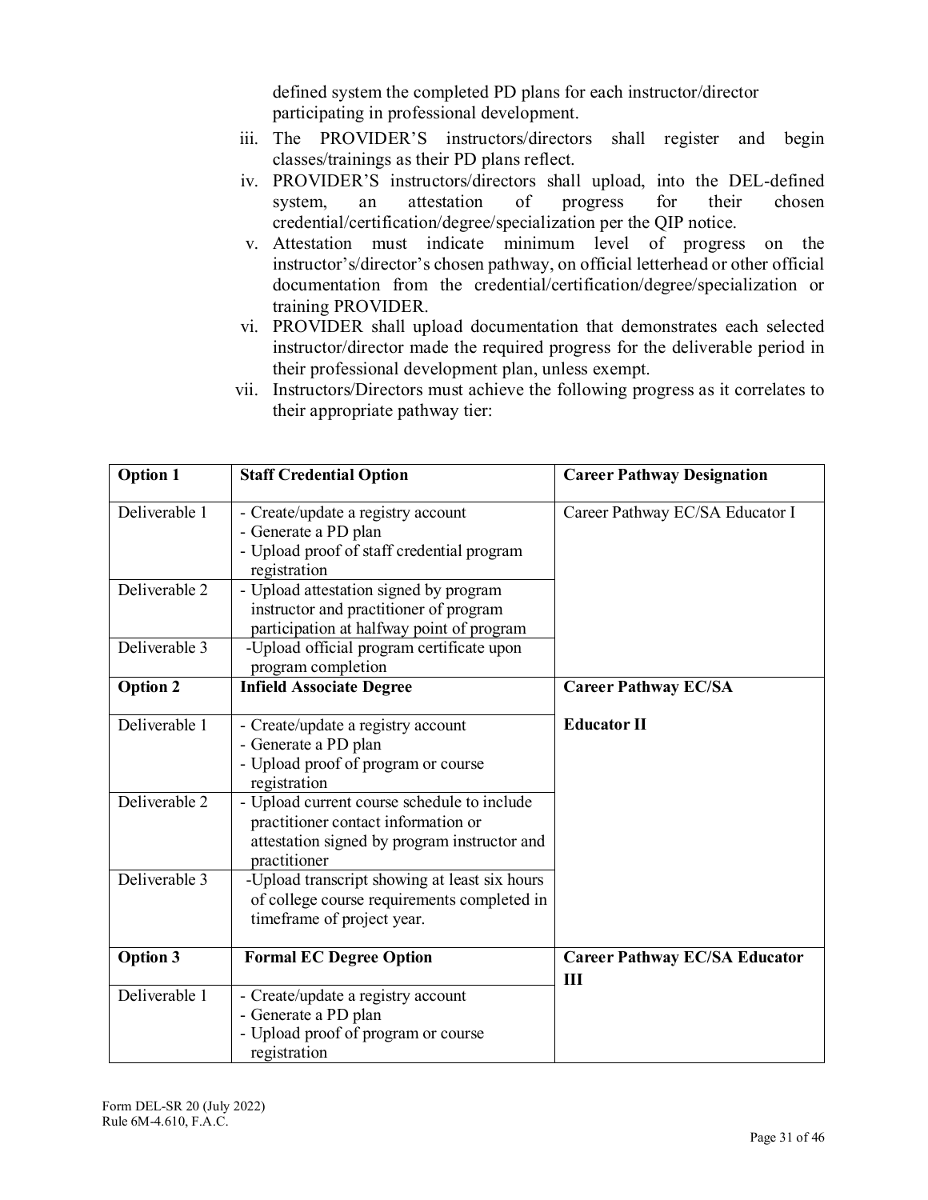defined system the completed PD plans for each instructor/director participating in professional development.

iii. The PROVIDER'S instructors/directors shall register and begin classes/trainings as their PD plans reflect.

iv. PROVIDER'S instructors/directors shall upload, into the DEL-defined system, an attestation of progress for their chosen credential/certification/degree/specialization per the QIP notice.

v. Attestation must indicate minimum level of progress on the instructor's/director's chosen pathway, on official letterhead or other official documentation from the credential/certification/degree/specialization or training PROVIDER.

vi. PROVIDER shall upload documentation that demonstrates each selected instructor/director made the required progress for the deliverable period in their professional development plan, unless exempt.

vii. Instructors/Directors must achieve the following progress as it correlates to their appropriate pathway tier:

| **Option 1** | **Staff Credential Option** | **Career Pathway Designation** |
|---|---|---|
| Deliverable 1 | - Create/update a registry account<br>- Generate a PD plan<br>- Upload proof of staff credential program registration | Career Pathway EC/SA Educator I |
| Deliverable 2 | - Upload attestation signed by program instructor and practitioner of program participation at halfway point of program | |
| Deliverable 3 | -Upload official program certificate upon program completion | |
| **Option 2** | **Infield Associate Degree** | **Career Pathway EC/SA Educator II** |
| Deliverable 1 | - Create/update a registry account<br>- Generate a PD plan<br>- Upload proof of program or course registration | |
| Deliverable 2 | - Upload current course schedule to include practitioner contact information or attestation signed by program instructor and practitioner | |
| Deliverable 3 | -Upload transcript showing at least six hours of college course requirements completed in timeframe of project year. | |
| **Option 3** | **Formal EC Degree Option** | **Career Pathway EC/SA Educator III** |
| Deliverable 1 | - Create/update a registry account<br>- Generate a PD plan<br>- Upload proof of program or course registration | |

Form DEL-SR 20 (July 2022)
Rule 6M-4.610, F.A.C.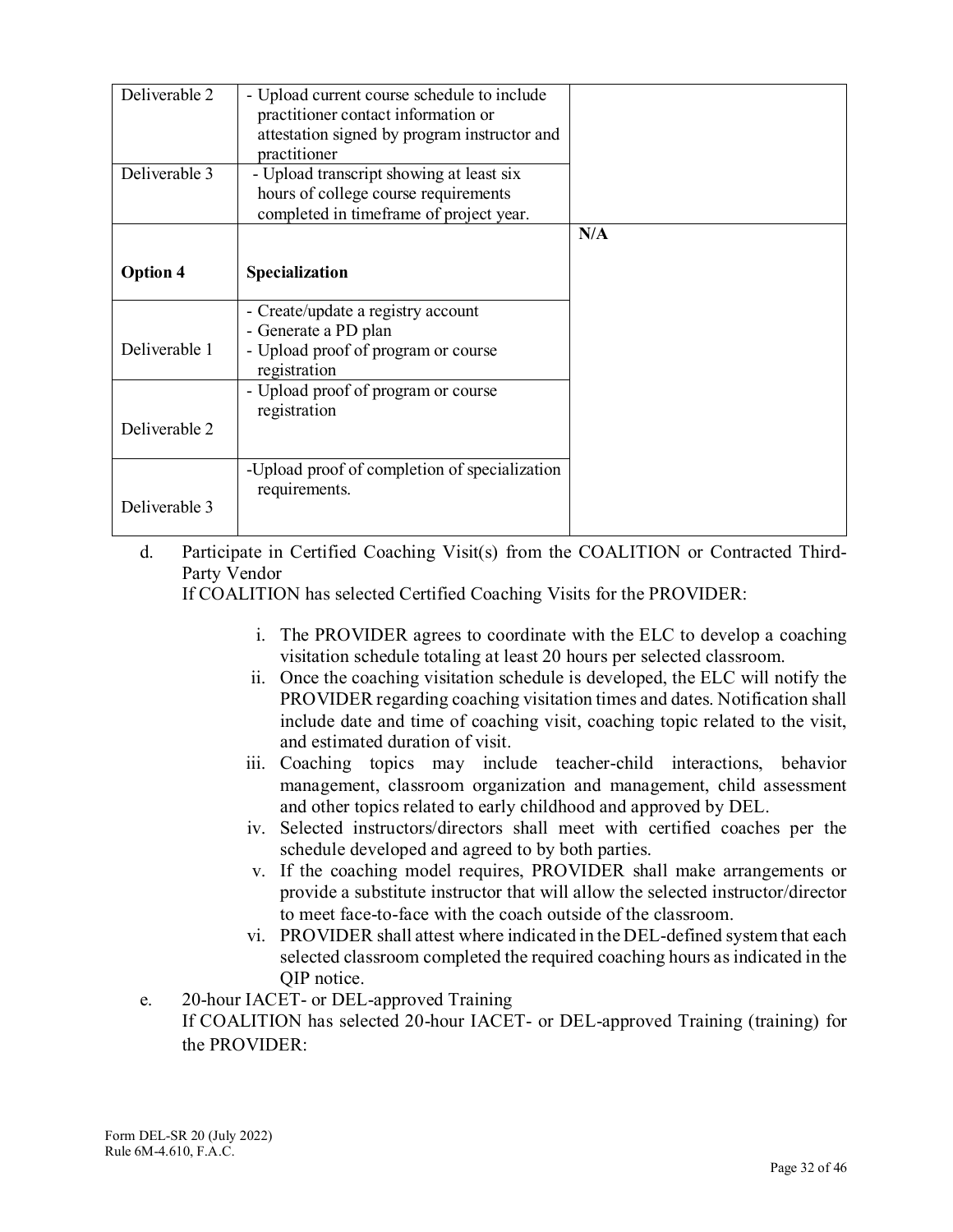| | | |
|---|---|---|
| Deliverable 2 | - Upload current course schedule to include practitioner contact information or attestation signed by program instructor and practitioner | |
| Deliverable 3 | - Upload transcript showing at least six hours of college course requirements completed in timeframe of project year. | |
| **Option 4** | **Specialization** | **N/A** |
| Deliverable 1 | - Create/update a registry account<br>- Generate a PD plan<br>- Upload proof of program or course registration | |
| Deliverable 2 | - Upload proof of program or course registration | |
| Deliverable 3 | -Upload proof of completion of specialization requirements. | |

d. Participate in Certified Coaching Visit(s) from the COALITION or Contracted Third-Party Vendor
If COALITION has selected Certified Coaching Visits for the PROVIDER:

i. The PROVIDER agrees to coordinate with the ELC to develop a coaching visitation schedule totaling at least 20 hours per selected classroom.
ii. Once the coaching visitation schedule is developed, the ELC will notify the PROVIDER regarding coaching visitation times and dates. Notification shall include date and time of coaching visit, coaching topic related to the visit, and estimated duration of visit.
iii. Coaching topics may include teacher-child interactions, behavior management, classroom organization and management, child assessment and other topics related to early childhood and approved by DEL.
iv. Selected instructors/directors shall meet with certified coaches per the schedule developed and agreed to by both parties.
v. If the coaching model requires, PROVIDER shall make arrangements or provide a substitute instructor that will allow the selected instructor/director to meet face-to-face with the coach outside of the classroom.
vi. PROVIDER shall attest where indicated in the DEL-defined system that each selected classroom completed the required coaching hours as indicated in the QIP notice.

e. 20-hour IACET- or DEL-approved Training
If COALITION has selected 20-hour IACET- or DEL-approved Training (training) for the PROVIDER: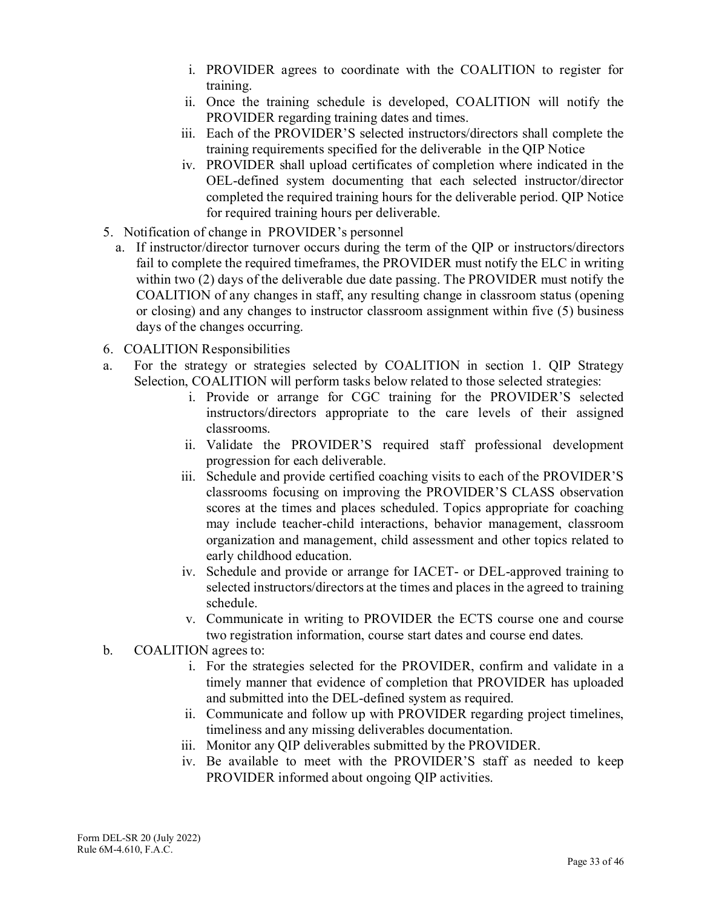i. PROVIDER agrees to coordinate with the COALITION to register for training.
ii. Once the training schedule is developed, COALITION will notify the PROVIDER regarding training dates and times.
iii. Each of the PROVIDER'S selected instructors/directors shall complete the training requirements specified for the deliverable in the QIP Notice
iv. PROVIDER shall upload certificates of completion where indicated in the OEL-defined system documenting that each selected instructor/director completed the required training hours for the deliverable period. QIP Notice for required training hours per deliverable.

5. Notification of change in PROVIDER's personnel
   a. If instructor/director turnover occurs during the term of the QIP or instructors/directors fail to complete the required timeframes, the PROVIDER must notify the ELC in writing within two (2) days of the deliverable due date passing. The PROVIDER must notify the COALITION of any changes in staff, any resulting change in classroom status (opening or closing) and any changes to instructor classroom assignment within five (5) business days of the changes occurring.

6. COALITION Responsibilities

a. For the strategy or strategies selected by COALITION in section 1. QIP Strategy Selection, COALITION will perform tasks below related to those selected strategies:
   i. Provide or arrange for CGC training for the PROVIDER'S selected instructors/directors appropriate to the care levels of their assigned classrooms.
   ii. Validate the PROVIDER'S required staff professional development progression for each deliverable.
   iii. Schedule and provide certified coaching visits to each of the PROVIDER'S classrooms focusing on improving the PROVIDER'S CLASS observation scores at the times and places scheduled. Topics appropriate for coaching may include teacher-child interactions, behavior management, classroom organization and management, child assessment and other topics related to early childhood education.
   iv. Schedule and provide or arrange for IACET- or DEL-approved training to selected instructors/directors at the times and places in the agreed to training schedule.
   v. Communicate in writing to PROVIDER the ECTS course one and course two registration information, course start dates and course end dates.

b. COALITION agrees to:
   i. For the strategies selected for the PROVIDER, confirm and validate in a timely manner that evidence of completion that PROVIDER has uploaded and submitted into the DEL-defined system as required.
   ii. Communicate and follow up with PROVIDER regarding project timelines, timeliness and any missing deliverables documentation.
   iii. Monitor any QIP deliverables submitted by the PROVIDER.
   iv. Be available to meet with the PROVIDER'S staff as needed to keep PROVIDER informed about ongoing QIP activities.

Form DEL-SR 20 (July 2022)
Rule 6M-4.610, F.A.C.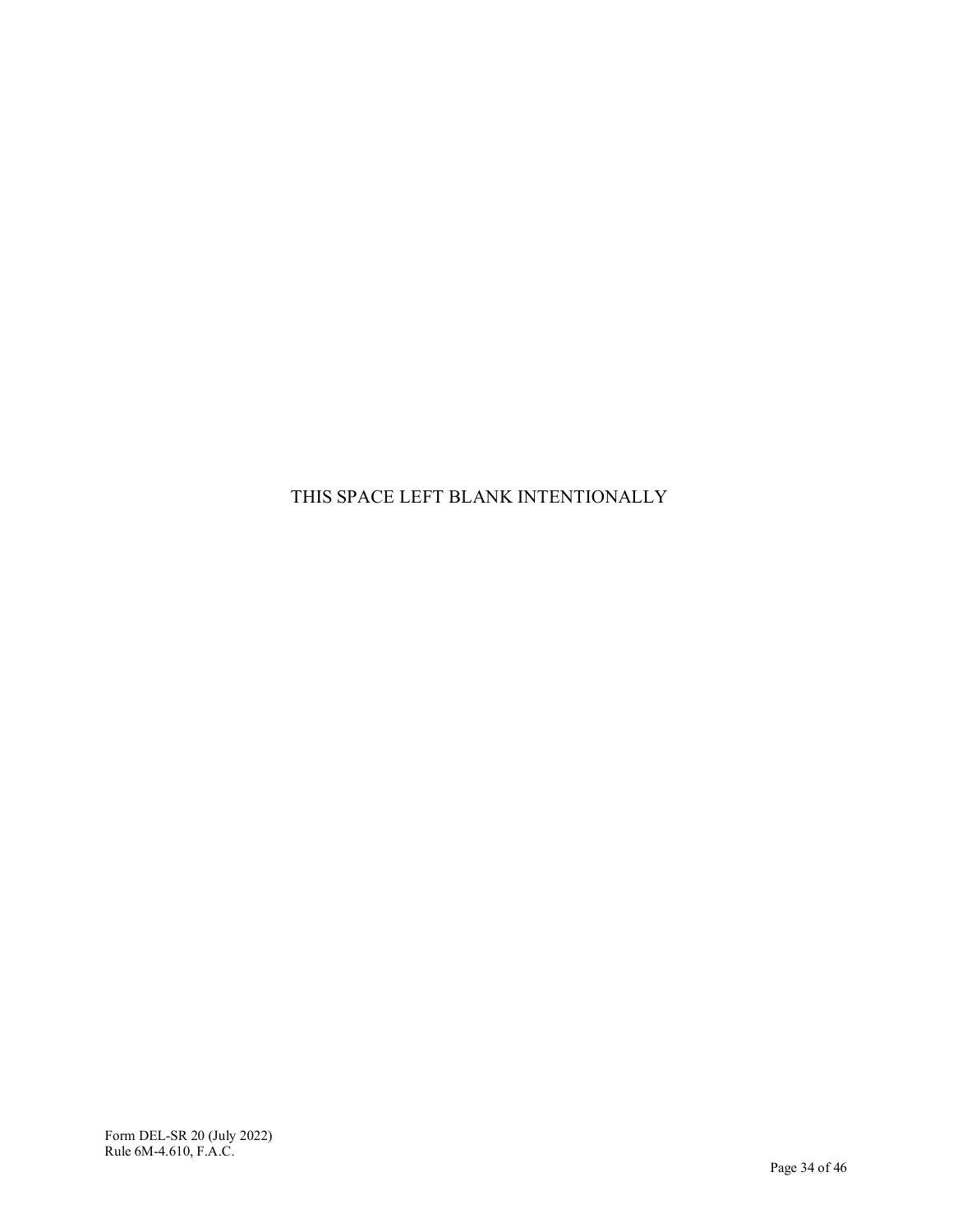THIS SPACE LEFT BLANK INTENTIONALLY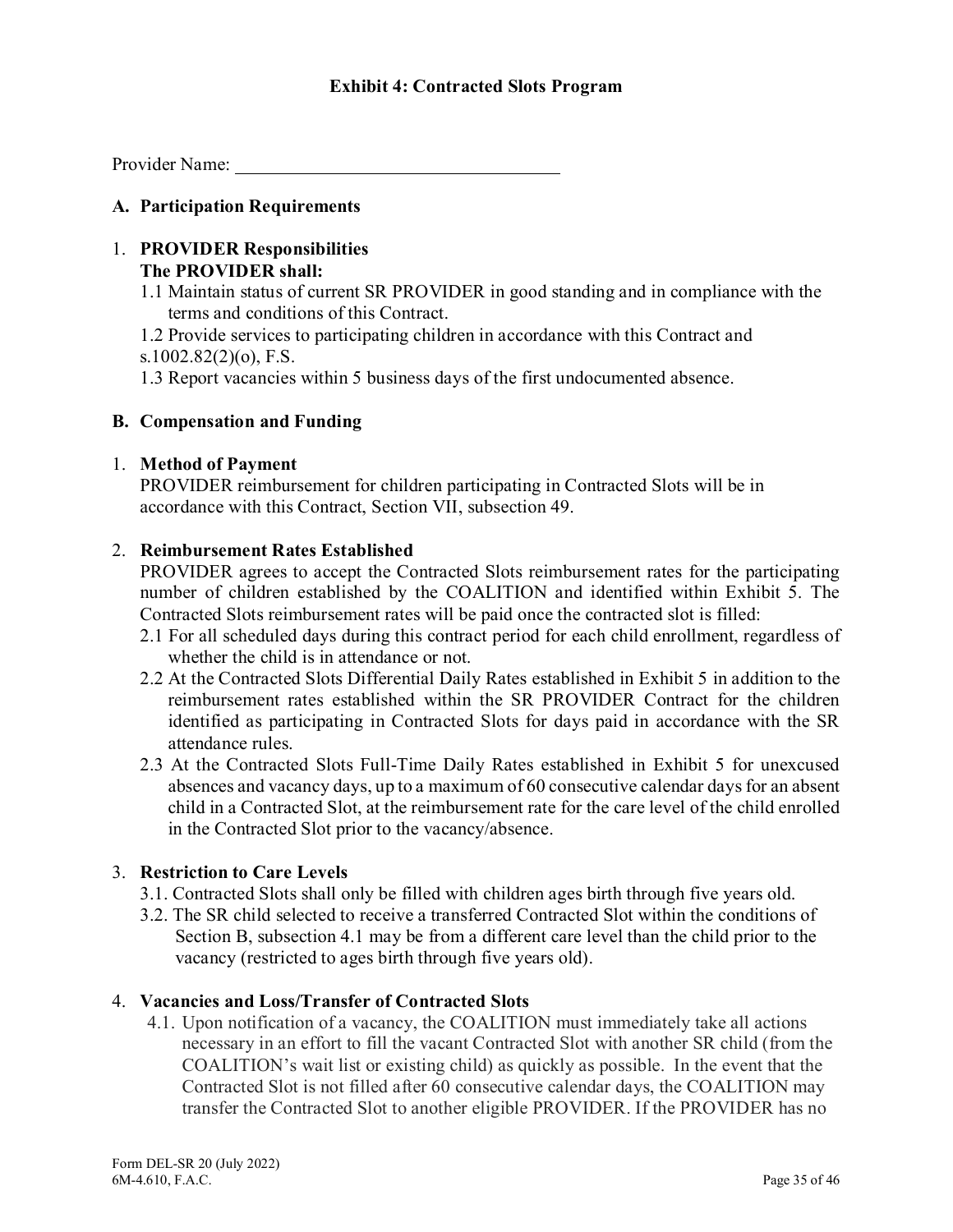## Exhibit 4: Contracted Slots Program

Provider Name: ___________________________________

### A. Participation Requirements

1. **PROVIDER Responsibilities**
   **The PROVIDER shall:**
   1.1 Maintain status of current SR PROVIDER in good standing and in compliance with the terms and conditions of this Contract.
   1.2 Provide services to participating children in accordance with this Contract and s.1002.82(2)(o), F.S.
   1.3 Report vacancies within 5 business days of the first undocumented absence.

### B. Compensation and Funding

1. **Method of Payment**
   PROVIDER reimbursement for children participating in Contracted Slots will be in accordance with this Contract, Section VII, subsection 49.

2. **Reimbursement Rates Established**
   PROVIDER agrees to accept the Contracted Slots reimbursement rates for the participating number of children established by the COALITION and identified within Exhibit 5. The Contracted Slots reimbursement rates will be paid once the contracted slot is filled:
   2.1 For all scheduled days during this contract period for each child enrollment, regardless of whether the child is in attendance or not.
   2.2 At the Contracted Slots Differential Daily Rates established in Exhibit 5 in addition to the reimbursement rates established within the SR PROVIDER Contract for the children identified as participating in Contracted Slots for days paid in accordance with the SR attendance rules.
   2.3 At the Contracted Slots Full-Time Daily Rates established in Exhibit 5 for unexcused absences and vacancy days, up to a maximum of 60 consecutive calendar days for an absent child in a Contracted Slot, at the reimbursement rate for the care level of the child enrolled in the Contracted Slot prior to the vacancy/absence.

3. **Restriction to Care Levels**
   3.1. Contracted Slots shall only be filled with children ages birth through five years old.
   3.2. The SR child selected to receive a transferred Contracted Slot within the conditions of Section B, subsection 4.1 may be from a different care level than the child prior to the vacancy (restricted to ages birth through five years old).

4. **Vacancies and Loss/Transfer of Contracted Slots**
   4.1. Upon notification of a vacancy, the COALITION must immediately take all actions necessary in an effort to fill the vacant Contracted Slot with another SR child (from the COALITION's wait list or existing child) as quickly as possible. In the event that the Contracted Slot is not filled after 60 consecutive calendar days, the COALITION may transfer the Contracted Slot to another eligible PROVIDER. If the PROVIDER has no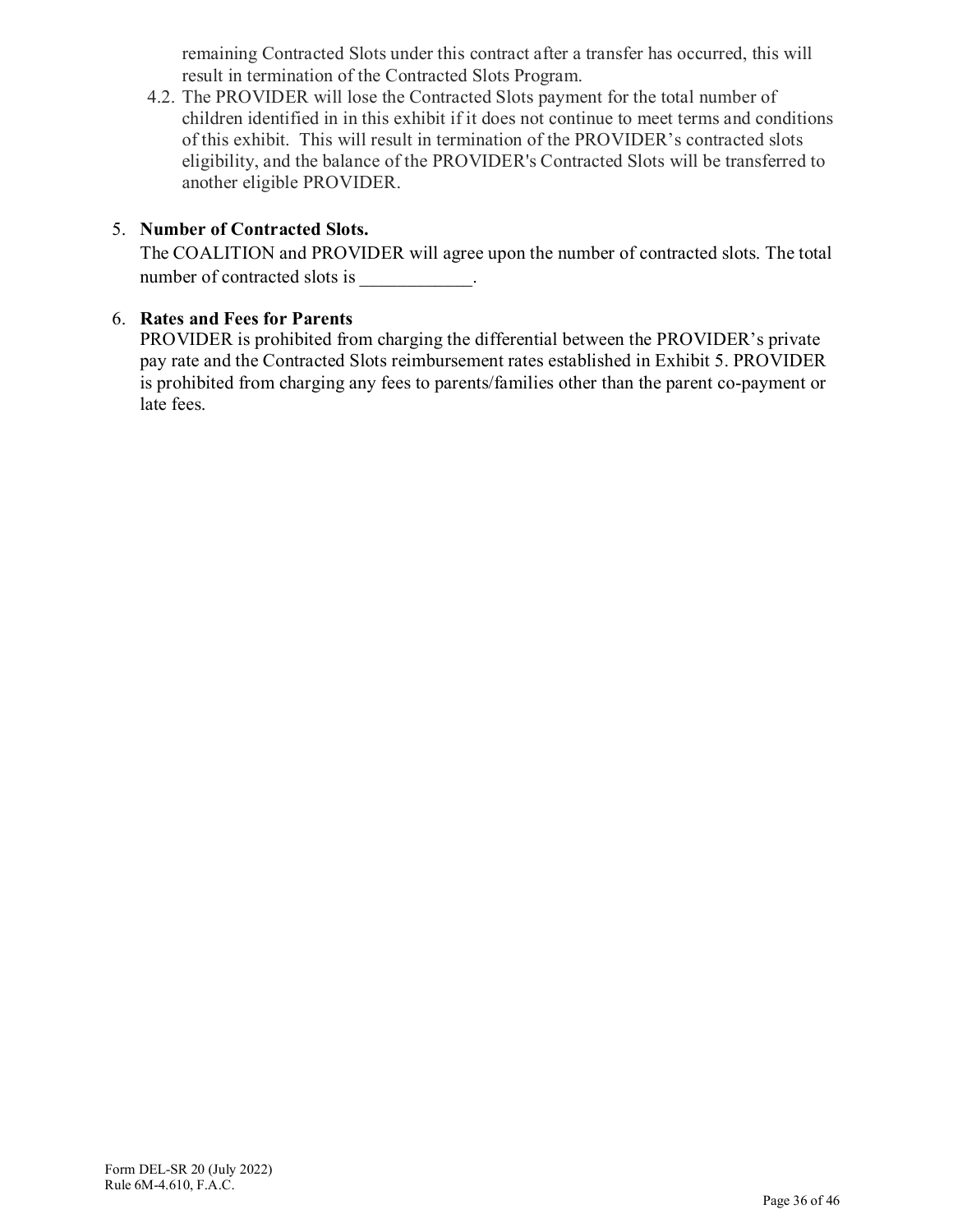remaining Contracted Slots under this contract after a transfer has occurred, this will result in termination of the Contracted Slots Program.

4.2. The PROVIDER will lose the Contracted Slots payment for the total number of children identified in in this exhibit if it does not continue to meet terms and conditions of this exhibit. This will result in termination of the PROVIDER's contracted slots eligibility, and the balance of the PROVIDER's Contracted Slots will be transferred to another eligible PROVIDER.

5. **Number of Contracted Slots.**
   The COALITION and PROVIDER will agree upon the number of contracted slots. The total number of contracted slots is ____________.

6. **Rates and Fees for Parents**
   PROVIDER is prohibited from charging the differential between the PROVIDER's private pay rate and the Contracted Slots reimbursement rates established in Exhibit 5. PROVIDER is prohibited from charging any fees to parents/families other than the parent co-payment or late fees.

Form DEL-SR 20 (July 2022)
Rule 6M-4.610, F.A.C.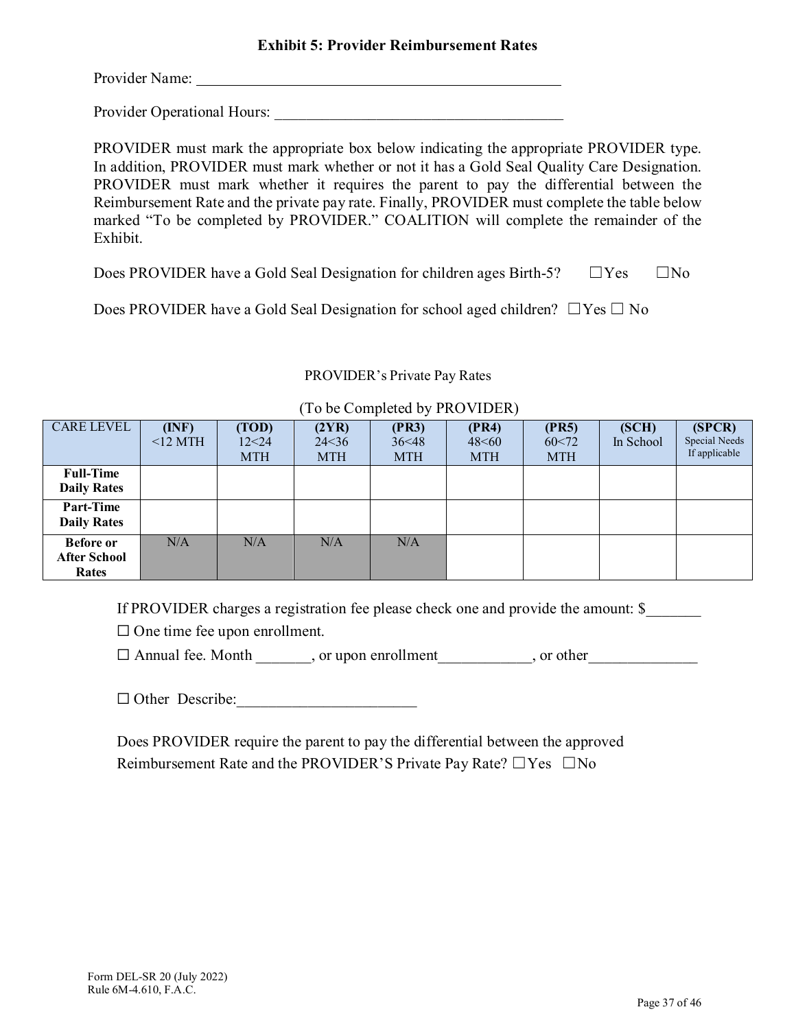### Exhibit 5: Provider Reimbursement Rates

Provider Name: ___________________________________________________

Provider Operational Hours: _______________________________________

PROVIDER must mark the appropriate box below indicating the appropriate PROVIDER type. In addition, PROVIDER must mark whether or not it has a Gold Seal Quality Care Designation. PROVIDER must mark whether it requires the parent to pay the differential between the Reimbursement Rate and the private pay rate. Finally, PROVIDER must complete the table below marked "To be completed by PROVIDER." COALITION will complete the remainder of the Exhibit.

Does PROVIDER have a Gold Seal Designation for children ages Birth-5? ☐Yes ☐No

Does PROVIDER have a Gold Seal Designation for school aged children? ☐Yes ☐ No

PROVIDER's Private Pay Rates

(To be Completed by PROVIDER)

| CARE LEVEL | **(INF)** <12 MTH | **(TOD)** 12<24 MTH | **(2YR)** 24<36 MTH | **(PR3)** 36<48 MTH | **(PR4)** 48<60 MTH | **(PR5)** 60<72 MTH | **(SCH)** In School | **(SPCR)** Special Needs If applicable |
|---|---|---|---|---|---|---|---|---|
| **Full-Time Daily Rates** | | | | | | | | |
| **Part-Time Daily Rates** | | | | | | | | |
| **Before or After School Rates** | N/A | N/A | N/A | N/A | | | | |

If PROVIDER charges a registration fee please check one and provide the amount: $_______

☐ One time fee upon enrollment.

☐ Annual fee. Month _______, or upon enrollment____________, or other______________

☐ Other Describe:_______________________

Does PROVIDER require the parent to pay the differential between the approved Reimbursement Rate and the PROVIDER'S Private Pay Rate? ☐Yes ☐No

Form DEL-SR 20 (July 2022)
Rule 6M-4.610, F.A.C.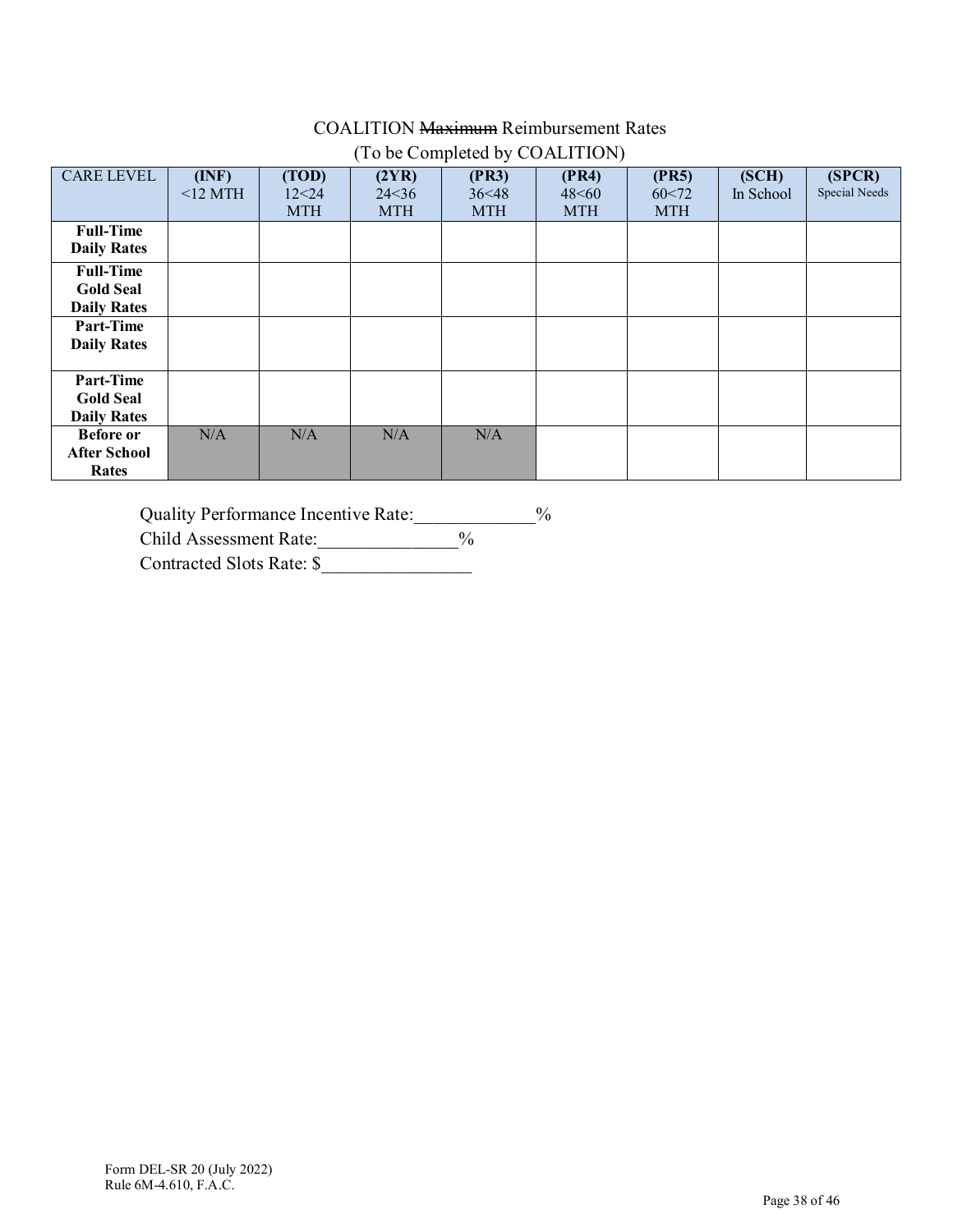COALITION ~~Maximum~~ Reimbursement Rates
(To be Completed by COALITION)

| CARE LEVEL | **(INF)** <12 MTH | **(TOD)** 12<24 MTH | **(2YR)** 24<36 MTH | **(PR3)** 36<48 MTH | **(PR4)** 48<60 MTH | **(PR5)** 60<72 MTH | **(SCH)** In School | **(SPCR)** Special Needs |
|---|---|---|---|---|---|---|---|---|
| **Full-Time Daily Rates** | | | | | | | | |
| **Full-Time Gold Seal Daily Rates** | | | | | | | | |
| **Part-Time Daily Rates** | | | | | | | | |
| **Part-Time Gold Seal Daily Rates** | | | | | | | | |
| **Before or After School Rates** | N/A | N/A | N/A | N/A | | | | |

Quality Performance Incentive Rate:_____________%
Child Assessment Rate:_______________%
Contracted Slots Rate: $________________

Form DEL-SR 20 (July 2022)
Rule 6M-4.610, F.A.C.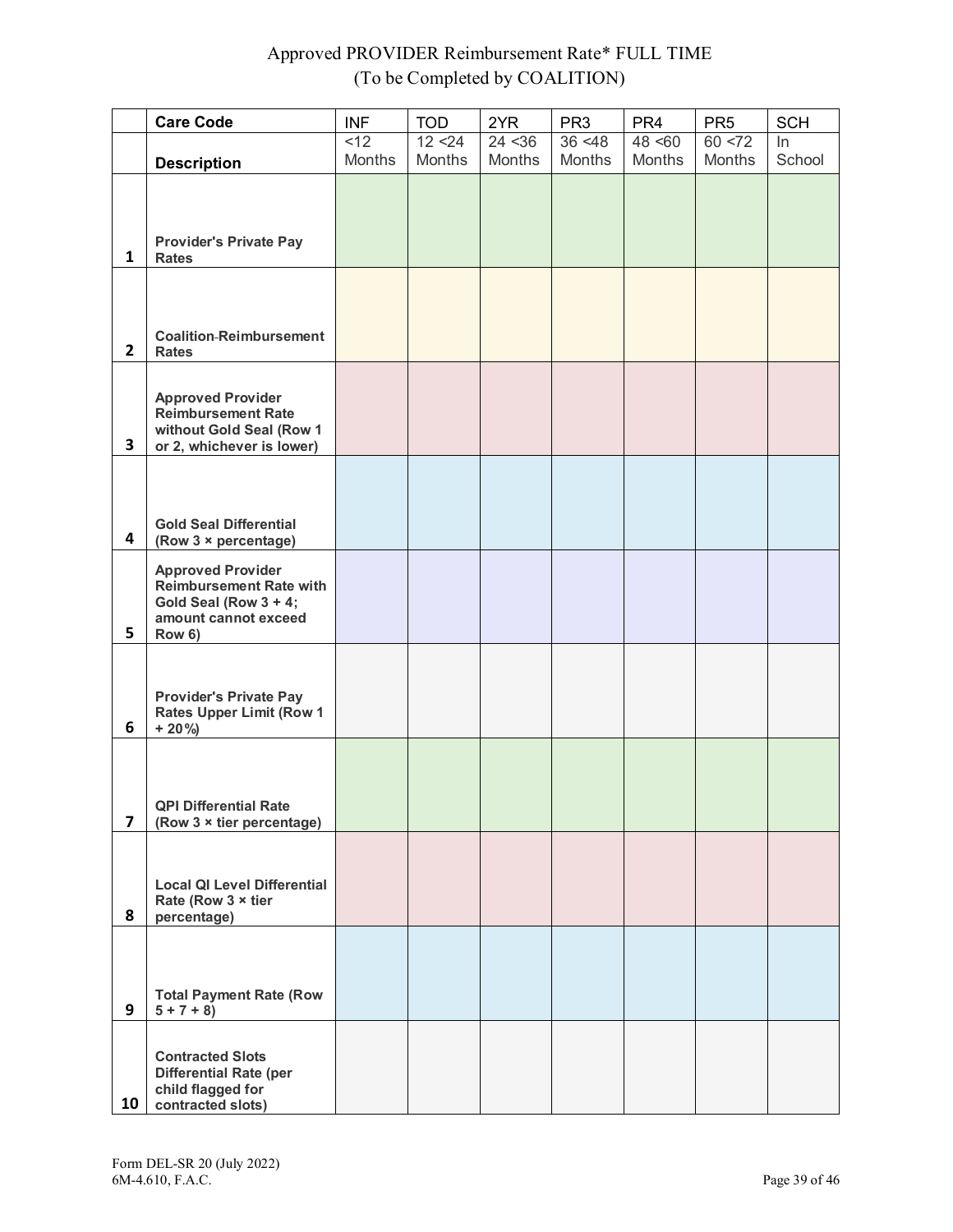Approved PROVIDER Reimbursement Rate* FULL TIME
(To be Completed by COALITION)

| | Care Code | INF | TOD | 2YR | PR3 | PR4 | PR5 | SCH |
|---|---|---|---|---|---|---|---|---|
| | **Description** | <12 Months | 12 <24 Months | 24 <36 Months | 36 <48 Months | 48 <60 Months | 60 <72 Months | In School |
| 1 | **Provider's Private Pay Rates** | | | | | | | |
| 2 | **Coalition-Reimbursement Rates** | | | | | | | |
| 3 | **Approved Provider Reimbursement Rate without Gold Seal (Row 1 or 2, whichever is lower)** | | | | | | | |
| 4 | **Gold Seal Differential (Row 3 × percentage)** | | | | | | | |
| 5 | **Approved Provider Reimbursement Rate with Gold Seal (Row 3 + 4; amount cannot exceed Row 6)** | | | | | | | |
| 6 | **Provider's Private Pay Rates Upper Limit (Row 1 + 20%)** | | | | | | | |
| 7 | **QPI Differential Rate (Row 3 × tier percentage)** | | | | | | | |
| 8 | **Local QI Level Differential Rate (Row 3 × tier percentage)** | | | | | | | |
| 9 | **Total Payment Rate (Row 5 + 7 + 8)** | | | | | | | |
| 10 | **Contracted Slots Differential Rate (per child flagged for contracted slots)** | | | | | | | |

Form DEL-SR 20 (July 2022)
6M-4.610, F.A.C.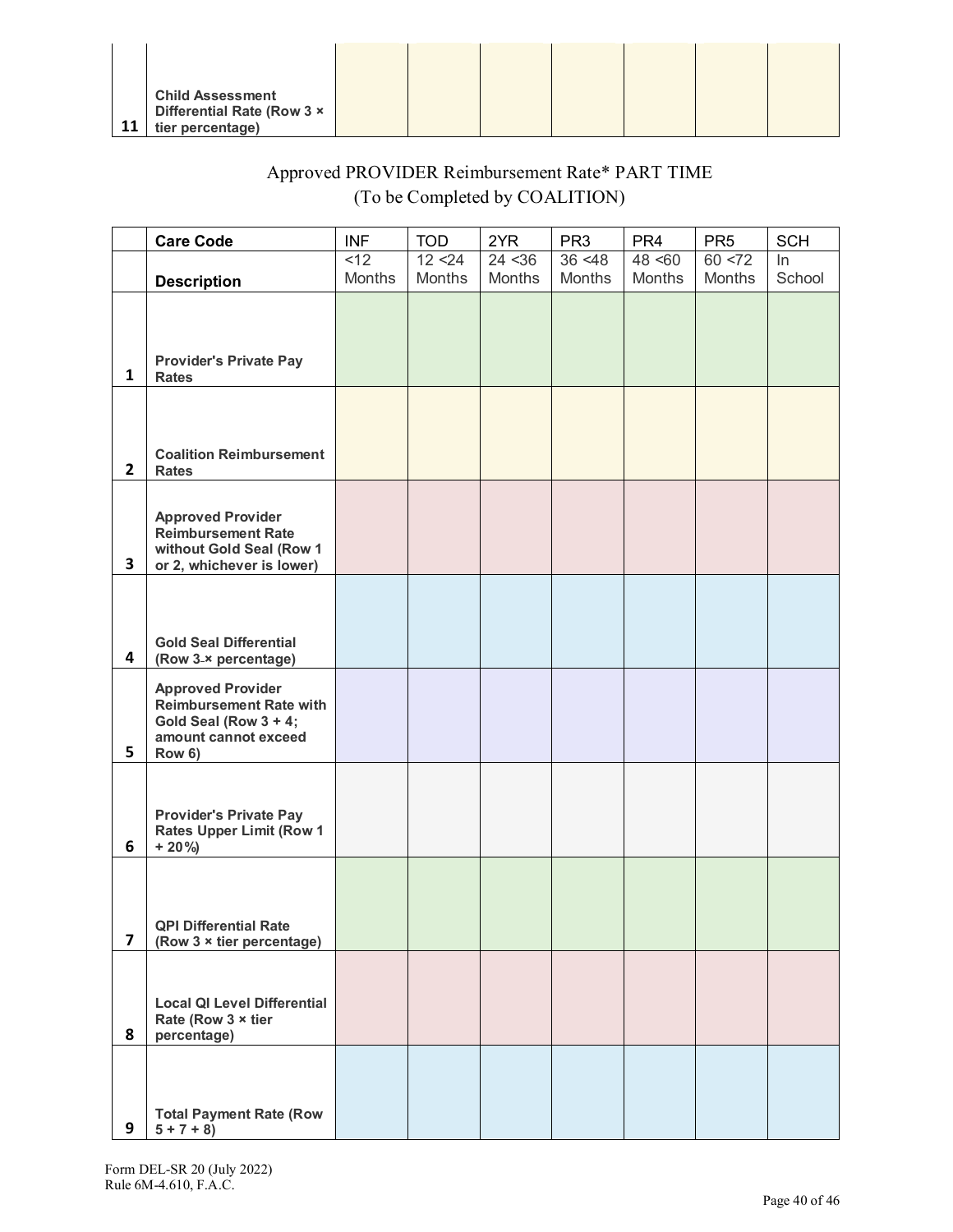| | | | | | | | | |
|---|---|---|---|---|---|---|---|---|
| 11 | **Child Assessment Differential Rate (Row 3 × tier percentage)** | | | | | | | |

Approved PROVIDER Reimbursement Rate* PART TIME
(To be Completed by COALITION)

| | **Care Code** | INF | TOD | 2YR | PR3 | PR4 | PR5 | SCH |
|---|---|---|---|---|---|---|---|---|
| | **Description** | <12 Months | 12 <24 Months | 24 <36 Months | 36 <48 Months | 48 <60 Months | 60 <72 Months | In School |
| 1 | **Provider's Private Pay Rates** | | | | | | | |
| 2 | **Coalition Reimbursement Rates** | | | | | | | |
| 3 | **Approved Provider Reimbursement Rate without Gold Seal (Row 1 or 2, whichever is lower)** | | | | | | | |
| 4 | **Gold Seal Differential (Row 3 × percentage)** | | | | | | | |
| 5 | **Approved Provider Reimbursement Rate with Gold Seal (Row 3 + 4; amount cannot exceed Row 6)** | | | | | | | |
| 6 | **Provider's Private Pay Rates Upper Limit (Row 1 + 20%)** | | | | | | | |
| 7 | **QPI Differential Rate (Row 3 × tier percentage)** | | | | | | | |
| 8 | **Local QI Level Differential Rate (Row 3 × tier percentage)** | | | | | | | |
| 9 | **Total Payment Rate (Row 5 + 7 + 8)** | | | | | | | |

Form DEL-SR 20 (July 2022)
Rule 6M-4.610, F.A.C.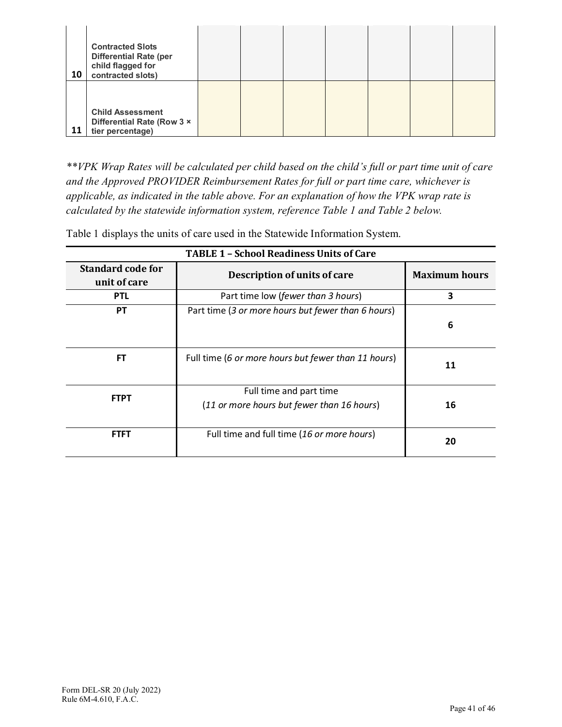| 10 | Contracted Slots Differential Rate (per child flagged for contracted slots) | | | | | | | |
|---|---|---|---|---|---|---|---|---|
| 11 | Child Assessment Differential Rate (Row 3 × tier percentage) | | | | | | | |

*\*\*VPK Wrap Rates will be calculated per child based on the child's full or part time unit of care and the Approved PROVIDER Reimbursement Rates for full or part time care, whichever is applicable, as indicated in the table above. For an explanation of how the VPK wrap rate is calculated by the statewide information system, reference Table 1 and Table 2 below.*

Table 1 displays the units of care used in the Statewide Information System.

| TABLE 1 – School Readiness Units of Care | | |
|---|---|---|
| **Standard code for unit of care** | **Description of units of care** | **Maximum hours** |
| **PTL** | Part time low (*fewer than 3 hours*) | **3** |
| **PT** | Part time (*3 or more hours but fewer than 6 hours*) | **6** |
| **FT** | Full time (*6 or more hours but fewer than 11 hours*) | **11** |
| **FTPT** | Full time and part time (*11 or more hours but fewer than 16 hours*) | **16** |
| **FTFT** | Full time and full time (*16 or more hours*) | **20** |

Form DEL-SR 20 (July 2022)
Rule 6M-4.610, F.A.C.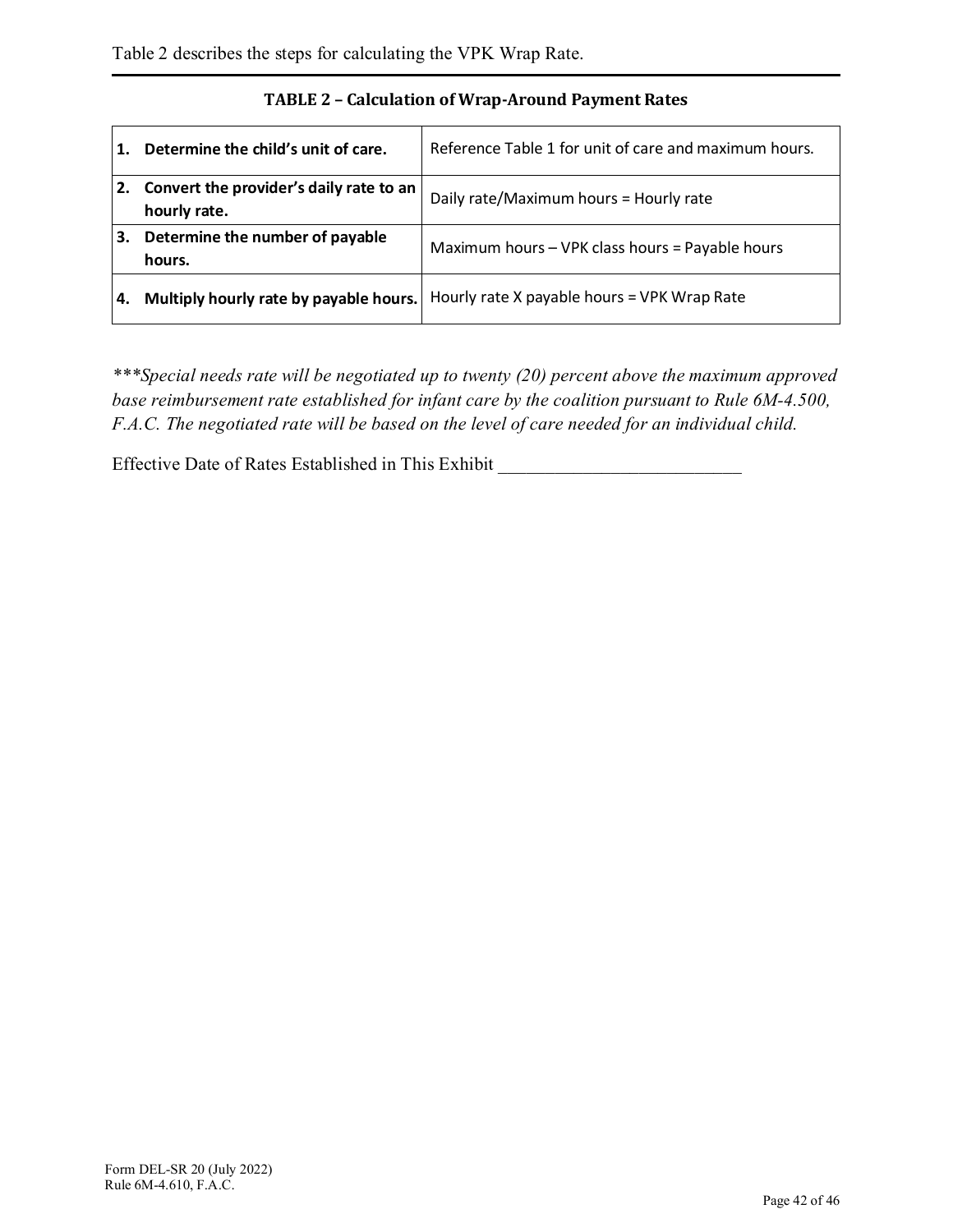Table 2 describes the steps for calculating the VPK Wrap Rate.

**TABLE 2 – Calculation of Wrap-Around Payment Rates**

| | |
|---|---|
| **1. Determine the child's unit of care.** | Reference Table 1 for unit of care and maximum hours. |
| **2. Convert the provider's daily rate to an hourly rate.** | Daily rate/Maximum hours = Hourly rate |
| **3. Determine the number of payable hours.** | Maximum hours – VPK class hours = Payable hours |
| **4. Multiply hourly rate by payable hours.** | Hourly rate X payable hours = VPK Wrap Rate |

****\*Special needs rate will be negotiated up to twenty (20) percent above the maximum approved base reimbursement rate established for infant care by the coalition pursuant to Rule 6M-4.500, F.A.C. The negotiated rate will be based on the level of care needed for an individual child.*

Effective Date of Rates Established in This Exhibit ___________________________

Form DEL-SR 20 (July 2022)
Rule 6M-4.610, F.A.C.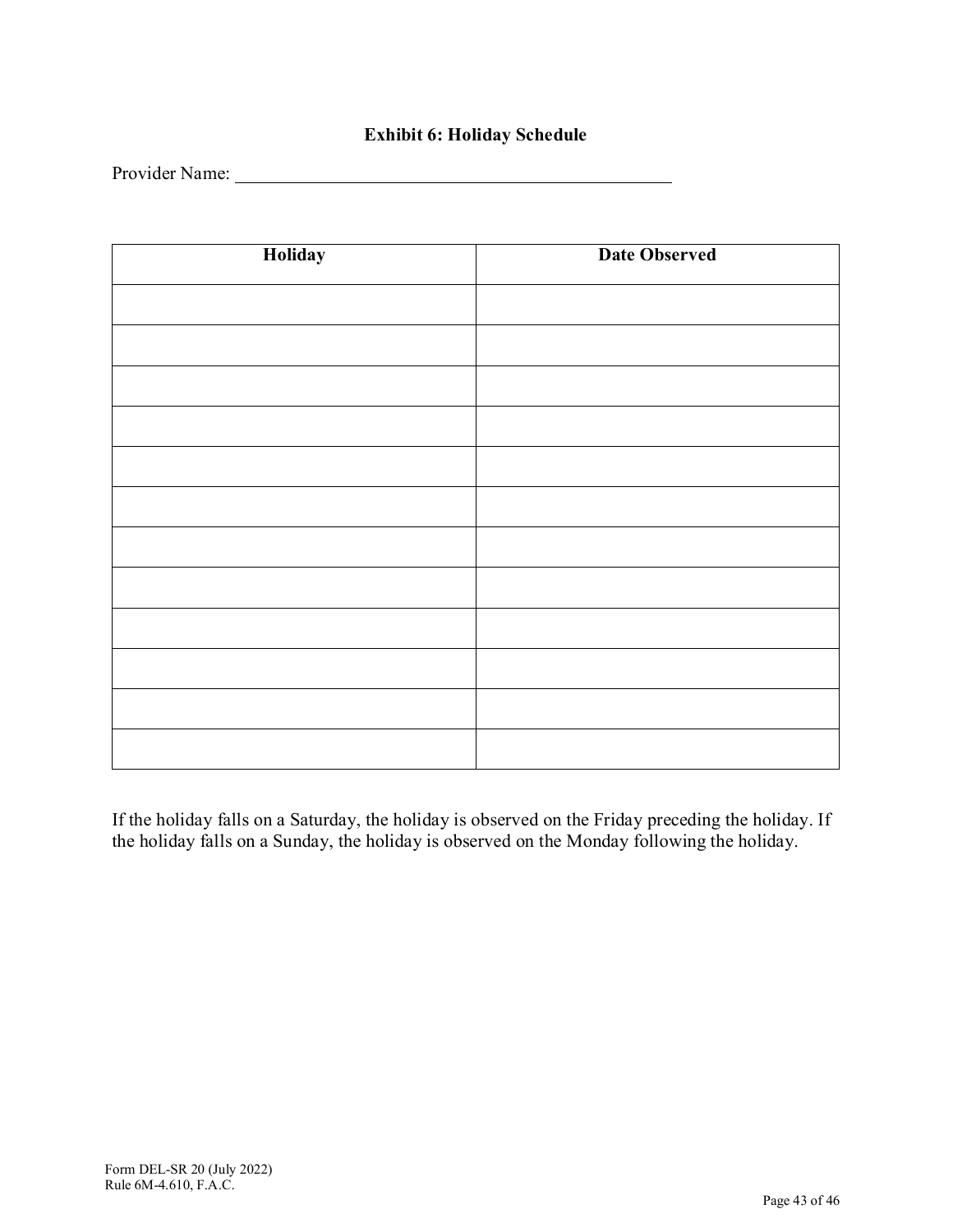**Exhibit 6: Holiday Schedule**

Provider Name: ______________________________________________

| Holiday | Date Observed |
|---|---|
| | |
| | |
| | |
| | |
| | |
| | |
| | |
| | |
| | |
| | |
| | |
| | |

If the holiday falls on a Saturday, the holiday is observed on the Friday preceding the holiday. If the holiday falls on a Sunday, the holiday is observed on the Monday following the holiday.

Form DEL-SR 20 (July 2022)
Rule 6M-4.610, F.A.C.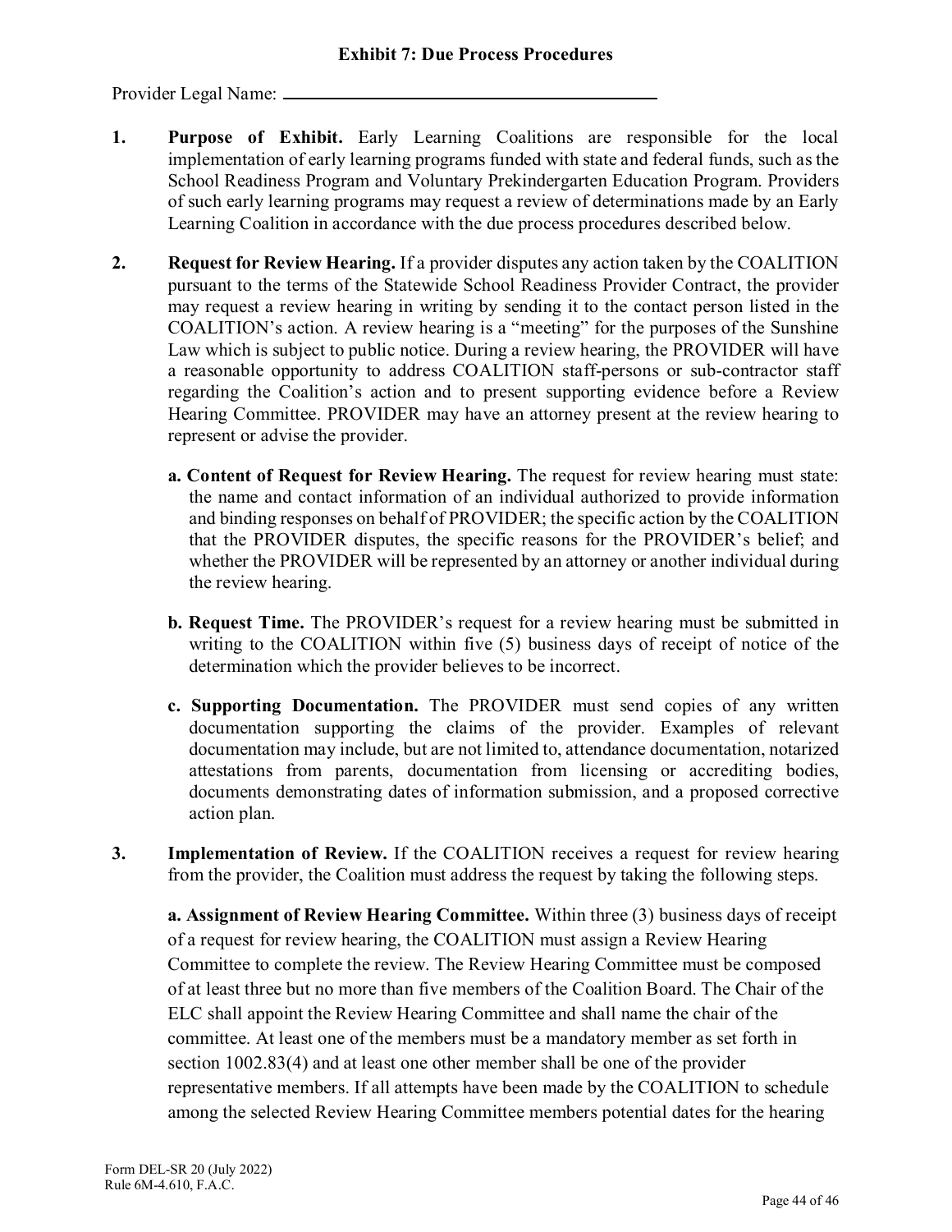## Exhibit 7: Due Process Procedures

Provider Legal Name: ____________________________________________

**1. Purpose of Exhibit.** Early Learning Coalitions are responsible for the local implementation of early learning programs funded with state and federal funds, such as the School Readiness Program and Voluntary Prekindergarten Education Program. Providers of such early learning programs may request a review of determinations made by an Early Learning Coalition in accordance with the due process procedures described below.

**2. Request for Review Hearing.** If a provider disputes any action taken by the COALITION pursuant to the terms of the Statewide School Readiness Provider Contract, the provider may request a review hearing in writing by sending it to the contact person listed in the COALITION's action. A review hearing is a "meeting" for the purposes of the Sunshine Law which is subject to public notice. During a review hearing, the PROVIDER will have a reasonable opportunity to address COALITION staff-persons or sub-contractor staff regarding the Coalition's action and to present supporting evidence before a Review Hearing Committee. PROVIDER may have an attorney present at the review hearing to represent or advise the provider.

**a. Content of Request for Review Hearing.** The request for review hearing must state: the name and contact information of an individual authorized to provide information and binding responses on behalf of PROVIDER; the specific action by the COALITION that the PROVIDER disputes, the specific reasons for the PROVIDER's belief; and whether the PROVIDER will be represented by an attorney or another individual during the review hearing.

**b. Request Time.** The PROVIDER's request for a review hearing must be submitted in writing to the COALITION within five (5) business days of receipt of notice of the determination which the provider believes to be incorrect.

**c. Supporting Documentation.** The PROVIDER must send copies of any written documentation supporting the claims of the provider. Examples of relevant documentation may include, but are not limited to, attendance documentation, notarized attestations from parents, documentation from licensing or accrediting bodies, documents demonstrating dates of information submission, and a proposed corrective action plan.

**3. Implementation of Review.** If the COALITION receives a request for review hearing from the provider, the Coalition must address the request by taking the following steps.

**a. Assignment of Review Hearing Committee.** Within three (3) business days of receipt of a request for review hearing, the COALITION must assign a Review Hearing Committee to complete the review. The Review Hearing Committee must be composed of at least three but no more than five members of the Coalition Board. The Chair of the ELC shall appoint the Review Hearing Committee and shall name the chair of the committee. At least one of the members must be a mandatory member as set forth in section 1002.83(4) and at least one other member shall be one of the provider representative members. If all attempts have been made by the COALITION to schedule among the selected Review Hearing Committee members potential dates for the hearing

Form DEL-SR 20 (July 2022)
Rule 6M-4.610, F.A.C.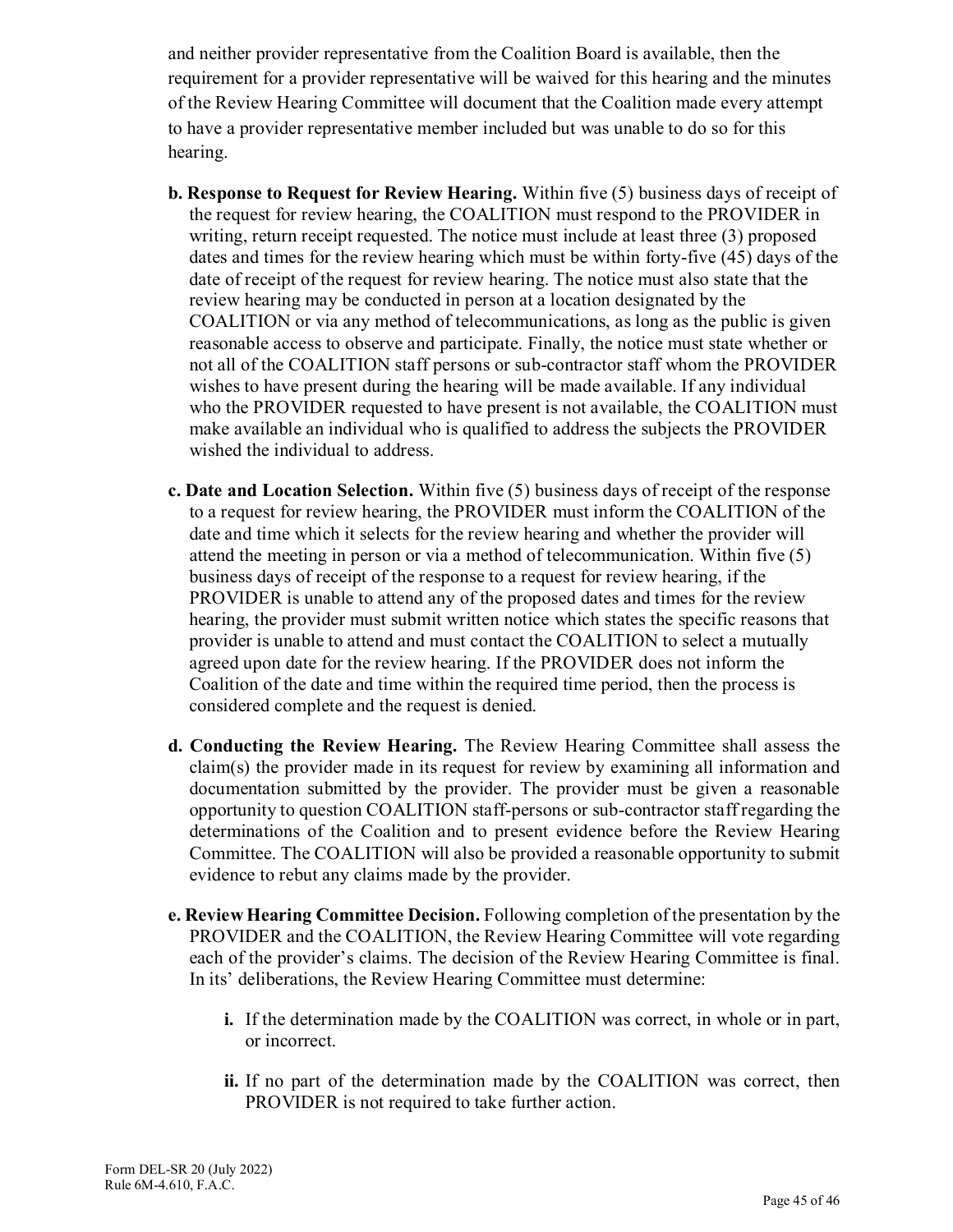and neither provider representative from the Coalition Board is available, then the requirement for a provider representative will be waived for this hearing and the minutes of the Review Hearing Committee will document that the Coalition made every attempt to have a provider representative member included but was unable to do so for this hearing.

- **b. Response to Request for Review Hearing.** Within five (5) business days of receipt of the request for review hearing, the COALITION must respond to the PROVIDER in writing, return receipt requested. The notice must include at least three (3) proposed dates and times for the review hearing which must be within forty-five (45) days of the date of receipt of the request for review hearing. The notice must also state that the review hearing may be conducted in person at a location designated by the COALITION or via any method of telecommunications, as long as the public is given reasonable access to observe and participate. Finally, the notice must state whether or not all of the COALITION staff persons or sub-contractor staff whom the PROVIDER wishes to have present during the hearing will be made available. If any individual who the PROVIDER requested to have present is not available, the COALITION must make available an individual who is qualified to address the subjects the PROVIDER wished the individual to address.

- **c. Date and Location Selection.** Within five (5) business days of receipt of the response to a request for review hearing, the PROVIDER must inform the COALITION of the date and time which it selects for the review hearing and whether the provider will attend the meeting in person or via a method of telecommunication. Within five (5) business days of receipt of the response to a request for review hearing, if the PROVIDER is unable to attend any of the proposed dates and times for the review hearing, the provider must submit written notice which states the specific reasons that provider is unable to attend and must contact the COALITION to select a mutually agreed upon date for the review hearing. If the PROVIDER does not inform the Coalition of the date and time within the required time period, then the process is considered complete and the request is denied.

- **d. Conducting the Review Hearing.** The Review Hearing Committee shall assess the claim(s) the provider made in its request for review by examining all information and documentation submitted by the provider. The provider must be given a reasonable opportunity to question COALITION staff-persons or sub-contractor staff regarding the determinations of the Coalition and to present evidence before the Review Hearing Committee. The COALITION will also be provided a reasonable opportunity to submit evidence to rebut any claims made by the provider.

- **e. Review Hearing Committee Decision.** Following completion of the presentation by the PROVIDER and the COALITION, the Review Hearing Committee will vote regarding each of the provider's claims. The decision of the Review Hearing Committee is final. In its' deliberations, the Review Hearing Committee must determine:

  - **i.** If the determination made by the COALITION was correct, in whole or in part, or incorrect.

  - **ii.** If no part of the determination made by the COALITION was correct, then PROVIDER is not required to take further action.

Form DEL-SR 20 (July 2022)
Rule 6M-4.610, F.A.C.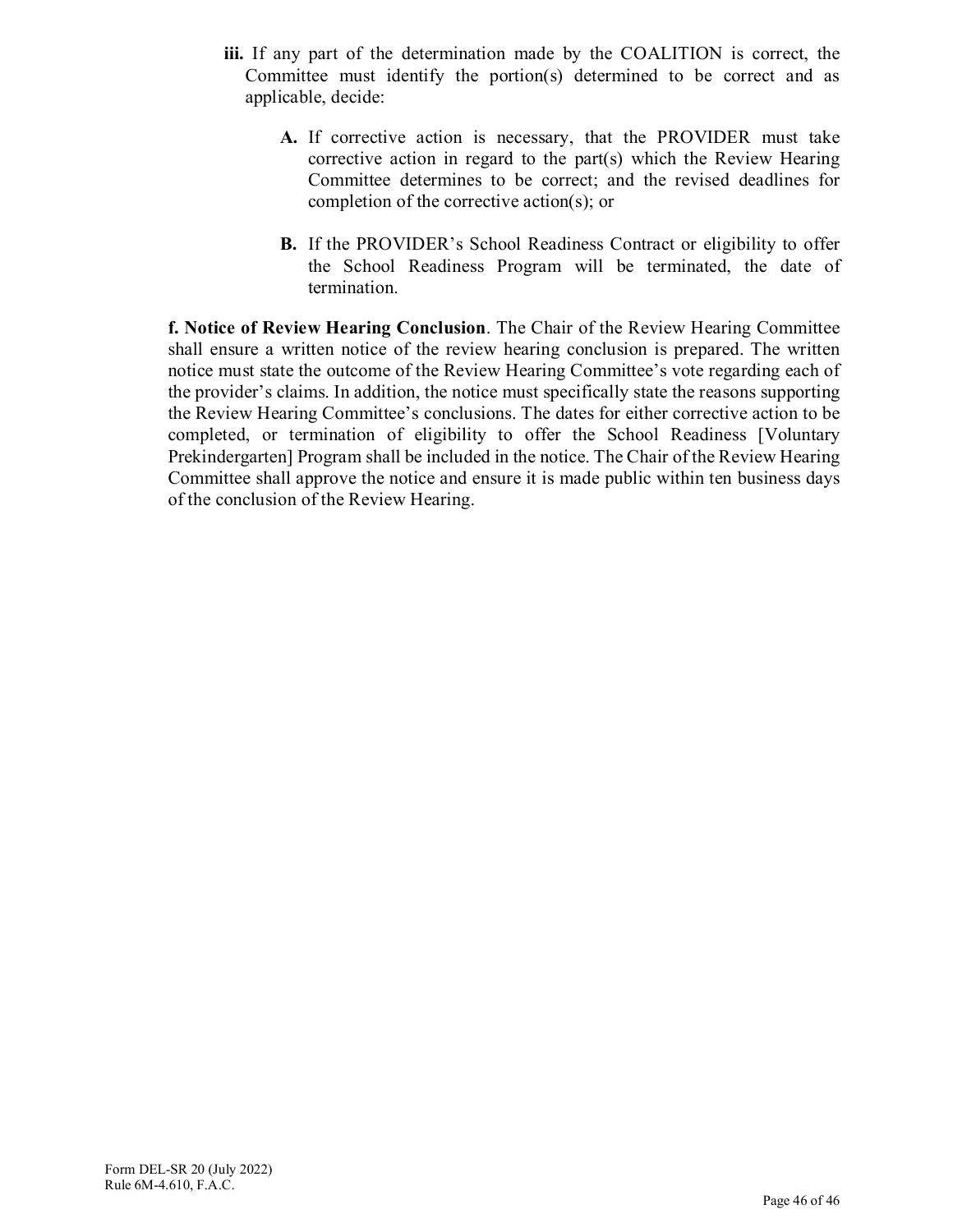**iii.** If any part of the determination made by the COALITION is correct, the Committee must identify the portion(s) determined to be correct and as applicable, decide:

**A.** If corrective action is necessary, that the PROVIDER must take corrective action in regard to the part(s) which the Review Hearing Committee determines to be correct; and the revised deadlines for completion of the corrective action(s); or

**B.** If the PROVIDER's School Readiness Contract or eligibility to offer the School Readiness Program will be terminated, the date of termination.

**f. Notice of Review Hearing Conclusion**. The Chair of the Review Hearing Committee shall ensure a written notice of the review hearing conclusion is prepared. The written notice must state the outcome of the Review Hearing Committee's vote regarding each of the provider's claims. In addition, the notice must specifically state the reasons supporting the Review Hearing Committee's conclusions. The dates for either corrective action to be completed, or termination of eligibility to offer the School Readiness [Voluntary Prekindergarten] Program shall be included in the notice. The Chair of the Review Hearing Committee shall approve the notice and ensure it is made public within ten business days of the conclusion of the Review Hearing.